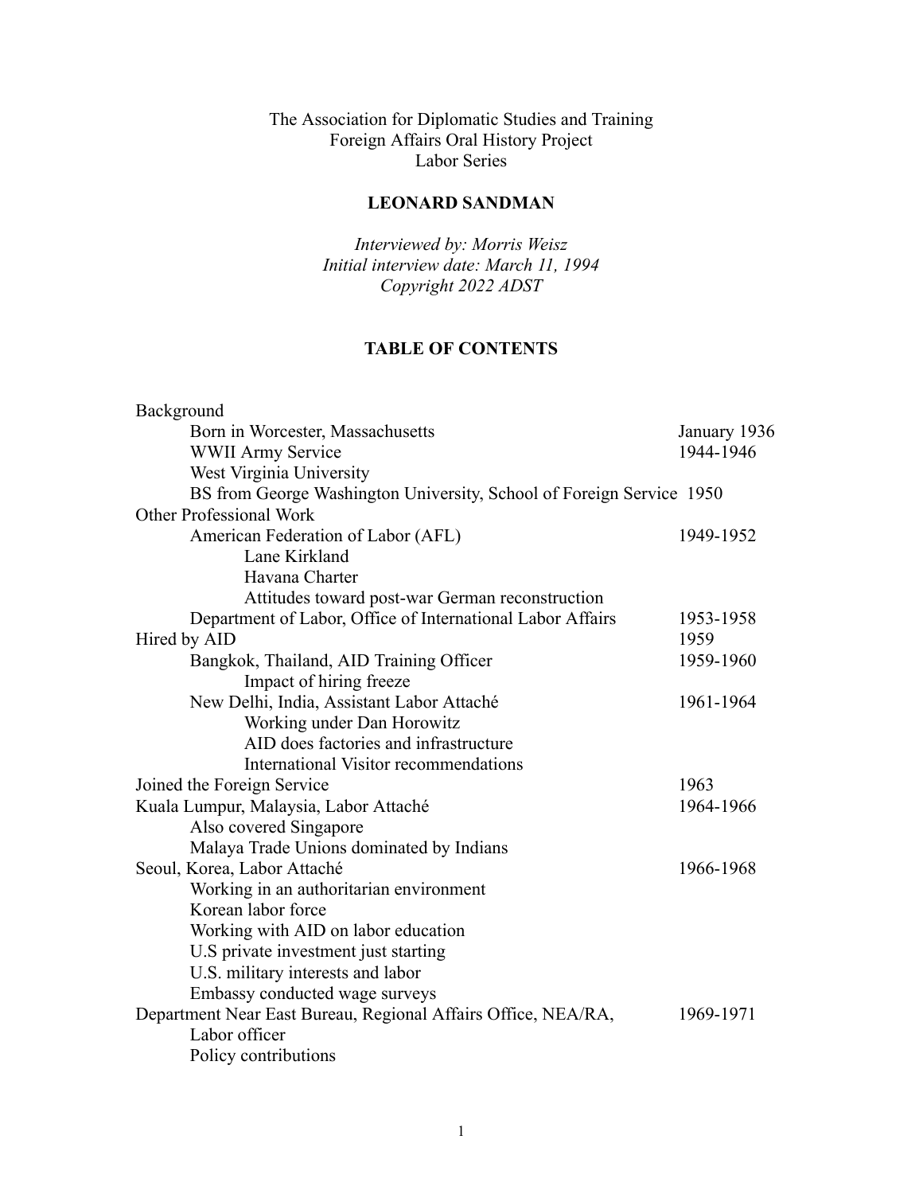The Association for Diplomatic Studies and Training
Foreign Affairs Oral History Project
Labor Series

**LEONARD SANDMAN**

*Interviewed by: Morris Weisz*
*Initial interview date: March 11, 1994*
*Copyright 2022 ADST*

**TABLE OF CONTENTS**

| | |
|---|---|
| Background | |
| &emsp;Born in Worcester, Massachusetts | January 1936 |
| &emsp;WWII Army Service | 1944-1946 |
| &emsp;West Virginia University | |
| &emsp;BS from George Washington University, School of Foreign Service | 1950 |
| Other Professional Work | |
| &emsp;American Federation of Labor (AFL) | 1949-1952 |
| &emsp;&emsp;Lane Kirkland | |
| &emsp;&emsp;Havana Charter | |
| &emsp;&emsp;Attitudes toward post-war German reconstruction | |
| &emsp;Department of Labor, Office of International Labor Affairs | 1953-1958 |
| Hired by AID | 1959 |
| &emsp;Bangkok, Thailand, AID Training Officer | 1959-1960 |
| &emsp;&emsp;Impact of hiring freeze | |
| &emsp;New Delhi, India, Assistant Labor Attaché | 1961-1964 |
| &emsp;&emsp;Working under Dan Horowitz | |
| &emsp;&emsp;AID does factories and infrastructure | |
| &emsp;&emsp;International Visitor recommendations | |
| Joined the Foreign Service | 1963 |
| Kuala Lumpur, Malaysia, Labor Attaché | 1964-1966 |
| &emsp;Also covered Singapore | |
| &emsp;Malaya Trade Unions dominated by Indians | |
| Seoul, Korea, Labor Attaché | 1966-1968 |
| &emsp;Working in an authoritarian environment | |
| &emsp;Korean labor force | |
| &emsp;Working with AID on labor education | |
| &emsp;U.S private investment just starting | |
| &emsp;U.S. military interests and labor | |
| &emsp;Embassy conducted wage surveys | |
| Department Near East Bureau, Regional Affairs Office, NEA/RA, | 1969-1971 |
| &emsp;Labor officer | |
| &emsp;Policy contributions | |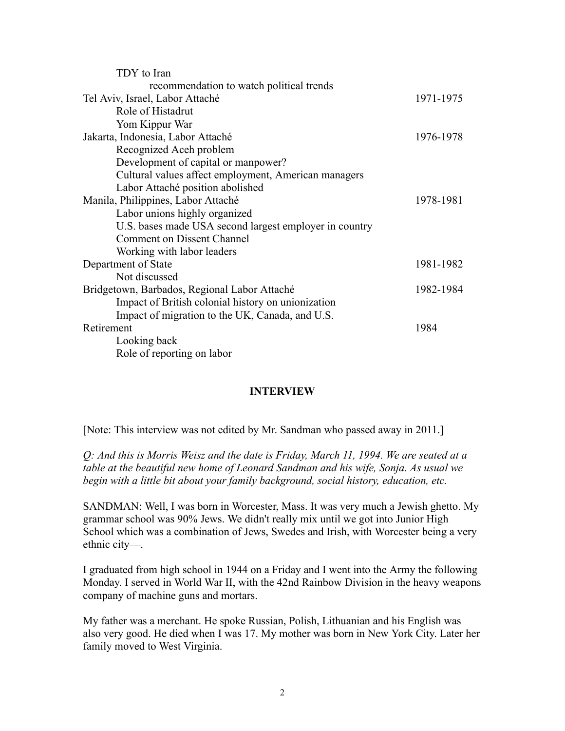TDY to Iran
recommendation to watch political trends

| | |
|---|---|
| Tel Aviv, Israel, Labor Attaché | 1971-1975 |
| Role of Histadrut | |
| Yom Kippur War | |
| Jakarta, Indonesia, Labor Attaché | 1976-1978 |
| Recognized Aceh problem | |
| Development of capital or manpower? | |
| Cultural values affect employment, American managers | |
| Labor Attaché position abolished | |
| Manila, Philippines, Labor Attaché | 1978-1981 |
| Labor unions highly organized | |
| U.S. bases made USA second largest employer in country | |
| Comment on Dissent Channel | |
| Working with labor leaders | |
| Department of State | 1981-1982 |
| Not discussed | |
| Bridgetown, Barbados, Regional Labor Attaché | 1982-1984 |
| Impact of British colonial history on unionization | |
| Impact of migration to the UK, Canada, and U.S. | |
| Retirement | 1984 |
| Looking back | |
| Role of reporting on labor | |

## INTERVIEW

[Note: This interview was not edited by Mr. Sandman who passed away in 2011.]

*Q: And this is Morris Weisz and the date is Friday, March 11, 1994. We are seated at a table at the beautiful new home of Leonard Sandman and his wife, Sonja. As usual we begin with a little bit about your family background, social history, education, etc.*

SANDMAN: Well, I was born in Worcester, Mass. It was very much a Jewish ghetto. My grammar school was 90% Jews. We didn't really mix until we got into Junior High School which was a combination of Jews, Swedes and Irish, with Worcester being a very ethnic city—.

I graduated from high school in 1944 on a Friday and I went into the Army the following Monday. I served in World War II, with the 42nd Rainbow Division in the heavy weapons company of machine guns and mortars.

My father was a merchant. He spoke Russian, Polish, Lithuanian and his English was also very good. He died when I was 17. My mother was born in New York City. Later her family moved to West Virginia.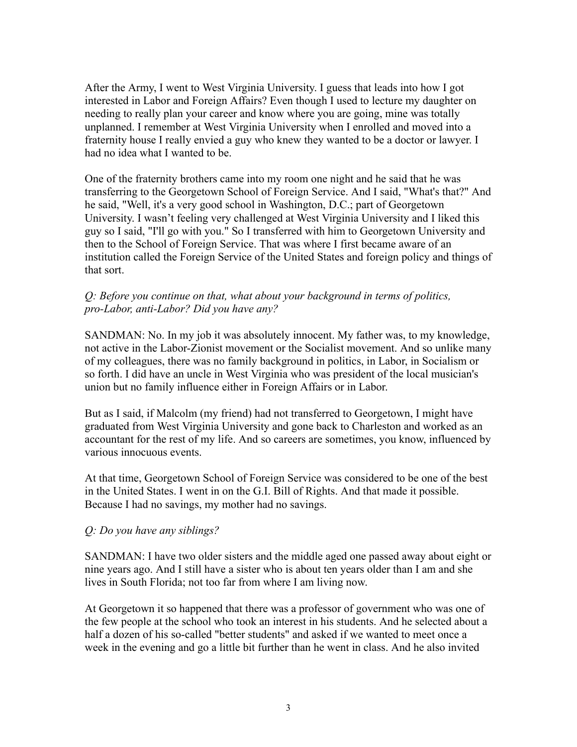After the Army, I went to West Virginia University. I guess that leads into how I got interested in Labor and Foreign Affairs? Even though I used to lecture my daughter on needing to really plan your career and know where you are going, mine was totally unplanned. I remember at West Virginia University when I enrolled and moved into a fraternity house I really envied a guy who knew they wanted to be a doctor or lawyer. I had no idea what I wanted to be.

One of the fraternity brothers came into my room one night and he said that he was transferring to the Georgetown School of Foreign Service. And I said, "What's that?" And he said, "Well, it's a very good school in Washington, D.C.; part of Georgetown University. I wasn't feeling very challenged at West Virginia University and I liked this guy so I said, "I'll go with you." So I transferred with him to Georgetown University and then to the School of Foreign Service. That was where I first became aware of an institution called the Foreign Service of the United States and foreign policy and things of that sort.

*Q: Before you continue on that, what about your background in terms of politics, pro-Labor, anti-Labor? Did you have any?*

SANDMAN: No. In my job it was absolutely innocent. My father was, to my knowledge, not active in the Labor-Zionist movement or the Socialist movement. And so unlike many of my colleagues, there was no family background in politics, in Labor, in Socialism or so forth. I did have an uncle in West Virginia who was president of the local musician's union but no family influence either in Foreign Affairs or in Labor.

But as I said, if Malcolm (my friend) had not transferred to Georgetown, I might have graduated from West Virginia University and gone back to Charleston and worked as an accountant for the rest of my life. And so careers are sometimes, you know, influenced by various innocuous events.

At that time, Georgetown School of Foreign Service was considered to be one of the best in the United States. I went in on the G.I. Bill of Rights. And that made it possible. Because I had no savings, my mother had no savings.

*Q: Do you have any siblings?*

SANDMAN: I have two older sisters and the middle aged one passed away about eight or nine years ago. And I still have a sister who is about ten years older than I am and she lives in South Florida; not too far from where I am living now.

At Georgetown it so happened that there was a professor of government who was one of the few people at the school who took an interest in his students. And he selected about a half a dozen of his so-called "better students" and asked if we wanted to meet once a week in the evening and go a little bit further than he went in class. And he also invited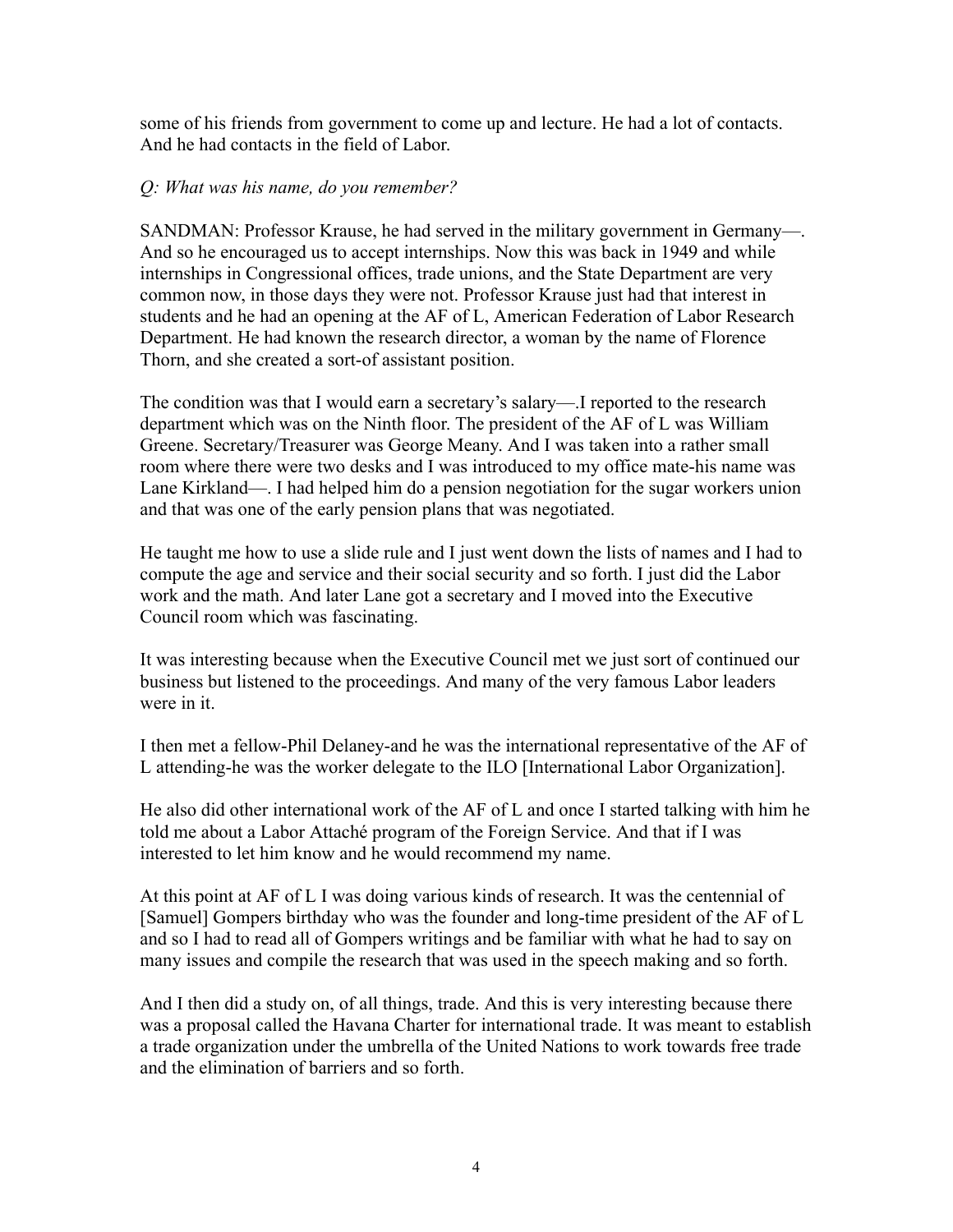some of his friends from government to come up and lecture. He had a lot of contacts. And he had contacts in the field of Labor.

*Q: What was his name, do you remember?*

SANDMAN: Professor Krause, he had served in the military government in Germany—. And so he encouraged us to accept internships. Now this was back in 1949 and while internships in Congressional offices, trade unions, and the State Department are very common now, in those days they were not. Professor Krause just had that interest in students and he had an opening at the AF of L, American Federation of Labor Research Department. He had known the research director, a woman by the name of Florence Thorn, and she created a sort-of assistant position.

The condition was that I would earn a secretary's salary—.I reported to the research department which was on the Ninth floor. The president of the AF of L was William Greene. Secretary/Treasurer was George Meany. And I was taken into a rather small room where there were two desks and I was introduced to my office mate-his name was Lane Kirkland—. I had helped him do a pension negotiation for the sugar workers union and that was one of the early pension plans that was negotiated.

He taught me how to use a slide rule and I just went down the lists of names and I had to compute the age and service and their social security and so forth. I just did the Labor work and the math. And later Lane got a secretary and I moved into the Executive Council room which was fascinating.

It was interesting because when the Executive Council met we just sort of continued our business but listened to the proceedings. And many of the very famous Labor leaders were in it.

I then met a fellow-Phil Delaney-and he was the international representative of the AF of L attending-he was the worker delegate to the ILO [International Labor Organization].

He also did other international work of the AF of L and once I started talking with him he told me about a Labor Attaché program of the Foreign Service. And that if I was interested to let him know and he would recommend my name.

At this point at AF of L I was doing various kinds of research. It was the centennial of [Samuel] Gompers birthday who was the founder and long-time president of the AF of L and so I had to read all of Gompers writings and be familiar with what he had to say on many issues and compile the research that was used in the speech making and so forth.

And I then did a study on, of all things, trade. And this is very interesting because there was a proposal called the Havana Charter for international trade. It was meant to establish a trade organization under the umbrella of the United Nations to work towards free trade and the elimination of barriers and so forth.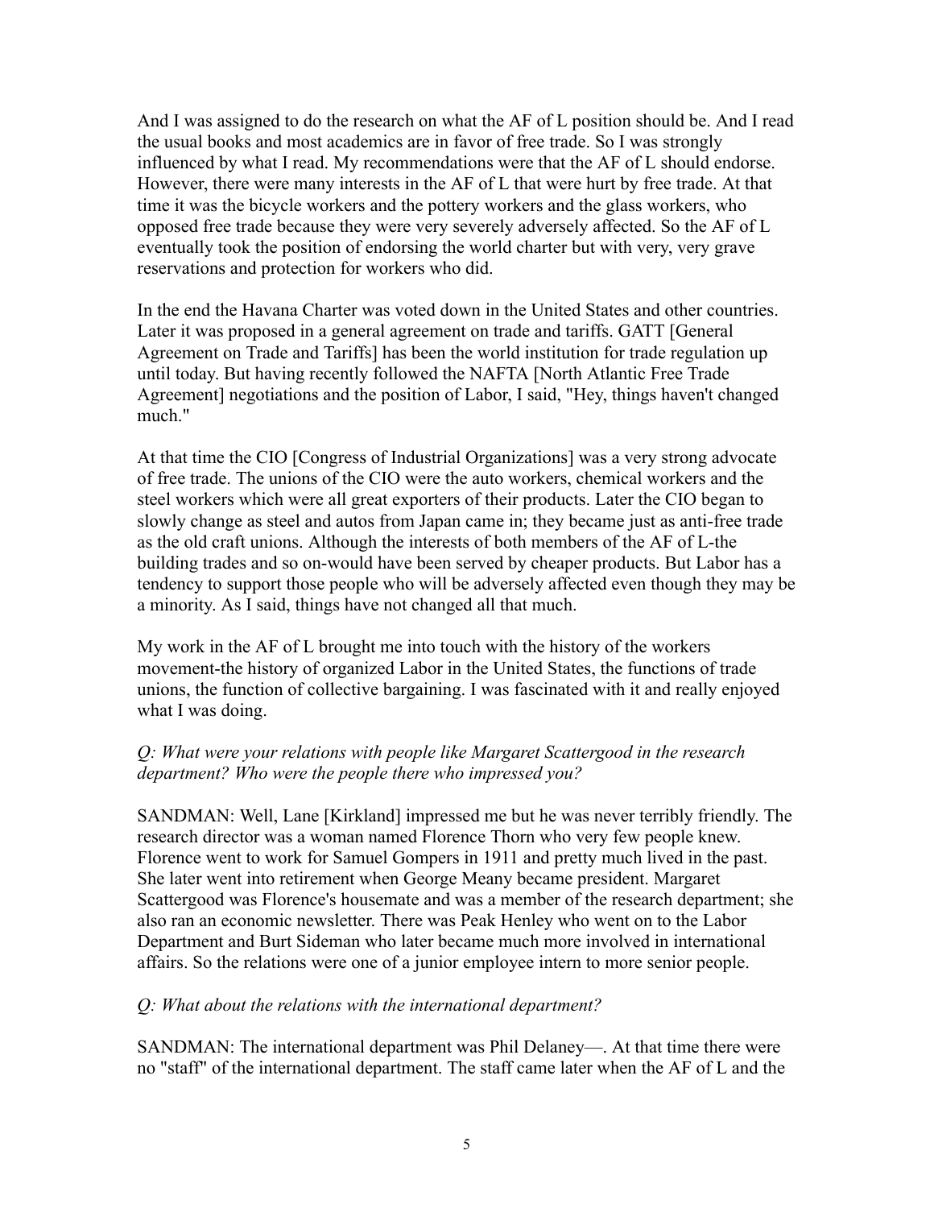And I was assigned to do the research on what the AF of L position should be. And I read the usual books and most academics are in favor of free trade. So I was strongly influenced by what I read. My recommendations were that the AF of L should endorse. However, there were many interests in the AF of L that were hurt by free trade. At that time it was the bicycle workers and the pottery workers and the glass workers, who opposed free trade because they were very severely adversely affected. So the AF of L eventually took the position of endorsing the world charter but with very, very grave reservations and protection for workers who did.

In the end the Havana Charter was voted down in the United States and other countries. Later it was proposed in a general agreement on trade and tariffs. GATT [General Agreement on Trade and Tariffs] has been the world institution for trade regulation up until today. But having recently followed the NAFTA [North Atlantic Free Trade Agreement] negotiations and the position of Labor, I said, "Hey, things haven't changed much."

At that time the CIO [Congress of Industrial Organizations] was a very strong advocate of free trade. The unions of the CIO were the auto workers, chemical workers and the steel workers which were all great exporters of their products. Later the CIO began to slowly change as steel and autos from Japan came in; they became just as anti-free trade as the old craft unions. Although the interests of both members of the AF of L-the building trades and so on-would have been served by cheaper products. But Labor has a tendency to support those people who will be adversely affected even though they may be a minority. As I said, things have not changed all that much.

My work in the AF of L brought me into touch with the history of the workers movement-the history of organized Labor in the United States, the functions of trade unions, the function of collective bargaining. I was fascinated with it and really enjoyed what I was doing.

*Q: What were your relations with people like Margaret Scattergood in the research department? Who were the people there who impressed you?*

SANDMAN: Well, Lane [Kirkland] impressed me but he was never terribly friendly. The research director was a woman named Florence Thorn who very few people knew. Florence went to work for Samuel Gompers in 1911 and pretty much lived in the past. She later went into retirement when George Meany became president. Margaret Scattergood was Florence's housemate and was a member of the research department; she also ran an economic newsletter. There was Peak Henley who went on to the Labor Department and Burt Sideman who later became much more involved in international affairs. So the relations were one of a junior employee intern to more senior people.

*Q: What about the relations with the international department?*

SANDMAN: The international department was Phil Delaney—. At that time there were no "staff" of the international department. The staff came later when the AF of L and the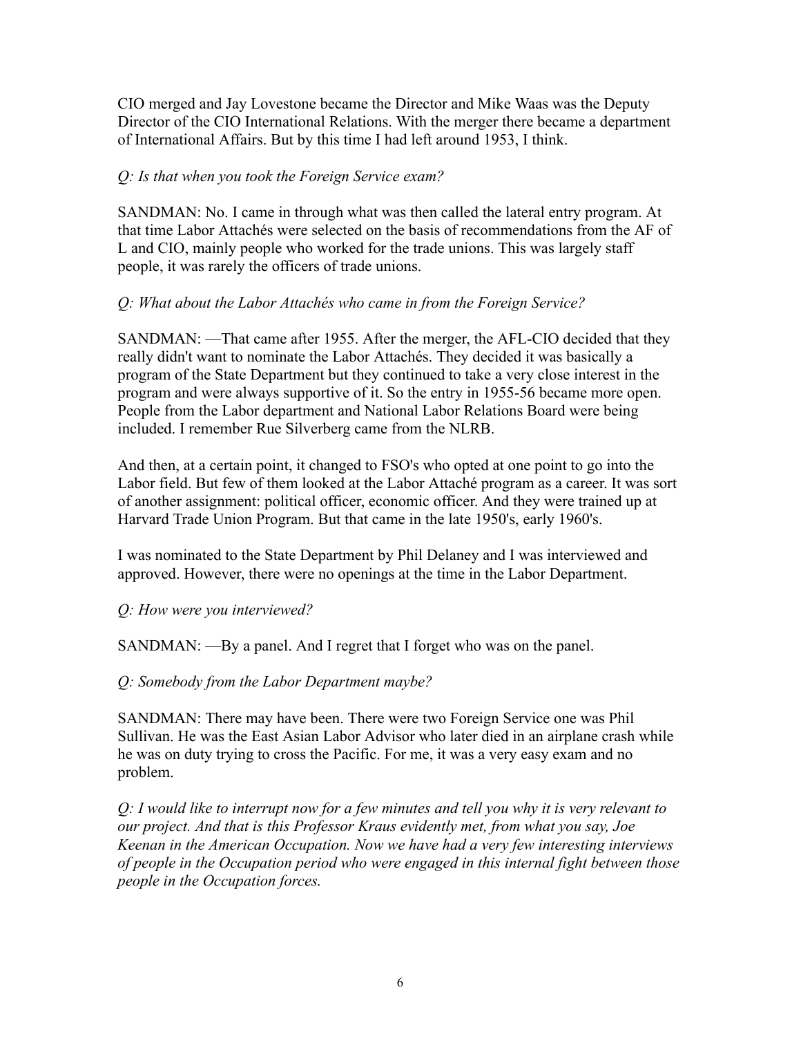CIO merged and Jay Lovestone became the Director and Mike Waas was the Deputy Director of the CIO International Relations. With the merger there became a department of International Affairs. But by this time I had left around 1953, I think.

*Q: Is that when you took the Foreign Service exam?*

SANDMAN: No. I came in through what was then called the lateral entry program. At that time Labor Attachés were selected on the basis of recommendations from the AF of L and CIO, mainly people who worked for the trade unions. This was largely staff people, it was rarely the officers of trade unions.

*Q: What about the Labor Attachés who came in from the Foreign Service?*

SANDMAN: —That came after 1955. After the merger, the AFL-CIO decided that they really didn't want to nominate the Labor Attachés. They decided it was basically a program of the State Department but they continued to take a very close interest in the program and were always supportive of it. So the entry in 1955-56 became more open. People from the Labor department and National Labor Relations Board were being included. I remember Rue Silverberg came from the NLRB.

And then, at a certain point, it changed to FSO's who opted at one point to go into the Labor field. But few of them looked at the Labor Attaché program as a career. It was sort of another assignment: political officer, economic officer. And they were trained up at Harvard Trade Union Program. But that came in the late 1950's, early 1960's.

I was nominated to the State Department by Phil Delaney and I was interviewed and approved. However, there were no openings at the time in the Labor Department.

*Q: How were you interviewed?*

SANDMAN: —By a panel. And I regret that I forget who was on the panel.

*Q: Somebody from the Labor Department maybe?*

SANDMAN: There may have been. There were two Foreign Service one was Phil Sullivan. He was the East Asian Labor Advisor who later died in an airplane crash while he was on duty trying to cross the Pacific. For me, it was a very easy exam and no problem.

*Q: I would like to interrupt now for a few minutes and tell you why it is very relevant to our project. And that is this Professor Kraus evidently met, from what you say, Joe Keenan in the American Occupation. Now we have had a very few interesting interviews of people in the Occupation period who were engaged in this internal fight between those people in the Occupation forces.*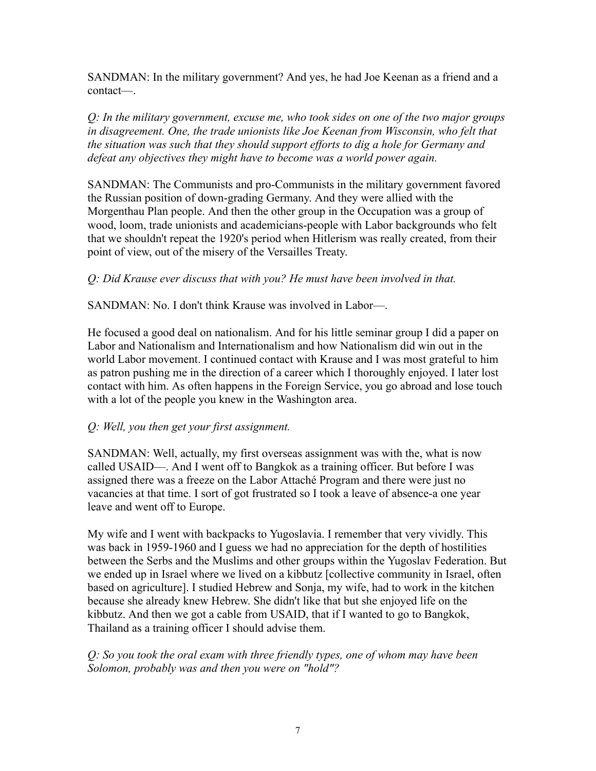SANDMAN: In the military government? And yes, he had Joe Keenan as a friend and a contact—.

*Q: In the military government, excuse me, who took sides on one of the two major groups in disagreement. One, the trade unionists like Joe Keenan from Wisconsin, who felt that the situation was such that they should support efforts to dig a hole for Germany and defeat any objectives they might have to become was a world power again.*

SANDMAN: The Communists and pro-Communists in the military government favored the Russian position of down-grading Germany. And they were allied with the Morgenthau Plan people. And then the other group in the Occupation was a group of wood, loom, trade unionists and academicians-people with Labor backgrounds who felt that we shouldn't repeat the 1920's period when Hitlerism was really created, from their point of view, out of the misery of the Versailles Treaty.

*Q: Did Krause ever discuss that with you? He must have been involved in that.*

SANDMAN: No. I don't think Krause was involved in Labor—.

He focused a good deal on nationalism. And for his little seminar group I did a paper on Labor and Nationalism and Internationalism and how Nationalism did win out in the world Labor movement. I continued contact with Krause and I was most grateful to him as patron pushing me in the direction of a career which I thoroughly enjoyed. I later lost contact with him. As often happens in the Foreign Service, you go abroad and lose touch with a lot of the people you knew in the Washington area.

*Q: Well, you then get your first assignment.*

SANDMAN: Well, actually, my first overseas assignment was with the, what is now called USAID—. And I went off to Bangkok as a training officer. But before I was assigned there was a freeze on the Labor Attaché Program and there were just no vacancies at that time. I sort of got frustrated so I took a leave of absence-a one year leave and went off to Europe.

My wife and I went with backpacks to Yugoslavia. I remember that very vividly. This was back in 1959-1960 and I guess we had no appreciation for the depth of hostilities between the Serbs and the Muslims and other groups within the Yugoslav Federation. But we ended up in Israel where we lived on a kibbutz [collective community in Israel, often based on agriculture]. I studied Hebrew and Sonja, my wife, had to work in the kitchen because she already knew Hebrew. She didn't like that but she enjoyed life on the kibbutz. And then we got a cable from USAID, that if I wanted to go to Bangkok, Thailand as a training officer I should advise them.

*Q: So you took the oral exam with three friendly types, one of whom may have been Solomon, probably was and then you were on "hold"?*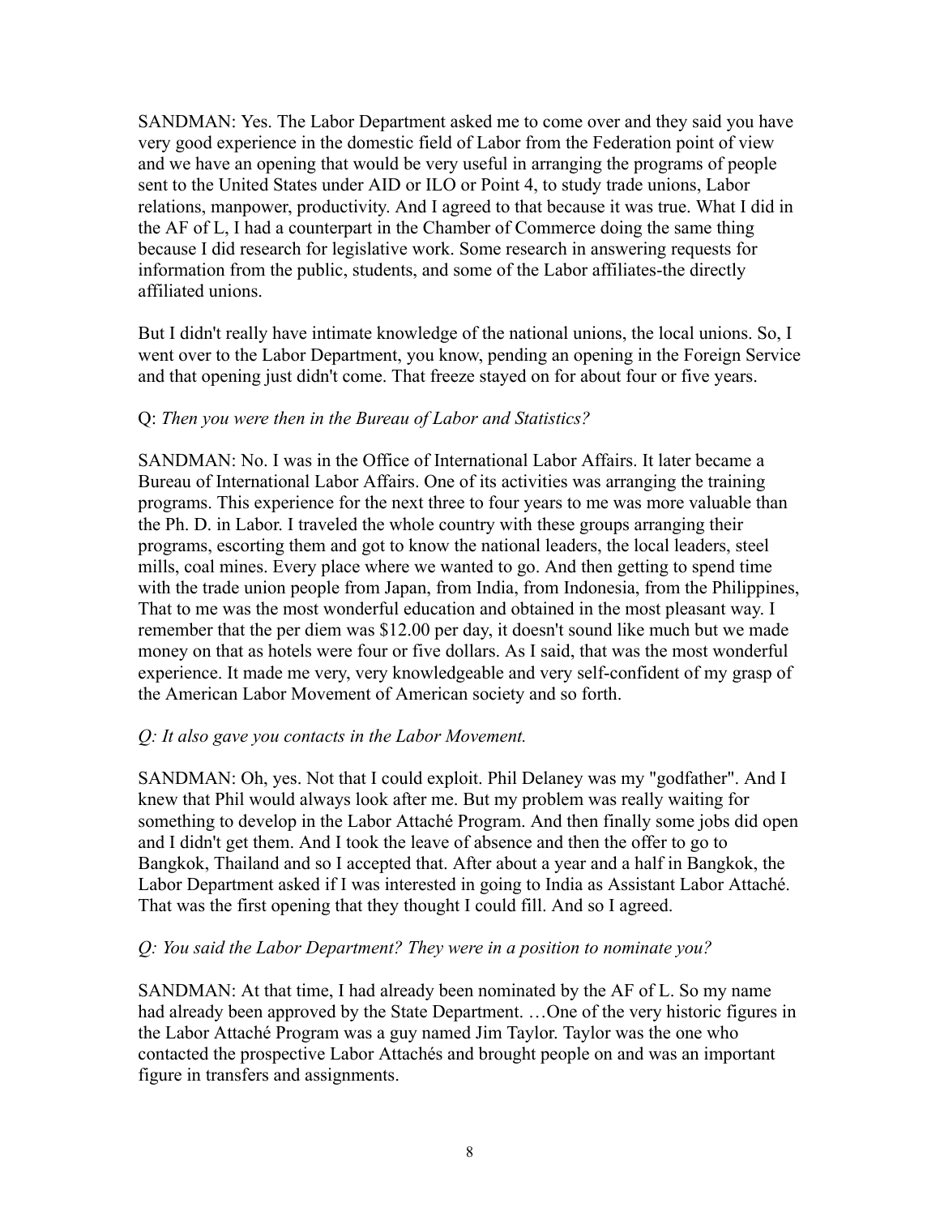SANDMAN: Yes. The Labor Department asked me to come over and they said you have very good experience in the domestic field of Labor from the Federation point of view and we have an opening that would be very useful in arranging the programs of people sent to the United States under AID or ILO or Point 4, to study trade unions, Labor relations, manpower, productivity. And I agreed to that because it was true. What I did in the AF of L, I had a counterpart in the Chamber of Commerce doing the same thing because I did research for legislative work. Some research in answering requests for information from the public, students, and some of the Labor affiliates-the directly affiliated unions.

But I didn't really have intimate knowledge of the national unions, the local unions. So, I went over to the Labor Department, you know, pending an opening in the Foreign Service and that opening just didn't come. That freeze stayed on for about four or five years.

Q: *Then you were then in the Bureau of Labor and Statistics?*

SANDMAN: No. I was in the Office of International Labor Affairs. It later became a Bureau of International Labor Affairs. One of its activities was arranging the training programs. This experience for the next three to four years to me was more valuable than the Ph. D. in Labor. I traveled the whole country with these groups arranging their programs, escorting them and got to know the national leaders, the local leaders, steel mills, coal mines. Every place where we wanted to go. And then getting to spend time with the trade union people from Japan, from India, from Indonesia, from the Philippines, That to me was the most wonderful education and obtained in the most pleasant way. I remember that the per diem was $12.00 per day, it doesn't sound like much but we made money on that as hotels were four or five dollars. As I said, that was the most wonderful experience. It made me very, very knowledgeable and very self-confident of my grasp of the American Labor Movement of American society and so forth.

*Q: It also gave you contacts in the Labor Movement.*

SANDMAN: Oh, yes. Not that I could exploit. Phil Delaney was my "godfather". And I knew that Phil would always look after me. But my problem was really waiting for something to develop in the Labor Attaché Program. And then finally some jobs did open and I didn't get them. And I took the leave of absence and then the offer to go to Bangkok, Thailand and so I accepted that. After about a year and a half in Bangkok, the Labor Department asked if I was interested in going to India as Assistant Labor Attaché. That was the first opening that they thought I could fill. And so I agreed.

*Q: You said the Labor Department? They were in a position to nominate you?*

SANDMAN: At that time, I had already been nominated by the AF of L. So my name had already been approved by the State Department. …One of the very historic figures in the Labor Attaché Program was a guy named Jim Taylor. Taylor was the one who contacted the prospective Labor Attachés and brought people on and was an important figure in transfers and assignments.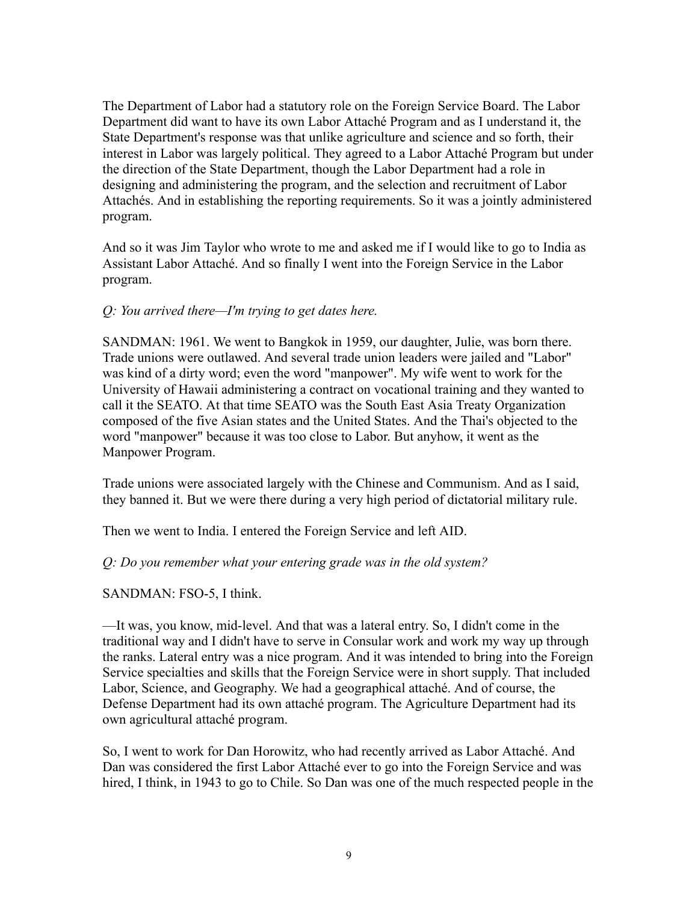The Department of Labor had a statutory role on the Foreign Service Board. The Labor Department did want to have its own Labor Attaché Program and as I understand it, the State Department's response was that unlike agriculture and science and so forth, their interest in Labor was largely political. They agreed to a Labor Attaché Program but under the direction of the State Department, though the Labor Department had a role in designing and administering the program, and the selection and recruitment of Labor Attachés. And in establishing the reporting requirements. So it was a jointly administered program.

And so it was Jim Taylor who wrote to me and asked me if I would like to go to India as Assistant Labor Attaché. And so finally I went into the Foreign Service in the Labor program.

*Q: You arrived there—I'm trying to get dates here.*

SANDMAN: 1961. We went to Bangkok in 1959, our daughter, Julie, was born there. Trade unions were outlawed. And several trade union leaders were jailed and "Labor" was kind of a dirty word; even the word "manpower". My wife went to work for the University of Hawaii administering a contract on vocational training and they wanted to call it the SEATO. At that time SEATO was the South East Asia Treaty Organization composed of the five Asian states and the United States. And the Thai's objected to the word "manpower" because it was too close to Labor. But anyhow, it went as the Manpower Program.

Trade unions were associated largely with the Chinese and Communism. And as I said, they banned it. But we were there during a very high period of dictatorial military rule.

Then we went to India. I entered the Foreign Service and left AID.

*Q: Do you remember what your entering grade was in the old system?*

SANDMAN: FSO-5, I think.

—It was, you know, mid-level. And that was a lateral entry. So, I didn't come in the traditional way and I didn't have to serve in Consular work and work my way up through the ranks. Lateral entry was a nice program. And it was intended to bring into the Foreign Service specialties and skills that the Foreign Service were in short supply. That included Labor, Science, and Geography. We had a geographical attaché. And of course, the Defense Department had its own attaché program. The Agriculture Department had its own agricultural attaché program.

So, I went to work for Dan Horowitz, who had recently arrived as Labor Attaché. And Dan was considered the first Labor Attaché ever to go into the Foreign Service and was hired, I think, in 1943 to go to Chile. So Dan was one of the much respected people in the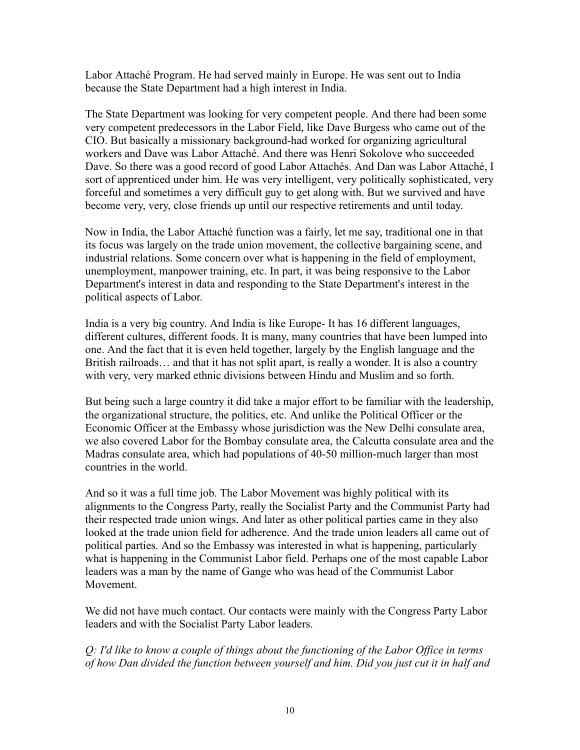Labor Attaché Program. He had served mainly in Europe. He was sent out to India because the State Department had a high interest in India.

The State Department was looking for very competent people. And there had been some very competent predecessors in the Labor Field, like Dave Burgess who came out of the CIO. But basically a missionary background-had worked for organizing agricultural workers and Dave was Labor Attaché. And there was Henri Sokolove who succeeded Dave. So there was a good record of good Labor Attachés. And Dan was Labor Attaché, I sort of apprenticed under him. He was very intelligent, very politically sophisticated, very forceful and sometimes a very difficult guy to get along with. But we survived and have become very, very, close friends up until our respective retirements and until today.

Now in India, the Labor Attaché function was a fairly, let me say, traditional one in that its focus was largely on the trade union movement, the collective bargaining scene, and industrial relations. Some concern over what is happening in the field of employment, unemployment, manpower training, etc. In part, it was being responsive to the Labor Department's interest in data and responding to the State Department's interest in the political aspects of Labor.

India is a very big country. And India is like Europe- It has 16 different languages, different cultures, different foods. It is many, many countries that have been lumped into one. And the fact that it is even held together, largely by the English language and the British railroads… and that it has not split apart, is really a wonder. It is also a country with very, very marked ethnic divisions between Hindu and Muslim and so forth.

But being such a large country it did take a major effort to be familiar with the leadership, the organizational structure, the politics, etc. And unlike the Political Officer or the Economic Officer at the Embassy whose jurisdiction was the New Delhi consulate area, we also covered Labor for the Bombay consulate area, the Calcutta consulate area and the Madras consulate area, which had populations of 40-50 million-much larger than most countries in the world.

And so it was a full time job. The Labor Movement was highly political with its alignments to the Congress Party, really the Socialist Party and the Communist Party had their respected trade union wings. And later as other political parties came in they also looked at the trade union field for adherence. And the trade union leaders all came out of political parties. And so the Embassy was interested in what is happening, particularly what is happening in the Communist Labor field. Perhaps one of the most capable Labor leaders was a man by the name of Gange who was head of the Communist Labor Movement.

We did not have much contact. Our contacts were mainly with the Congress Party Labor leaders and with the Socialist Party Labor leaders.

*Q: I'd like to know a couple of things about the functioning of the Labor Office in terms of how Dan divided the function between yourself and him. Did you just cut it in half and*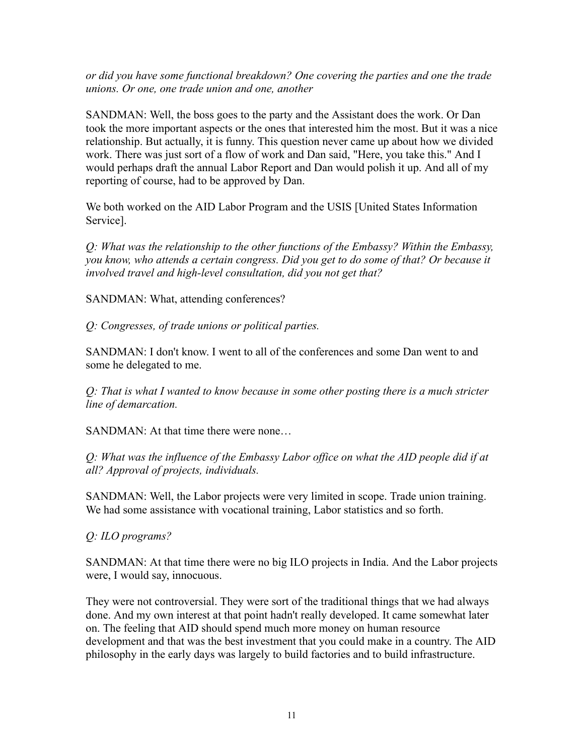*or did you have some functional breakdown? One covering the parties and one the trade unions. Or one, one trade union and one, another*

SANDMAN: Well, the boss goes to the party and the Assistant does the work. Or Dan took the more important aspects or the ones that interested him the most. But it was a nice relationship. But actually, it is funny. This question never came up about how we divided work. There was just sort of a flow of work and Dan said, "Here, you take this." And I would perhaps draft the annual Labor Report and Dan would polish it up. And all of my reporting of course, had to be approved by Dan.

We both worked on the AID Labor Program and the USIS [United States Information Service].

*Q: What was the relationship to the other functions of the Embassy? Within the Embassy, you know, who attends a certain congress. Did you get to do some of that? Or because it involved travel and high-level consultation, did you not get that?*

SANDMAN: What, attending conferences?

*Q: Congresses, of trade unions or political parties.*

SANDMAN: I don't know. I went to all of the conferences and some Dan went to and some he delegated to me.

*Q: That is what I wanted to know because in some other posting there is a much stricter line of demarcation.*

SANDMAN: At that time there were none…

*Q: What was the influence of the Embassy Labor office on what the AID people did if at all? Approval of projects, individuals.*

SANDMAN: Well, the Labor projects were very limited in scope. Trade union training. We had some assistance with vocational training, Labor statistics and so forth.

*Q: ILO programs?*

SANDMAN: At that time there were no big ILO projects in India. And the Labor projects were, I would say, innocuous.

They were not controversial. They were sort of the traditional things that we had always done. And my own interest at that point hadn't really developed. It came somewhat later on. The feeling that AID should spend much more money on human resource development and that was the best investment that you could make in a country. The AID philosophy in the early days was largely to build factories and to build infrastructure.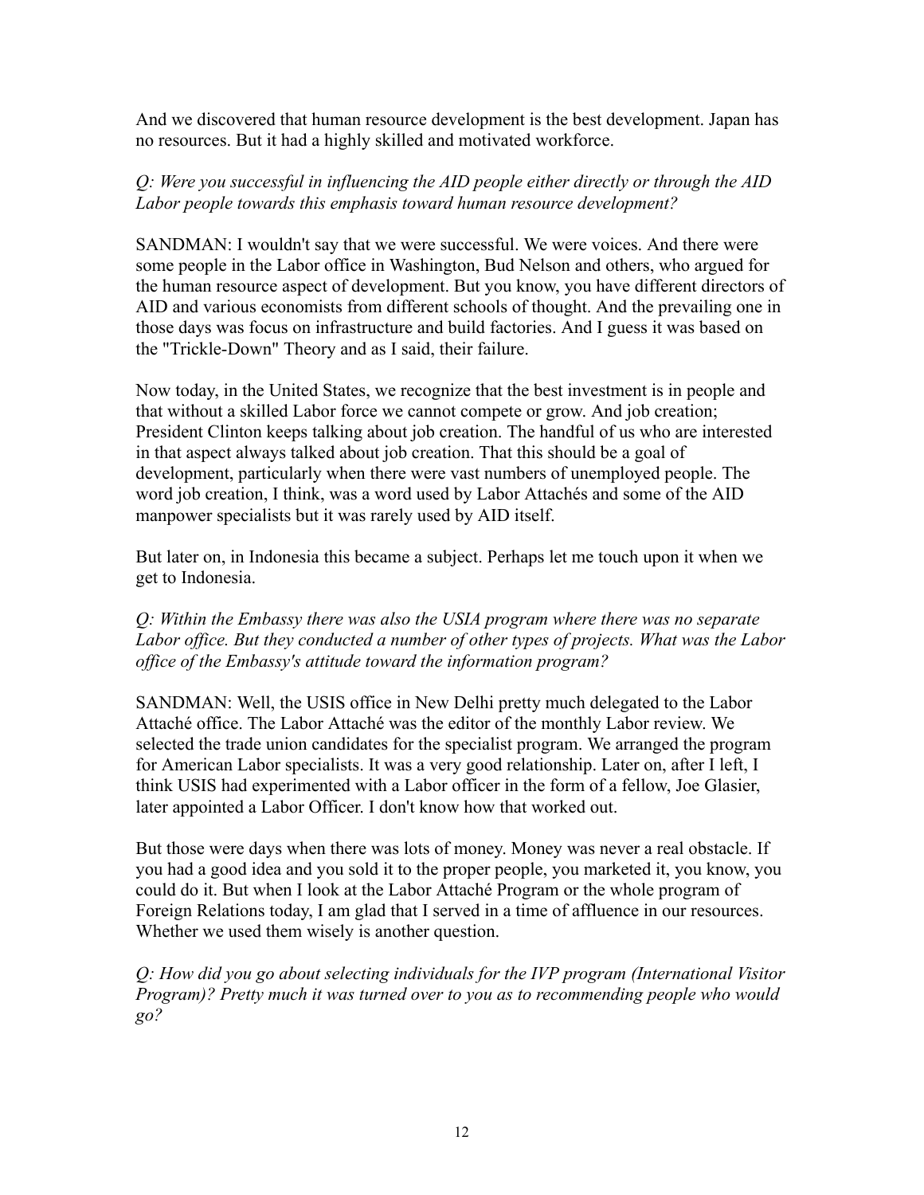And we discovered that human resource development is the best development. Japan has no resources. But it had a highly skilled and motivated workforce.

*Q: Were you successful in influencing the AID people either directly or through the AID Labor people towards this emphasis toward human resource development?*

SANDMAN: I wouldn't say that we were successful. We were voices. And there were some people in the Labor office in Washington, Bud Nelson and others, who argued for the human resource aspect of development. But you know, you have different directors of AID and various economists from different schools of thought. And the prevailing one in those days was focus on infrastructure and build factories. And I guess it was based on the "Trickle-Down" Theory and as I said, their failure.

Now today, in the United States, we recognize that the best investment is in people and that without a skilled Labor force we cannot compete or grow. And job creation; President Clinton keeps talking about job creation. The handful of us who are interested in that aspect always talked about job creation. That this should be a goal of development, particularly when there were vast numbers of unemployed people. The word job creation, I think, was a word used by Labor Attachés and some of the AID manpower specialists but it was rarely used by AID itself.

But later on, in Indonesia this became a subject. Perhaps let me touch upon it when we get to Indonesia.

*Q: Within the Embassy there was also the USIA program where there was no separate Labor office. But they conducted a number of other types of projects. What was the Labor office of the Embassy's attitude toward the information program?*

SANDMAN: Well, the USIS office in New Delhi pretty much delegated to the Labor Attaché office. The Labor Attaché was the editor of the monthly Labor review. We selected the trade union candidates for the specialist program. We arranged the program for American Labor specialists. It was a very good relationship. Later on, after I left, I think USIS had experimented with a Labor officer in the form of a fellow, Joe Glasier, later appointed a Labor Officer. I don't know how that worked out.

But those were days when there was lots of money. Money was never a real obstacle. If you had a good idea and you sold it to the proper people, you marketed it, you know, you could do it. But when I look at the Labor Attaché Program or the whole program of Foreign Relations today, I am glad that I served in a time of affluence in our resources. Whether we used them wisely is another question.

*Q: How did you go about selecting individuals for the IVP program (International Visitor Program)? Pretty much it was turned over to you as to recommending people who would go?*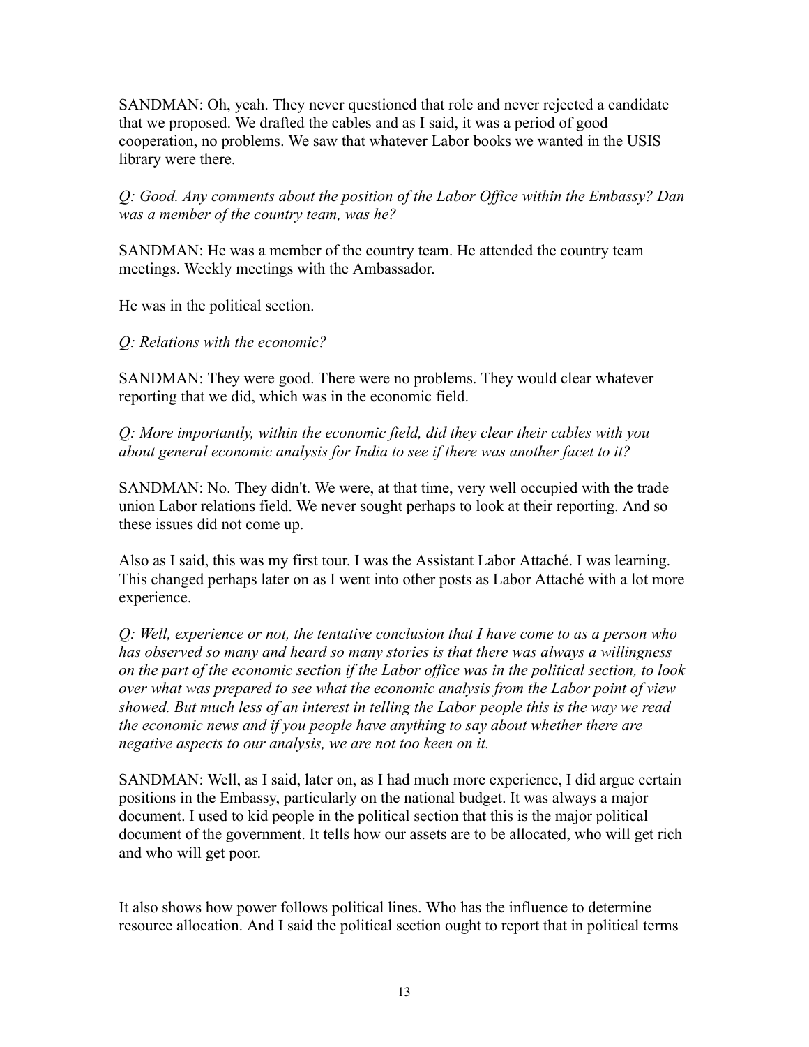SANDMAN: Oh, yeah. They never questioned that role and never rejected a candidate that we proposed. We drafted the cables and as I said, it was a period of good cooperation, no problems. We saw that whatever Labor books we wanted in the USIS library were there.

*Q: Good. Any comments about the position of the Labor Office within the Embassy? Dan was a member of the country team, was he?*

SANDMAN: He was a member of the country team. He attended the country team meetings. Weekly meetings with the Ambassador.

He was in the political section.

*Q: Relations with the economic?*

SANDMAN: They were good. There were no problems. They would clear whatever reporting that we did, which was in the economic field.

*Q: More importantly, within the economic field, did they clear their cables with you about general economic analysis for India to see if there was another facet to it?*

SANDMAN: No. They didn't. We were, at that time, very well occupied with the trade union Labor relations field. We never sought perhaps to look at their reporting. And so these issues did not come up.

Also as I said, this was my first tour. I was the Assistant Labor Attaché. I was learning. This changed perhaps later on as I went into other posts as Labor Attaché with a lot more experience.

*Q: Well, experience or not, the tentative conclusion that I have come to as a person who has observed so many and heard so many stories is that there was always a willingness on the part of the economic section if the Labor office was in the political section, to look over what was prepared to see what the economic analysis from the Labor point of view showed. But much less of an interest in telling the Labor people this is the way we read the economic news and if you people have anything to say about whether there are negative aspects to our analysis, we are not too keen on it.*

SANDMAN: Well, as I said, later on, as I had much more experience, I did argue certain positions in the Embassy, particularly on the national budget. It was always a major document. I used to kid people in the political section that this is the major political document of the government. It tells how our assets are to be allocated, who will get rich and who will get poor.

It also shows how power follows political lines. Who has the influence to determine resource allocation. And I said the political section ought to report that in political terms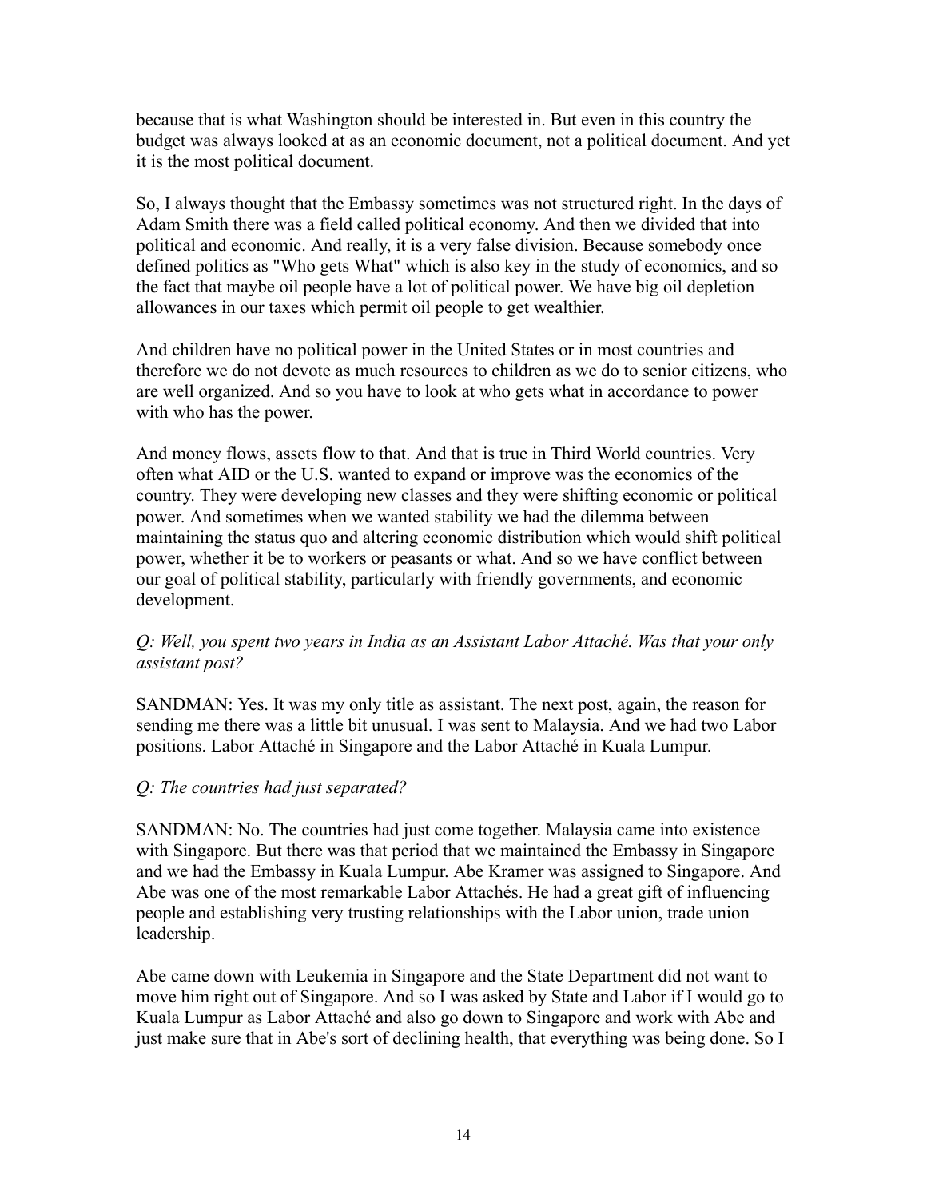because that is what Washington should be interested in. But even in this country the budget was always looked at as an economic document, not a political document. And yet it is the most political document.

So, I always thought that the Embassy sometimes was not structured right. In the days of Adam Smith there was a field called political economy. And then we divided that into political and economic. And really, it is a very false division. Because somebody once defined politics as "Who gets What" which is also key in the study of economics, and so the fact that maybe oil people have a lot of political power. We have big oil depletion allowances in our taxes which permit oil people to get wealthier.

And children have no political power in the United States or in most countries and therefore we do not devote as much resources to children as we do to senior citizens, who are well organized. And so you have to look at who gets what in accordance to power with who has the power.

And money flows, assets flow to that. And that is true in Third World countries. Very often what AID or the U.S. wanted to expand or improve was the economics of the country. They were developing new classes and they were shifting economic or political power. And sometimes when we wanted stability we had the dilemma between maintaining the status quo and altering economic distribution which would shift political power, whether it be to workers or peasants or what. And so we have conflict between our goal of political stability, particularly with friendly governments, and economic development.

*Q: Well, you spent two years in India as an Assistant Labor Attaché. Was that your only assistant post?*

SANDMAN: Yes. It was my only title as assistant. The next post, again, the reason for sending me there was a little bit unusual. I was sent to Malaysia. And we had two Labor positions. Labor Attaché in Singapore and the Labor Attaché in Kuala Lumpur.

*Q: The countries had just separated?*

SANDMAN: No. The countries had just come together. Malaysia came into existence with Singapore. But there was that period that we maintained the Embassy in Singapore and we had the Embassy in Kuala Lumpur. Abe Kramer was assigned to Singapore. And Abe was one of the most remarkable Labor Attachés. He had a great gift of influencing people and establishing very trusting relationships with the Labor union, trade union leadership.

Abe came down with Leukemia in Singapore and the State Department did not want to move him right out of Singapore. And so I was asked by State and Labor if I would go to Kuala Lumpur as Labor Attaché and also go down to Singapore and work with Abe and just make sure that in Abe's sort of declining health, that everything was being done. So I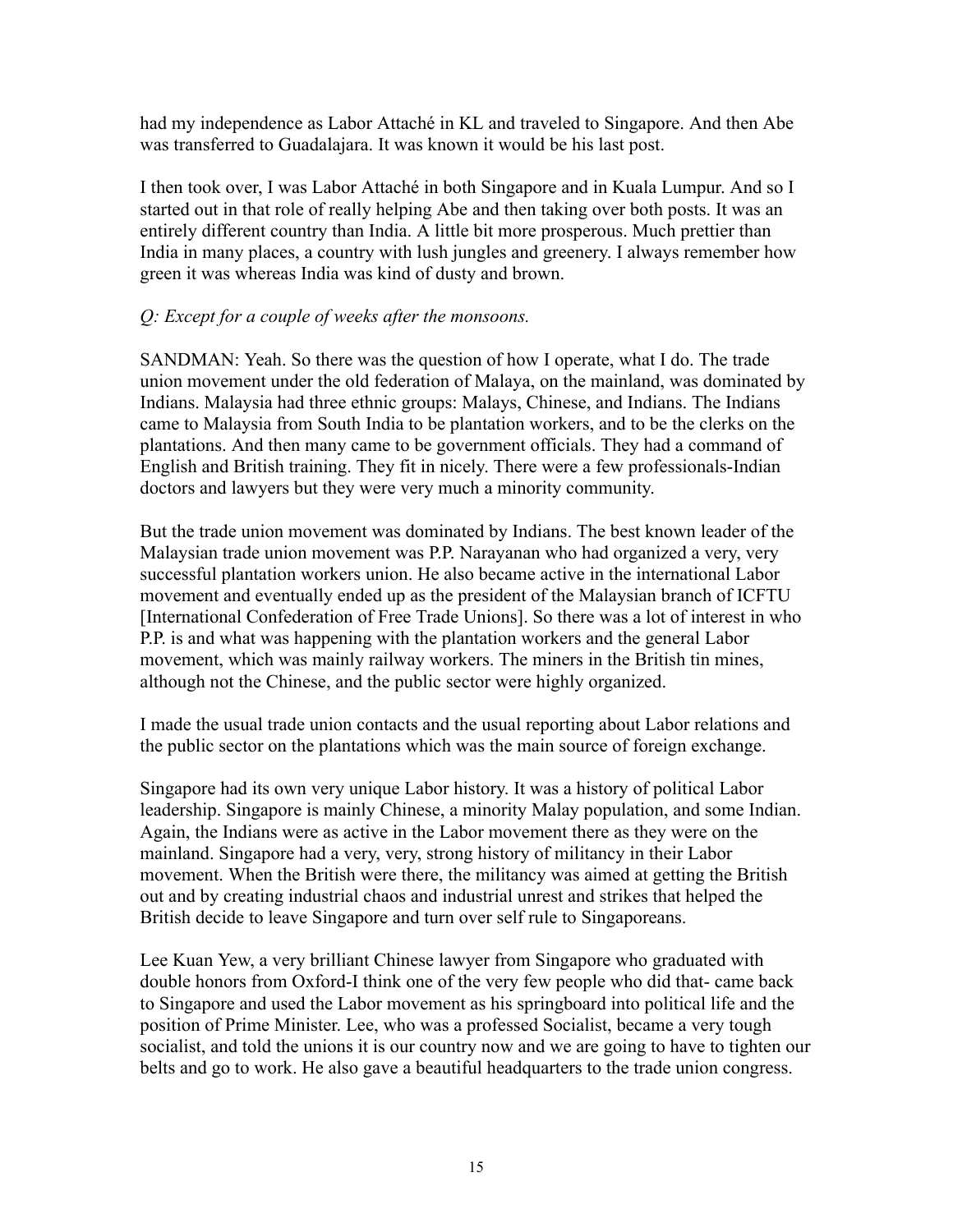had my independence as Labor Attaché in KL and traveled to Singapore. And then Abe was transferred to Guadalajara. It was known it would be his last post.

I then took over, I was Labor Attaché in both Singapore and in Kuala Lumpur. And so I started out in that role of really helping Abe and then taking over both posts. It was an entirely different country than India. A little bit more prosperous. Much prettier than India in many places, a country with lush jungles and greenery. I always remember how green it was whereas India was kind of dusty and brown.

*Q: Except for a couple of weeks after the monsoons.*

SANDMAN: Yeah. So there was the question of how I operate, what I do. The trade union movement under the old federation of Malaya, on the mainland, was dominated by Indians. Malaysia had three ethnic groups: Malays, Chinese, and Indians. The Indians came to Malaysia from South India to be plantation workers, and to be the clerks on the plantations. And then many came to be government officials. They had a command of English and British training. They fit in nicely. There were a few professionals-Indian doctors and lawyers but they were very much a minority community.

But the trade union movement was dominated by Indians. The best known leader of the Malaysian trade union movement was P.P. Narayanan who had organized a very, very successful plantation workers union. He also became active in the international Labor movement and eventually ended up as the president of the Malaysian branch of ICFTU [International Confederation of Free Trade Unions]. So there was a lot of interest in who P.P. is and what was happening with the plantation workers and the general Labor movement, which was mainly railway workers. The miners in the British tin mines, although not the Chinese, and the public sector were highly organized.

I made the usual trade union contacts and the usual reporting about Labor relations and the public sector on the plantations which was the main source of foreign exchange.

Singapore had its own very unique Labor history. It was a history of political Labor leadership. Singapore is mainly Chinese, a minority Malay population, and some Indian. Again, the Indians were as active in the Labor movement there as they were on the mainland. Singapore had a very, very, strong history of militancy in their Labor movement. When the British were there, the militancy was aimed at getting the British out and by creating industrial chaos and industrial unrest and strikes that helped the British decide to leave Singapore and turn over self rule to Singaporeans.

Lee Kuan Yew, a very brilliant Chinese lawyer from Singapore who graduated with double honors from Oxford-I think one of the very few people who did that- came back to Singapore and used the Labor movement as his springboard into political life and the position of Prime Minister. Lee, who was a professed Socialist, became a very tough socialist, and told the unions it is our country now and we are going to have to tighten our belts and go to work. He also gave a beautiful headquarters to the trade union congress.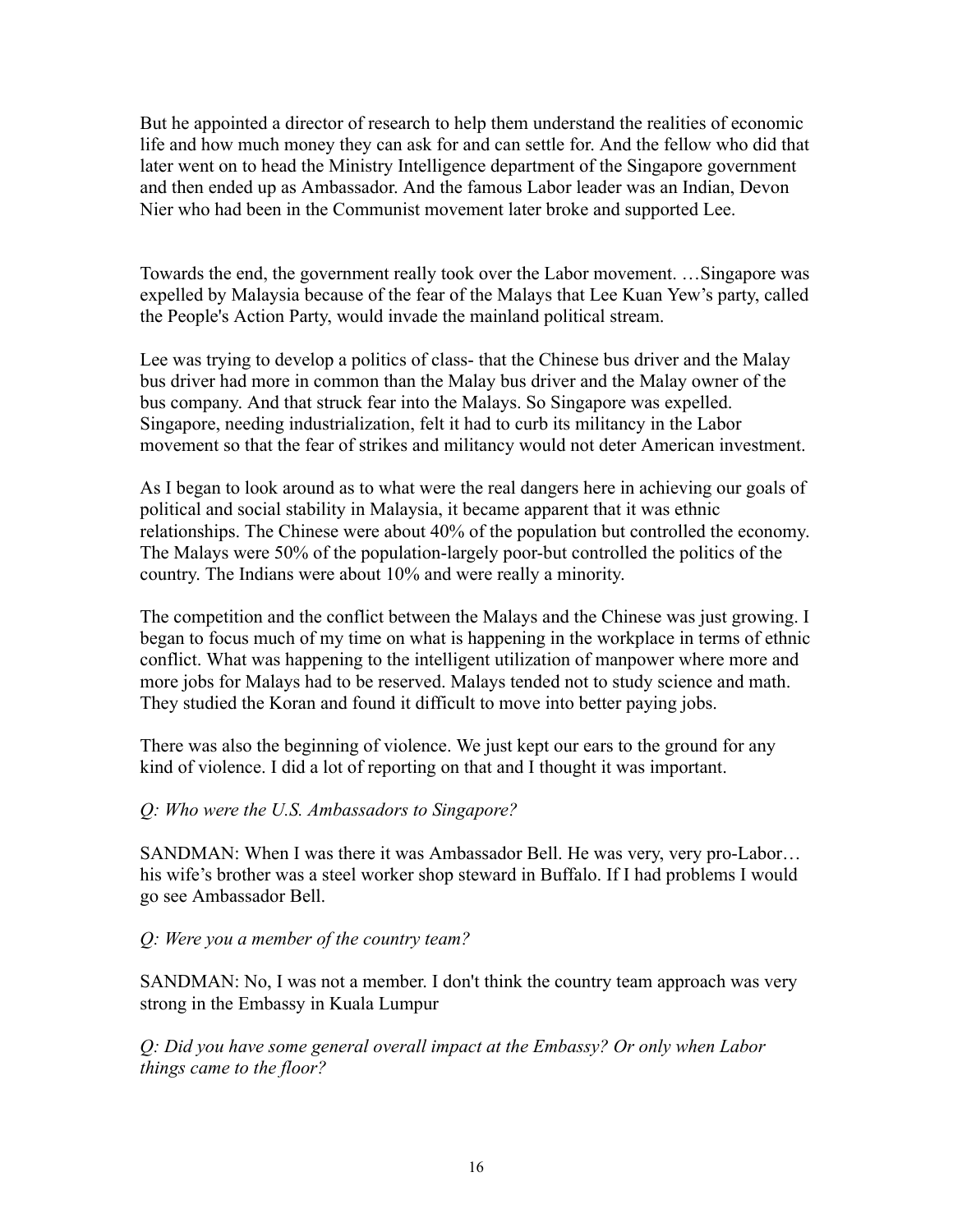But he appointed a director of research to help them understand the realities of economic life and how much money they can ask for and can settle for. And the fellow who did that later went on to head the Ministry Intelligence department of the Singapore government and then ended up as Ambassador. And the famous Labor leader was an Indian, Devon Nier who had been in the Communist movement later broke and supported Lee.

Towards the end, the government really took over the Labor movement. …Singapore was expelled by Malaysia because of the fear of the Malays that Lee Kuan Yew's party, called the People's Action Party, would invade the mainland political stream.

Lee was trying to develop a politics of class- that the Chinese bus driver and the Malay bus driver had more in common than the Malay bus driver and the Malay owner of the bus company. And that struck fear into the Malays. So Singapore was expelled. Singapore, needing industrialization, felt it had to curb its militancy in the Labor movement so that the fear of strikes and militancy would not deter American investment.

As I began to look around as to what were the real dangers here in achieving our goals of political and social stability in Malaysia, it became apparent that it was ethnic relationships. The Chinese were about 40% of the population but controlled the economy. The Malays were 50% of the population-largely poor-but controlled the politics of the country. The Indians were about 10% and were really a minority.

The competition and the conflict between the Malays and the Chinese was just growing. I began to focus much of my time on what is happening in the workplace in terms of ethnic conflict. What was happening to the intelligent utilization of manpower where more and more jobs for Malays had to be reserved. Malays tended not to study science and math. They studied the Koran and found it difficult to move into better paying jobs.

There was also the beginning of violence. We just kept our ears to the ground for any kind of violence. I did a lot of reporting on that and I thought it was important.

*Q: Who were the U.S. Ambassadors to Singapore?*

SANDMAN: When I was there it was Ambassador Bell. He was very, very pro-Labor… his wife's brother was a steel worker shop steward in Buffalo. If I had problems I would go see Ambassador Bell.

*Q: Were you a member of the country team?*

SANDMAN: No, I was not a member. I don't think the country team approach was very strong in the Embassy in Kuala Lumpur

*Q: Did you have some general overall impact at the Embassy? Or only when Labor things came to the floor?*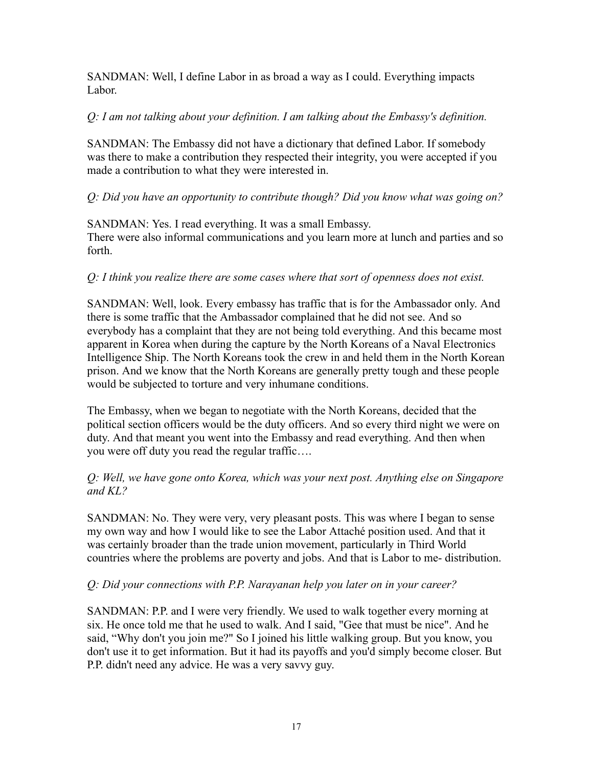SANDMAN: Well, I define Labor in as broad a way as I could. Everything impacts Labor.

*Q: I am not talking about your definition. I am talking about the Embassy's definition.*

SANDMAN: The Embassy did not have a dictionary that defined Labor. If somebody was there to make a contribution they respected their integrity, you were accepted if you made a contribution to what they were interested in.

*Q: Did you have an opportunity to contribute though? Did you know what was going on?*

SANDMAN: Yes. I read everything. It was a small Embassy.
There were also informal communications and you learn more at lunch and parties and so forth.

*Q: I think you realize there are some cases where that sort of openness does not exist.*

SANDMAN: Well, look. Every embassy has traffic that is for the Ambassador only. And there is some traffic that the Ambassador complained that he did not see. And so everybody has a complaint that they are not being told everything. And this became most apparent in Korea when during the capture by the North Koreans of a Naval Electronics Intelligence Ship. The North Koreans took the crew in and held them in the North Korean prison. And we know that the North Koreans are generally pretty tough and these people would be subjected to torture and very inhumane conditions.

The Embassy, when we began to negotiate with the North Koreans, decided that the political section officers would be the duty officers. And so every third night we were on duty. And that meant you went into the Embassy and read everything. And then when you were off duty you read the regular traffic….

*Q: Well, we have gone onto Korea, which was your next post. Anything else on Singapore and KL?*

SANDMAN: No. They were very, very pleasant posts. This was where I began to sense my own way and how I would like to see the Labor Attaché position used. And that it was certainly broader than the trade union movement, particularly in Third World countries where the problems are poverty and jobs. And that is Labor to me- distribution.

*Q: Did your connections with P.P. Narayanan help you later on in your career?*

SANDMAN: P.P. and I were very friendly. We used to walk together every morning at six. He once told me that he used to walk. And I said, "Gee that must be nice". And he said, "Why don't you join me?" So I joined his little walking group. But you know, you don't use it to get information. But it had its payoffs and you'd simply become closer. But P.P. didn't need any advice. He was a very savvy guy.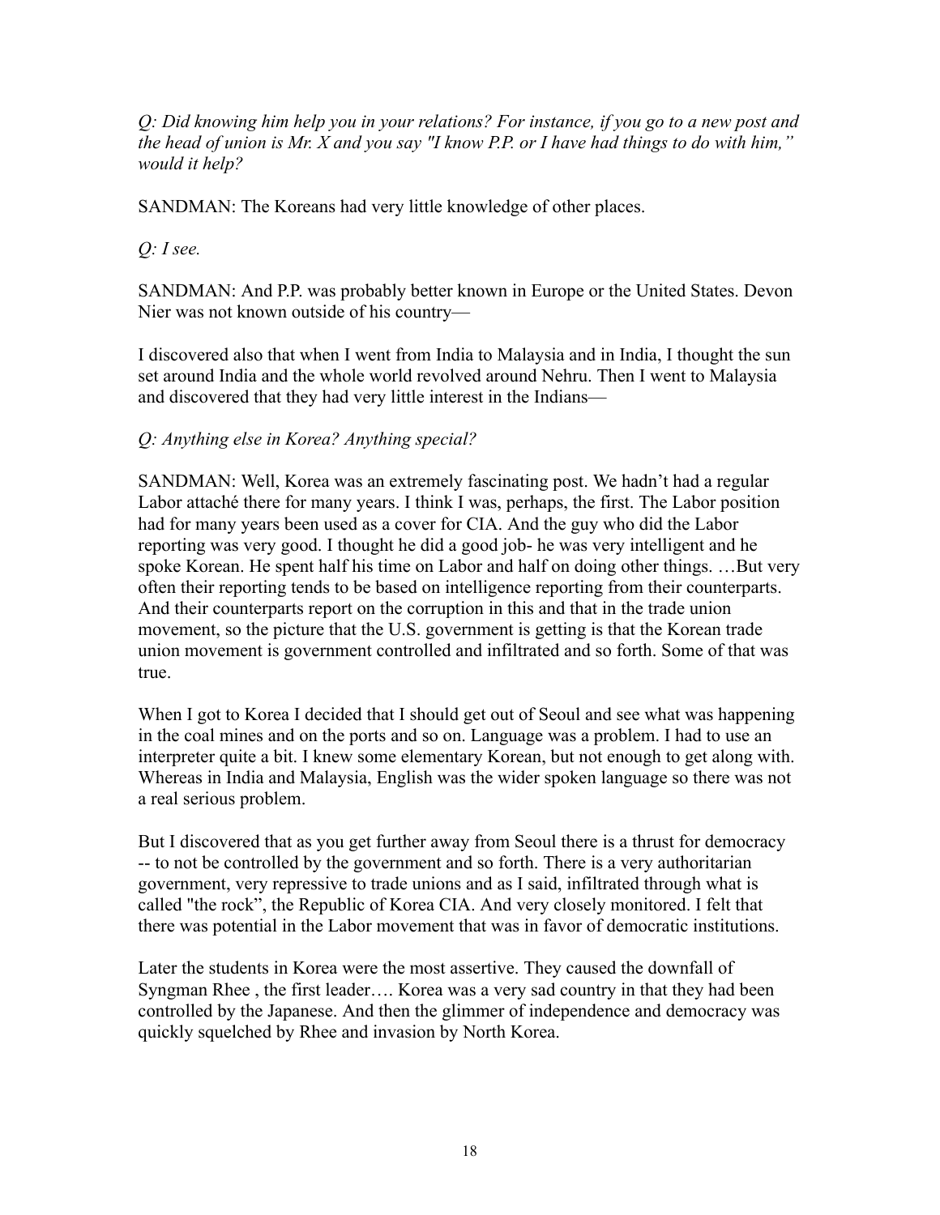*Q: Did knowing him help you in your relations? For instance, if you go to a new post and the head of union is Mr. X and you say "I know P.P. or I have had things to do with him," would it help?*

SANDMAN: The Koreans had very little knowledge of other places.

*Q: I see.*

SANDMAN: And P.P. was probably better known in Europe or the United States. Devon Nier was not known outside of his country—

I discovered also that when I went from India to Malaysia and in India, I thought the sun set around India and the whole world revolved around Nehru. Then I went to Malaysia and discovered that they had very little interest in the Indians—

*Q: Anything else in Korea? Anything special?*

SANDMAN: Well, Korea was an extremely fascinating post. We hadn't had a regular Labor attaché there for many years. I think I was, perhaps, the first. The Labor position had for many years been used as a cover for CIA. And the guy who did the Labor reporting was very good. I thought he did a good job- he was very intelligent and he spoke Korean. He spent half his time on Labor and half on doing other things. …But very often their reporting tends to be based on intelligence reporting from their counterparts. And their counterparts report on the corruption in this and that in the trade union movement, so the picture that the U.S. government is getting is that the Korean trade union movement is government controlled and infiltrated and so forth. Some of that was true.

When I got to Korea I decided that I should get out of Seoul and see what was happening in the coal mines and on the ports and so on. Language was a problem. I had to use an interpreter quite a bit. I knew some elementary Korean, but not enough to get along with. Whereas in India and Malaysia, English was the wider spoken language so there was not a real serious problem.

But I discovered that as you get further away from Seoul there is a thrust for democracy -- to not be controlled by the government and so forth. There is a very authoritarian government, very repressive to trade unions and as I said, infiltrated through what is called "the rock", the Republic of Korea CIA. And very closely monitored. I felt that there was potential in the Labor movement that was in favor of democratic institutions.

Later the students in Korea were the most assertive. They caused the downfall of Syngman Rhee , the first leader…. Korea was a very sad country in that they had been controlled by the Japanese. And then the glimmer of independence and democracy was quickly squelched by Rhee and invasion by North Korea.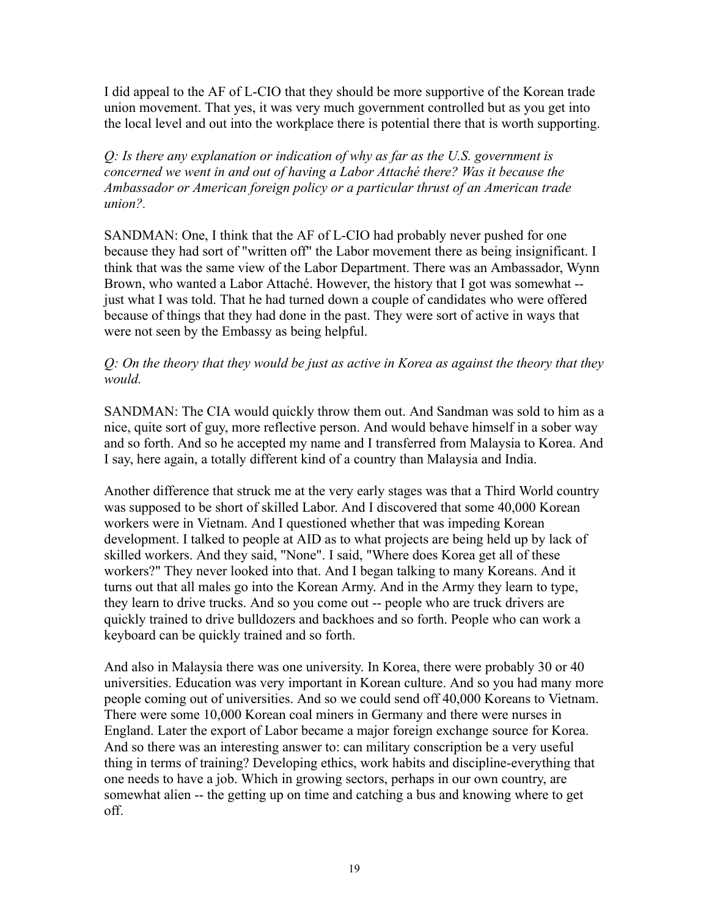I did appeal to the AF of L-CIO that they should be more supportive of the Korean trade union movement. That yes, it was very much government controlled but as you get into the local level and out into the workplace there is potential there that is worth supporting.

*Q: Is there any explanation or indication of why as far as the U.S. government is concerned we went in and out of having a Labor Attaché there? Was it because the Ambassador or American foreign policy or a particular thrust of an American trade union?.*

SANDMAN: One, I think that the AF of L-CIO had probably never pushed for one because they had sort of "written off" the Labor movement there as being insignificant. I think that was the same view of the Labor Department. There was an Ambassador, Wynn Brown, who wanted a Labor Attaché. However, the history that I got was somewhat -- just what I was told. That he had turned down a couple of candidates who were offered because of things that they had done in the past. They were sort of active in ways that were not seen by the Embassy as being helpful.

*Q: On the theory that they would be just as active in Korea as against the theory that they would.*

SANDMAN: The CIA would quickly throw them out. And Sandman was sold to him as a nice, quite sort of guy, more reflective person. And would behave himself in a sober way and so forth. And so he accepted my name and I transferred from Malaysia to Korea. And I say, here again, a totally different kind of a country than Malaysia and India.

Another difference that struck me at the very early stages was that a Third World country was supposed to be short of skilled Labor. And I discovered that some 40,000 Korean workers were in Vietnam. And I questioned whether that was impeding Korean development. I talked to people at AID as to what projects are being held up by lack of skilled workers. And they said, "None". I said, "Where does Korea get all of these workers?" They never looked into that. And I began talking to many Koreans. And it turns out that all males go into the Korean Army. And in the Army they learn to type, they learn to drive trucks. And so you come out -- people who are truck drivers are quickly trained to drive bulldozers and backhoes and so forth. People who can work a keyboard can be quickly trained and so forth.

And also in Malaysia there was one university. In Korea, there were probably 30 or 40 universities. Education was very important in Korean culture. And so you had many more people coming out of universities. And so we could send off 40,000 Koreans to Vietnam. There were some 10,000 Korean coal miners in Germany and there were nurses in England. Later the export of Labor became a major foreign exchange source for Korea. And so there was an interesting answer to: can military conscription be a very useful thing in terms of training? Developing ethics, work habits and discipline-everything that one needs to have a job. Which in growing sectors, perhaps in our own country, are somewhat alien -- the getting up on time and catching a bus and knowing where to get off.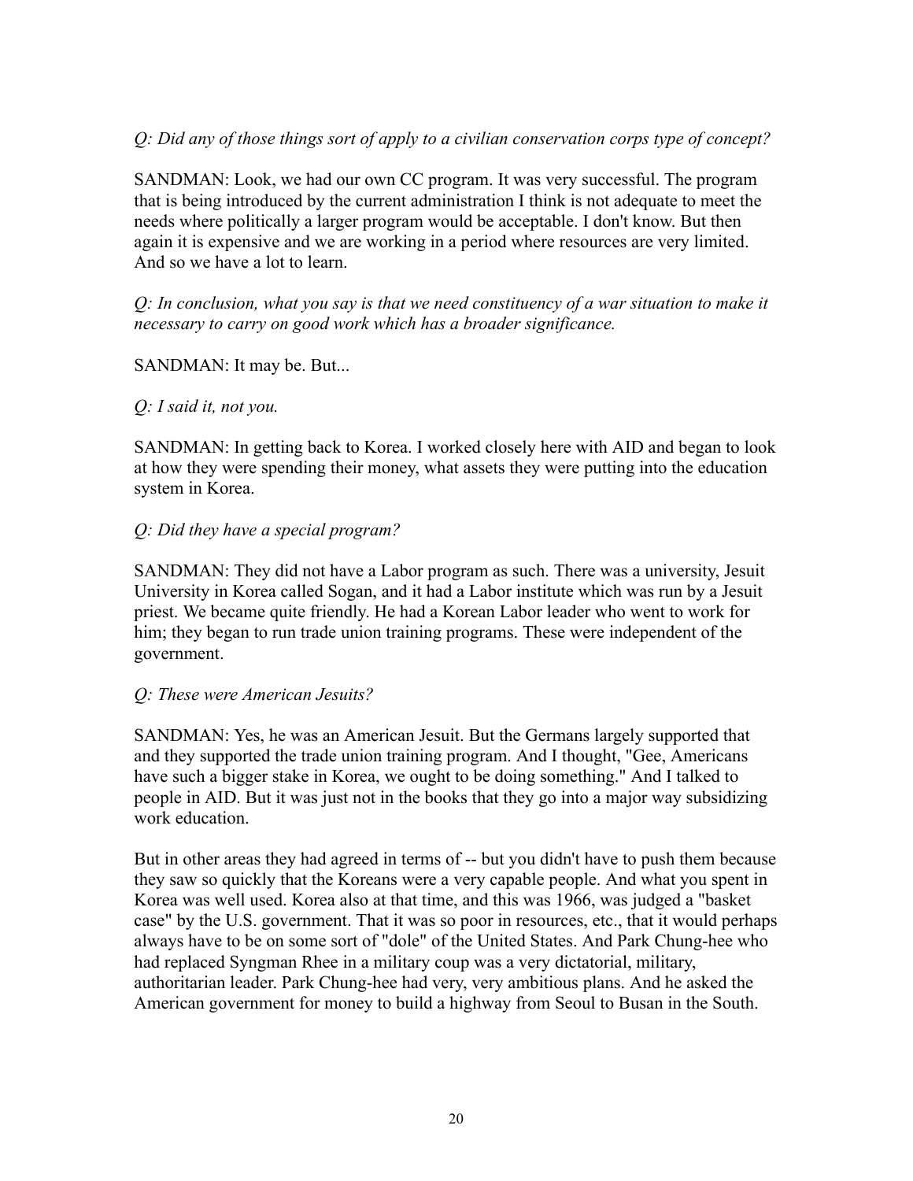*Q: Did any of those things sort of apply to a civilian conservation corps type of concept?*

SANDMAN: Look, we had our own CC program. It was very successful. The program that is being introduced by the current administration I think is not adequate to meet the needs where politically a larger program would be acceptable. I don't know. But then again it is expensive and we are working in a period where resources are very limited. And so we have a lot to learn.

*Q: In conclusion, what you say is that we need constituency of a war situation to make it necessary to carry on good work which has a broader significance.*

SANDMAN: It may be. But...

*Q: I said it, not you.*

SANDMAN: In getting back to Korea. I worked closely here with AID and began to look at how they were spending their money, what assets they were putting into the education system in Korea.

*Q: Did they have a special program?*

SANDMAN: They did not have a Labor program as such. There was a university, Jesuit University in Korea called Sogan, and it had a Labor institute which was run by a Jesuit priest. We became quite friendly. He had a Korean Labor leader who went to work for him; they began to run trade union training programs. These were independent of the government.

*Q: These were American Jesuits?*

SANDMAN: Yes, he was an American Jesuit. But the Germans largely supported that and they supported the trade union training program. And I thought, "Gee, Americans have such a bigger stake in Korea, we ought to be doing something." And I talked to people in AID. But it was just not in the books that they go into a major way subsidizing work education.

But in other areas they had agreed in terms of -- but you didn't have to push them because they saw so quickly that the Koreans were a very capable people. And what you spent in Korea was well used. Korea also at that time, and this was 1966, was judged a "basket case" by the U.S. government. That it was so poor in resources, etc., that it would perhaps always have to be on some sort of "dole" of the United States. And Park Chung-hee who had replaced Syngman Rhee in a military coup was a very dictatorial, military, authoritarian leader. Park Chung-hee had very, very ambitious plans. And he asked the American government for money to build a highway from Seoul to Busan in the South.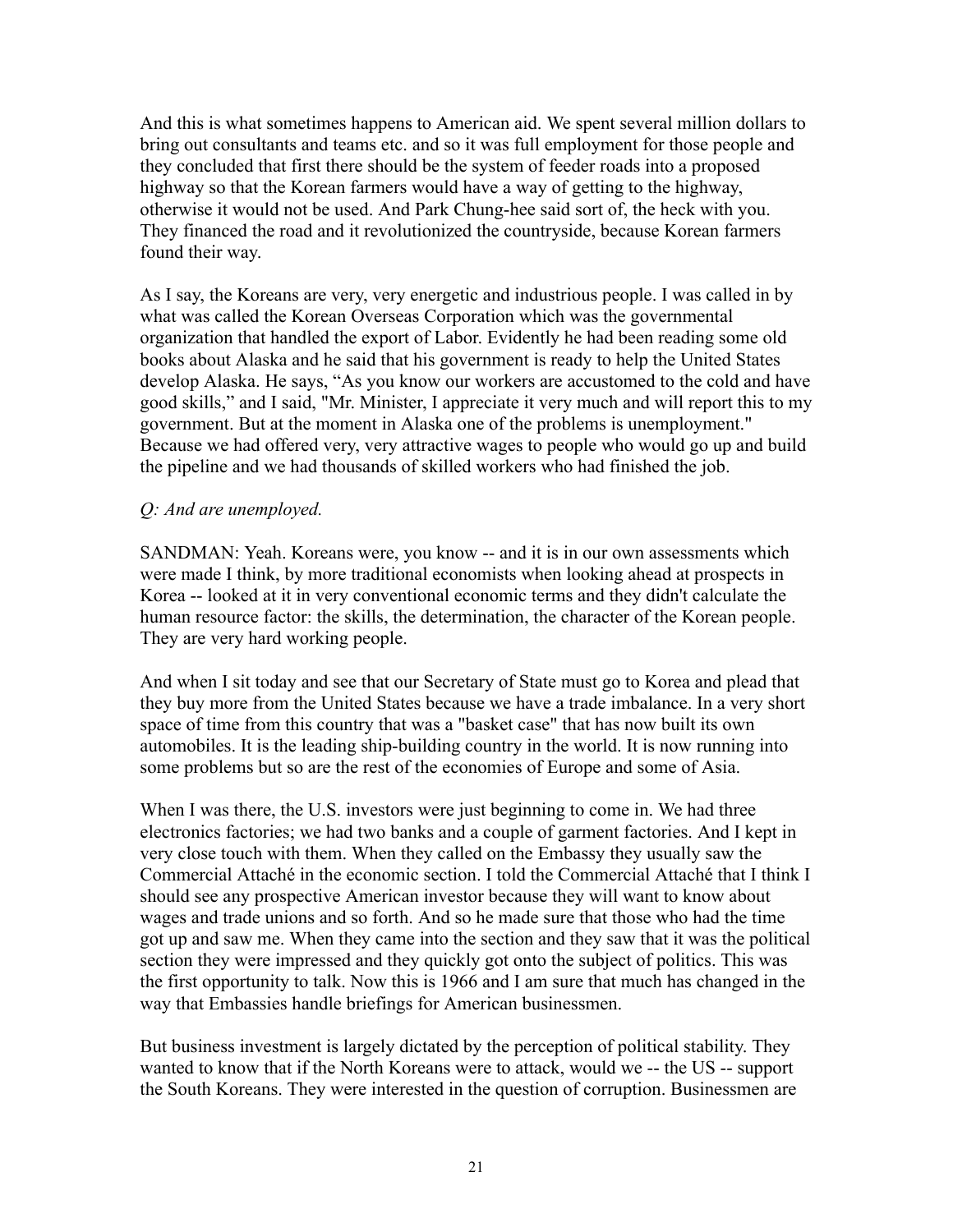And this is what sometimes happens to American aid. We spent several million dollars to bring out consultants and teams etc. and so it was full employment for those people and they concluded that first there should be the system of feeder roads into a proposed highway so that the Korean farmers would have a way of getting to the highway, otherwise it would not be used. And Park Chung-hee said sort of, the heck with you. They financed the road and it revolutionized the countryside, because Korean farmers found their way.

As I say, the Koreans are very, very energetic and industrious people. I was called in by what was called the Korean Overseas Corporation which was the governmental organization that handled the export of Labor. Evidently he had been reading some old books about Alaska and he said that his government is ready to help the United States develop Alaska. He says, "As you know our workers are accustomed to the cold and have good skills," and I said, "Mr. Minister, I appreciate it very much and will report this to my government. But at the moment in Alaska one of the problems is unemployment." Because we had offered very, very attractive wages to people who would go up and build the pipeline and we had thousands of skilled workers who had finished the job.

*Q: And are unemployed.*

SANDMAN: Yeah. Koreans were, you know -- and it is in our own assessments which were made I think, by more traditional economists when looking ahead at prospects in Korea -- looked at it in very conventional economic terms and they didn't calculate the human resource factor: the skills, the determination, the character of the Korean people. They are very hard working people.

And when I sit today and see that our Secretary of State must go to Korea and plead that they buy more from the United States because we have a trade imbalance. In a very short space of time from this country that was a "basket case" that has now built its own automobiles. It is the leading ship-building country in the world. It is now running into some problems but so are the rest of the economies of Europe and some of Asia.

When I was there, the U.S. investors were just beginning to come in. We had three electronics factories; we had two banks and a couple of garment factories. And I kept in very close touch with them. When they called on the Embassy they usually saw the Commercial Attaché in the economic section. I told the Commercial Attaché that I think I should see any prospective American investor because they will want to know about wages and trade unions and so forth. And so he made sure that those who had the time got up and saw me. When they came into the section and they saw that it was the political section they were impressed and they quickly got onto the subject of politics. This was the first opportunity to talk. Now this is 1966 and I am sure that much has changed in the way that Embassies handle briefings for American businessmen.

But business investment is largely dictated by the perception of political stability. They wanted to know that if the North Koreans were to attack, would we -- the US -- support the South Koreans. They were interested in the question of corruption. Businessmen are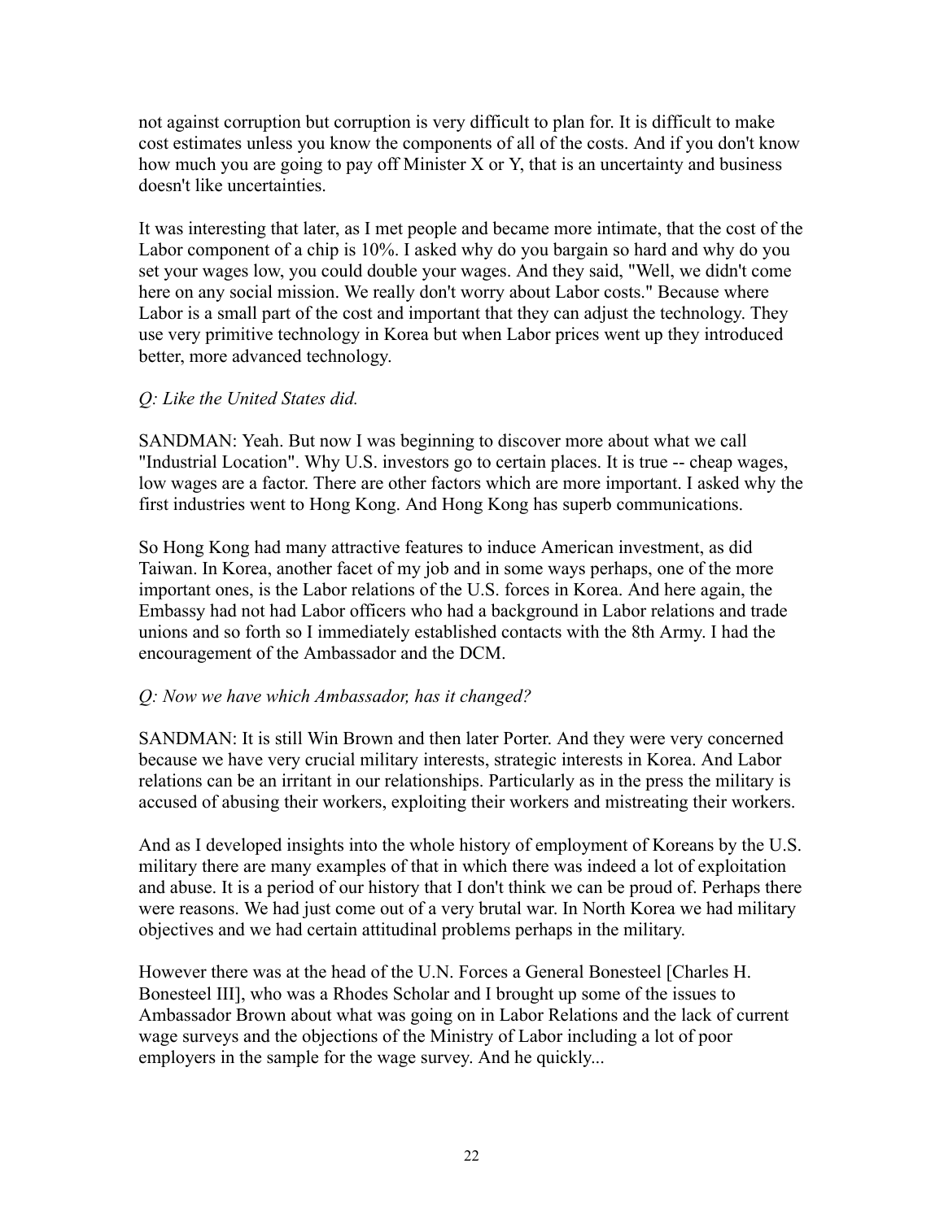not against corruption but corruption is very difficult to plan for. It is difficult to make cost estimates unless you know the components of all of the costs. And if you don't know how much you are going to pay off Minister X or Y, that is an uncertainty and business doesn't like uncertainties.

It was interesting that later, as I met people and became more intimate, that the cost of the Labor component of a chip is 10%. I asked why do you bargain so hard and why do you set your wages low, you could double your wages. And they said, "Well, we didn't come here on any social mission. We really don't worry about Labor costs." Because where Labor is a small part of the cost and important that they can adjust the technology. They use very primitive technology in Korea but when Labor prices went up they introduced better, more advanced technology.

*Q: Like the United States did.*

SANDMAN: Yeah. But now I was beginning to discover more about what we call "Industrial Location". Why U.S. investors go to certain places. It is true -- cheap wages, low wages are a factor. There are other factors which are more important. I asked why the first industries went to Hong Kong. And Hong Kong has superb communications.

So Hong Kong had many attractive features to induce American investment, as did Taiwan. In Korea, another facet of my job and in some ways perhaps, one of the more important ones, is the Labor relations of the U.S. forces in Korea. And here again, the Embassy had not had Labor officers who had a background in Labor relations and trade unions and so forth so I immediately established contacts with the 8th Army. I had the encouragement of the Ambassador and the DCM.

*Q: Now we have which Ambassador, has it changed?*

SANDMAN: It is still Win Brown and then later Porter. And they were very concerned because we have very crucial military interests, strategic interests in Korea. And Labor relations can be an irritant in our relationships. Particularly as in the press the military is accused of abusing their workers, exploiting their workers and mistreating their workers.

And as I developed insights into the whole history of employment of Koreans by the U.S. military there are many examples of that in which there was indeed a lot of exploitation and abuse. It is a period of our history that I don't think we can be proud of. Perhaps there were reasons. We had just come out of a very brutal war. In North Korea we had military objectives and we had certain attitudinal problems perhaps in the military.

However there was at the head of the U.N. Forces a General Bonesteel [Charles H. Bonesteel III], who was a Rhodes Scholar and I brought up some of the issues to Ambassador Brown about what was going on in Labor Relations and the lack of current wage surveys and the objections of the Ministry of Labor including a lot of poor employers in the sample for the wage survey. And he quickly...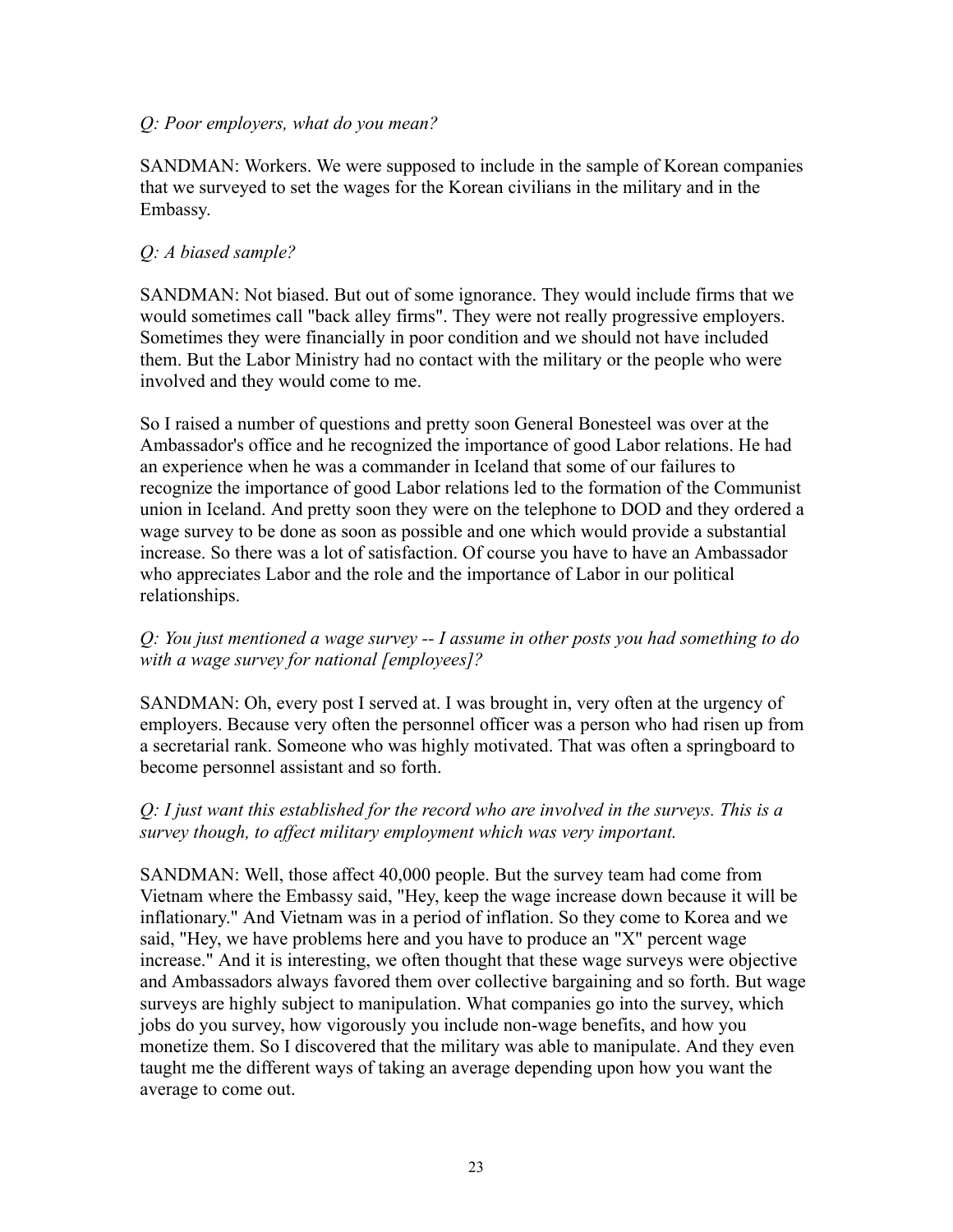*Q: Poor employers, what do you mean?*

SANDMAN: Workers. We were supposed to include in the sample of Korean companies that we surveyed to set the wages for the Korean civilians in the military and in the Embassy.

*Q: A biased sample?*

SANDMAN: Not biased. But out of some ignorance. They would include firms that we would sometimes call "back alley firms". They were not really progressive employers. Sometimes they were financially in poor condition and we should not have included them. But the Labor Ministry had no contact with the military or the people who were involved and they would come to me.

So I raised a number of questions and pretty soon General Bonesteel was over at the Ambassador's office and he recognized the importance of good Labor relations. He had an experience when he was a commander in Iceland that some of our failures to recognize the importance of good Labor relations led to the formation of the Communist union in Iceland. And pretty soon they were on the telephone to DOD and they ordered a wage survey to be done as soon as possible and one which would provide a substantial increase. So there was a lot of satisfaction. Of course you have to have an Ambassador who appreciates Labor and the role and the importance of Labor in our political relationships.

*Q: You just mentioned a wage survey -- I assume in other posts you had something to do with a wage survey for national [employees]?*

SANDMAN: Oh, every post I served at. I was brought in, very often at the urgency of employers. Because very often the personnel officer was a person who had risen up from a secretarial rank. Someone who was highly motivated. That was often a springboard to become personnel assistant and so forth.

*Q: I just want this established for the record who are involved in the surveys. This is a survey though, to affect military employment which was very important.*

SANDMAN: Well, those affect 40,000 people. But the survey team had come from Vietnam where the Embassy said, "Hey, keep the wage increase down because it will be inflationary." And Vietnam was in a period of inflation. So they come to Korea and we said, "Hey, we have problems here and you have to produce an "X" percent wage increase." And it is interesting, we often thought that these wage surveys were objective and Ambassadors always favored them over collective bargaining and so forth. But wage surveys are highly subject to manipulation. What companies go into the survey, which jobs do you survey, how vigorously you include non-wage benefits, and how you monetize them. So I discovered that the military was able to manipulate. And they even taught me the different ways of taking an average depending upon how you want the average to come out.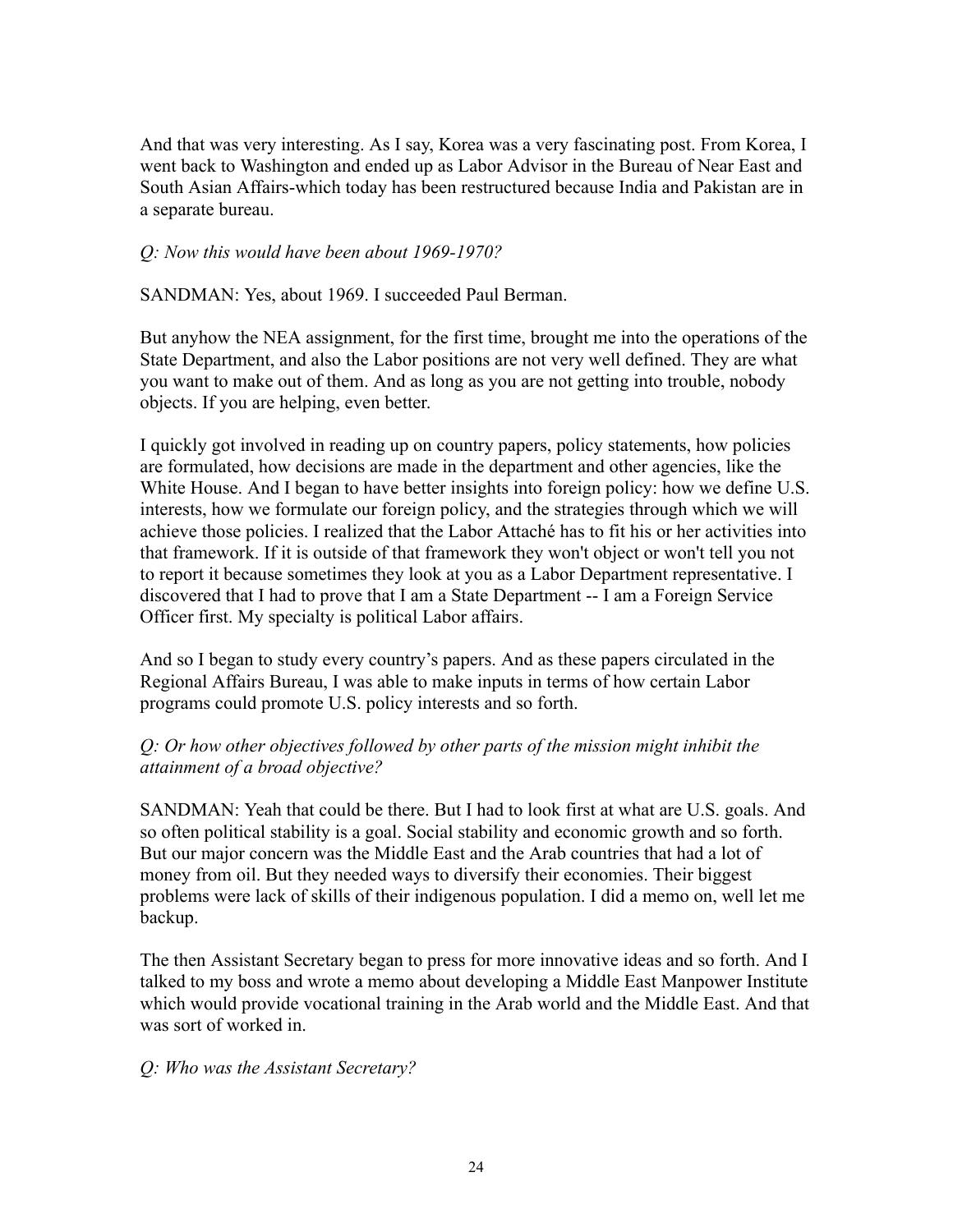And that was very interesting. As I say, Korea was a very fascinating post. From Korea, I went back to Washington and ended up as Labor Advisor in the Bureau of Near East and South Asian Affairs-which today has been restructured because India and Pakistan are in a separate bureau.

*Q: Now this would have been about 1969-1970?*

SANDMAN: Yes, about 1969. I succeeded Paul Berman.

But anyhow the NEA assignment, for the first time, brought me into the operations of the State Department, and also the Labor positions are not very well defined. They are what you want to make out of them. And as long as you are not getting into trouble, nobody objects. If you are helping, even better.

I quickly got involved in reading up on country papers, policy statements, how policies are formulated, how decisions are made in the department and other agencies, like the White House. And I began to have better insights into foreign policy: how we define U.S. interests, how we formulate our foreign policy, and the strategies through which we will achieve those policies. I realized that the Labor Attaché has to fit his or her activities into that framework. If it is outside of that framework they won't object or won't tell you not to report it because sometimes they look at you as a Labor Department representative. I discovered that I had to prove that I am a State Department -- I am a Foreign Service Officer first. My specialty is political Labor affairs.

And so I began to study every country's papers. And as these papers circulated in the Regional Affairs Bureau, I was able to make inputs in terms of how certain Labor programs could promote U.S. policy interests and so forth.

*Q: Or how other objectives followed by other parts of the mission might inhibit the attainment of a broad objective?*

SANDMAN: Yeah that could be there. But I had to look first at what are U.S. goals. And so often political stability is a goal. Social stability and economic growth and so forth. But our major concern was the Middle East and the Arab countries that had a lot of money from oil. But they needed ways to diversify their economies. Their biggest problems were lack of skills of their indigenous population. I did a memo on, well let me backup.

The then Assistant Secretary began to press for more innovative ideas and so forth. And I talked to my boss and wrote a memo about developing a Middle East Manpower Institute which would provide vocational training in the Arab world and the Middle East. And that was sort of worked in.

*Q: Who was the Assistant Secretary?*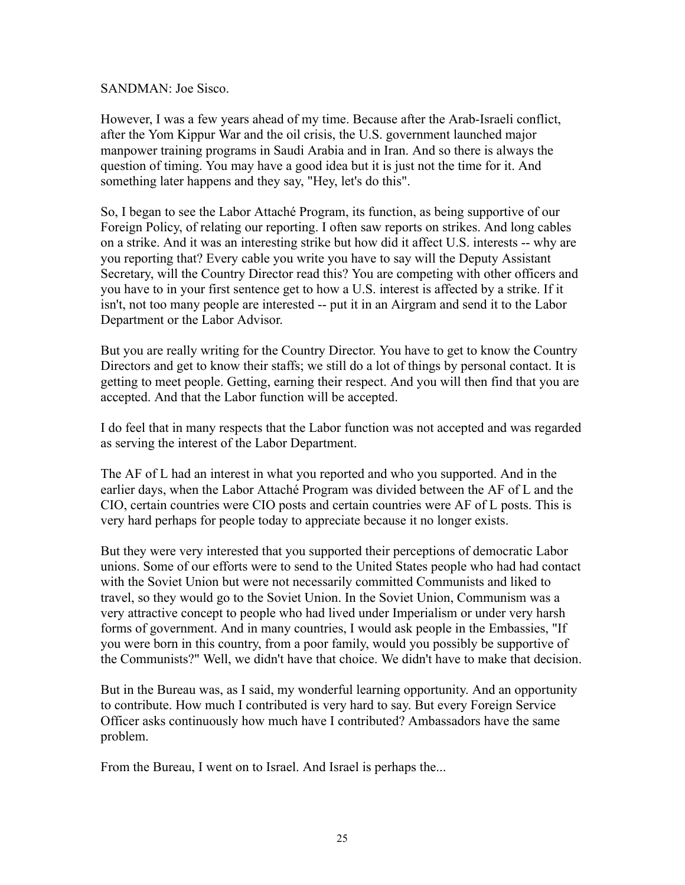SANDMAN: Joe Sisco.

However, I was a few years ahead of my time. Because after the Arab-Israeli conflict, after the Yom Kippur War and the oil crisis, the U.S. government launched major manpower training programs in Saudi Arabia and in Iran. And so there is always the question of timing. You may have a good idea but it is just not the time for it. And something later happens and they say, "Hey, let's do this".

So, I began to see the Labor Attaché Program, its function, as being supportive of our Foreign Policy, of relating our reporting. I often saw reports on strikes. And long cables on a strike. And it was an interesting strike but how did it affect U.S. interests -- why are you reporting that? Every cable you write you have to say will the Deputy Assistant Secretary, will the Country Director read this? You are competing with other officers and you have to in your first sentence get to how a U.S. interest is affected by a strike. If it isn't, not too many people are interested -- put it in an Airgram and send it to the Labor Department or the Labor Advisor.

But you are really writing for the Country Director. You have to get to know the Country Directors and get to know their staffs; we still do a lot of things by personal contact. It is getting to meet people. Getting, earning their respect. And you will then find that you are accepted. And that the Labor function will be accepted.

I do feel that in many respects that the Labor function was not accepted and was regarded as serving the interest of the Labor Department.

The AF of L had an interest in what you reported and who you supported. And in the earlier days, when the Labor Attaché Program was divided between the AF of L and the CIO, certain countries were CIO posts and certain countries were AF of L posts. This is very hard perhaps for people today to appreciate because it no longer exists.

But they were very interested that you supported their perceptions of democratic Labor unions. Some of our efforts were to send to the United States people who had had contact with the Soviet Union but were not necessarily committed Communists and liked to travel, so they would go to the Soviet Union. In the Soviet Union, Communism was a very attractive concept to people who had lived under Imperialism or under very harsh forms of government. And in many countries, I would ask people in the Embassies, "If you were born in this country, from a poor family, would you possibly be supportive of the Communists?" Well, we didn't have that choice. We didn't have to make that decision.

But in the Bureau was, as I said, my wonderful learning opportunity. And an opportunity to contribute. How much I contributed is very hard to say. But every Foreign Service Officer asks continuously how much have I contributed? Ambassadors have the same problem.

From the Bureau, I went on to Israel. And Israel is perhaps the...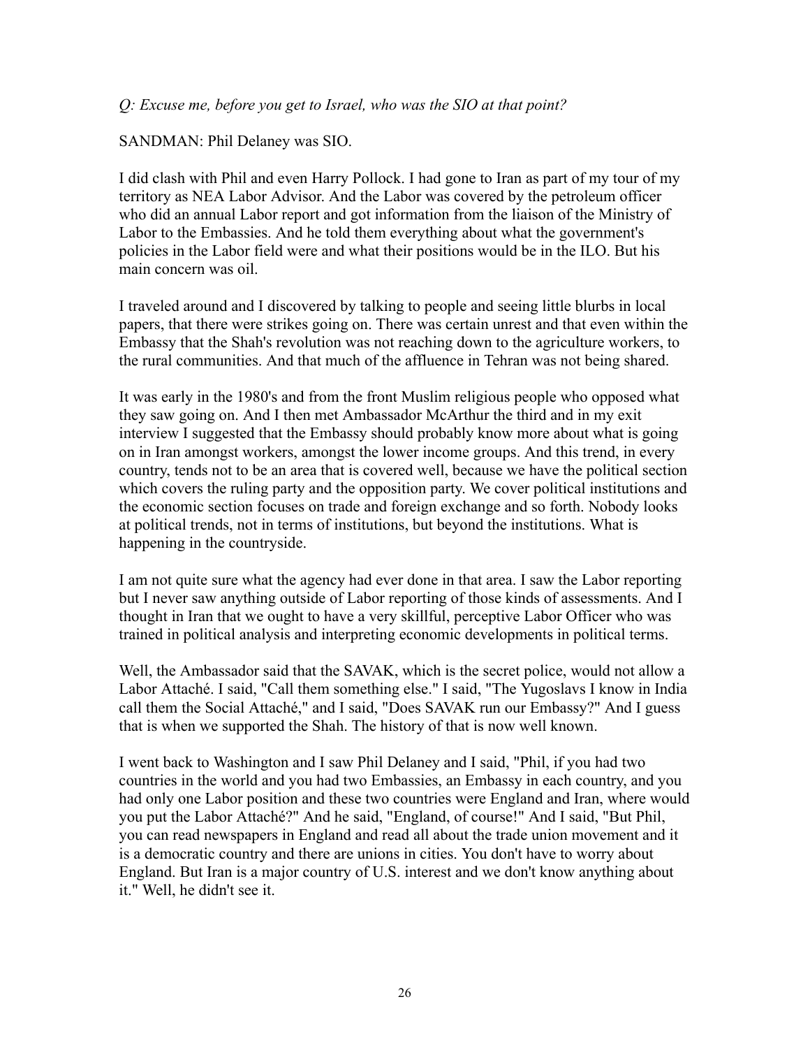*Q: Excuse me, before you get to Israel, who was the SIO at that point?*

SANDMAN: Phil Delaney was SIO.

I did clash with Phil and even Harry Pollock. I had gone to Iran as part of my tour of my territory as NEA Labor Advisor. And the Labor was covered by the petroleum officer who did an annual Labor report and got information from the liaison of the Ministry of Labor to the Embassies. And he told them everything about what the government's policies in the Labor field were and what their positions would be in the ILO. But his main concern was oil.

I traveled around and I discovered by talking to people and seeing little blurbs in local papers, that there were strikes going on. There was certain unrest and that even within the Embassy that the Shah's revolution was not reaching down to the agriculture workers, to the rural communities. And that much of the affluence in Tehran was not being shared.

It was early in the 1980's and from the front Muslim religious people who opposed what they saw going on. And I then met Ambassador McArthur the third and in my exit interview I suggested that the Embassy should probably know more about what is going on in Iran amongst workers, amongst the lower income groups. And this trend, in every country, tends not to be an area that is covered well, because we have the political section which covers the ruling party and the opposition party. We cover political institutions and the economic section focuses on trade and foreign exchange and so forth. Nobody looks at political trends, not in terms of institutions, but beyond the institutions. What is happening in the countryside.

I am not quite sure what the agency had ever done in that area. I saw the Labor reporting but I never saw anything outside of Labor reporting of those kinds of assessments. And I thought in Iran that we ought to have a very skillful, perceptive Labor Officer who was trained in political analysis and interpreting economic developments in political terms.

Well, the Ambassador said that the SAVAK, which is the secret police, would not allow a Labor Attaché. I said, "Call them something else." I said, "The Yugoslavs I know in India call them the Social Attaché," and I said, "Does SAVAK run our Embassy?" And I guess that is when we supported the Shah. The history of that is now well known.

I went back to Washington and I saw Phil Delaney and I said, "Phil, if you had two countries in the world and you had two Embassies, an Embassy in each country, and you had only one Labor position and these two countries were England and Iran, where would you put the Labor Attaché?" And he said, "England, of course!" And I said, "But Phil, you can read newspapers in England and read all about the trade union movement and it is a democratic country and there are unions in cities. You don't have to worry about England. But Iran is a major country of U.S. interest and we don't know anything about it." Well, he didn't see it.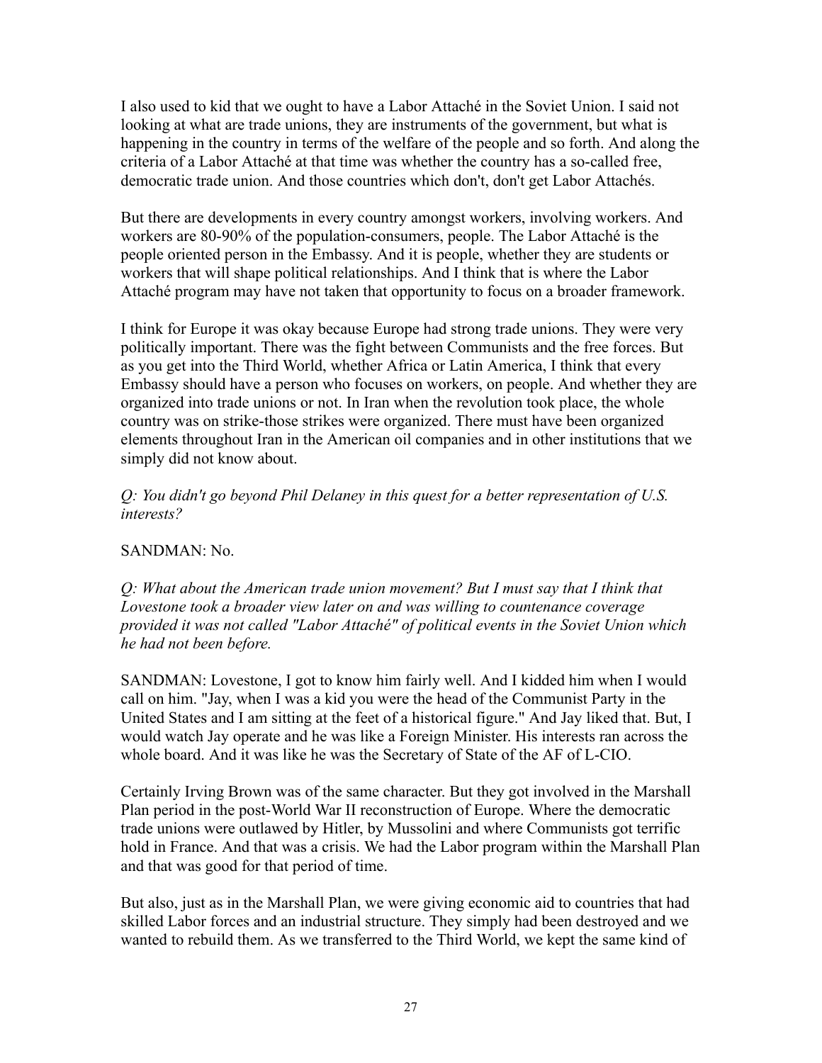I also used to kid that we ought to have a Labor Attaché in the Soviet Union. I said not looking at what are trade unions, they are instruments of the government, but what is happening in the country in terms of the welfare of the people and so forth. And along the criteria of a Labor Attaché at that time was whether the country has a so-called free, democratic trade union. And those countries which don't, don't get Labor Attachés.

But there are developments in every country amongst workers, involving workers. And workers are 80-90% of the population-consumers, people. The Labor Attaché is the people oriented person in the Embassy. And it is people, whether they are students or workers that will shape political relationships. And I think that is where the Labor Attaché program may have not taken that opportunity to focus on a broader framework.

I think for Europe it was okay because Europe had strong trade unions. They were very politically important. There was the fight between Communists and the free forces. But as you get into the Third World, whether Africa or Latin America, I think that every Embassy should have a person who focuses on workers, on people. And whether they are organized into trade unions or not. In Iran when the revolution took place, the whole country was on strike-those strikes were organized. There must have been organized elements throughout Iran in the American oil companies and in other institutions that we simply did not know about.

*Q: You didn't go beyond Phil Delaney in this quest for a better representation of U.S. interests?*

SANDMAN: No.

*Q: What about the American trade union movement? But I must say that I think that Lovestone took a broader view later on and was willing to countenance coverage provided it was not called "Labor Attaché" of political events in the Soviet Union which he had not been before.*

SANDMAN: Lovestone, I got to know him fairly well. And I kidded him when I would call on him. "Jay, when I was a kid you were the head of the Communist Party in the United States and I am sitting at the feet of a historical figure." And Jay liked that. But, I would watch Jay operate and he was like a Foreign Minister. His interests ran across the whole board. And it was like he was the Secretary of State of the AF of L-CIO.

Certainly Irving Brown was of the same character. But they got involved in the Marshall Plan period in the post-World War II reconstruction of Europe. Where the democratic trade unions were outlawed by Hitler, by Mussolini and where Communists got terrific hold in France. And that was a crisis. We had the Labor program within the Marshall Plan and that was good for that period of time.

But also, just as in the Marshall Plan, we were giving economic aid to countries that had skilled Labor forces and an industrial structure. They simply had been destroyed and we wanted to rebuild them. As we transferred to the Third World, we kept the same kind of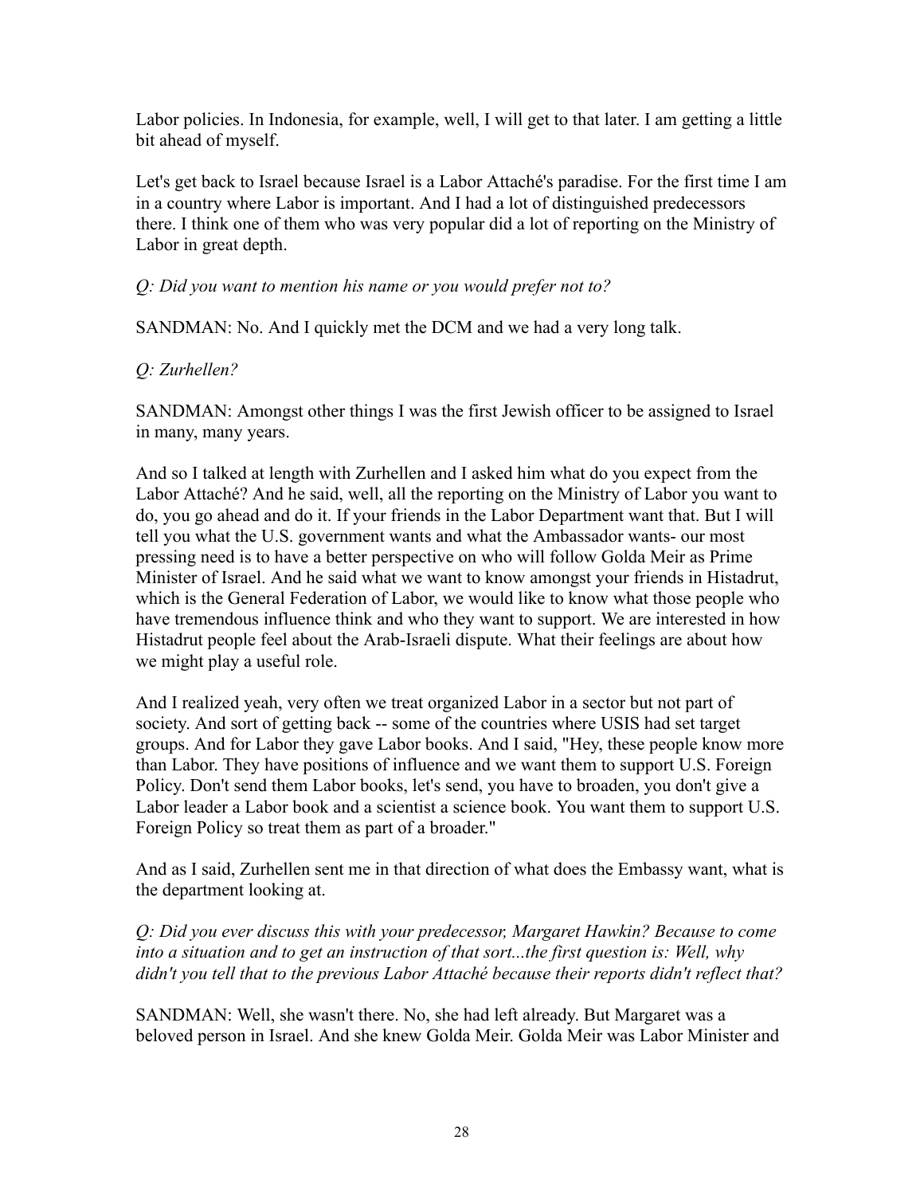Labor policies. In Indonesia, for example, well, I will get to that later. I am getting a little bit ahead of myself.

Let's get back to Israel because Israel is a Labor Attaché's paradise. For the first time I am in a country where Labor is important. And I had a lot of distinguished predecessors there. I think one of them who was very popular did a lot of reporting on the Ministry of Labor in great depth.

*Q: Did you want to mention his name or you would prefer not to?*

SANDMAN: No. And I quickly met the DCM and we had a very long talk.

*Q: Zurhellen?*

SANDMAN: Amongst other things I was the first Jewish officer to be assigned to Israel in many, many years.

And so I talked at length with Zurhellen and I asked him what do you expect from the Labor Attaché? And he said, well, all the reporting on the Ministry of Labor you want to do, you go ahead and do it. If your friends in the Labor Department want that. But I will tell you what the U.S. government wants and what the Ambassador wants- our most pressing need is to have a better perspective on who will follow Golda Meir as Prime Minister of Israel. And he said what we want to know amongst your friends in Histadrut, which is the General Federation of Labor, we would like to know what those people who have tremendous influence think and who they want to support. We are interested in how Histadrut people feel about the Arab-Israeli dispute. What their feelings are about how we might play a useful role.

And I realized yeah, very often we treat organized Labor in a sector but not part of society. And sort of getting back -- some of the countries where USIS had set target groups. And for Labor they gave Labor books. And I said, "Hey, these people know more than Labor. They have positions of influence and we want them to support U.S. Foreign Policy. Don't send them Labor books, let's send, you have to broaden, you don't give a Labor leader a Labor book and a scientist a science book. You want them to support U.S. Foreign Policy so treat them as part of a broader."

And as I said, Zurhellen sent me in that direction of what does the Embassy want, what is the department looking at.

*Q: Did you ever discuss this with your predecessor, Margaret Hawkin? Because to come into a situation and to get an instruction of that sort...the first question is: Well, why didn't you tell that to the previous Labor Attaché because their reports didn't reflect that?*

SANDMAN: Well, she wasn't there. No, she had left already. But Margaret was a beloved person in Israel. And she knew Golda Meir. Golda Meir was Labor Minister and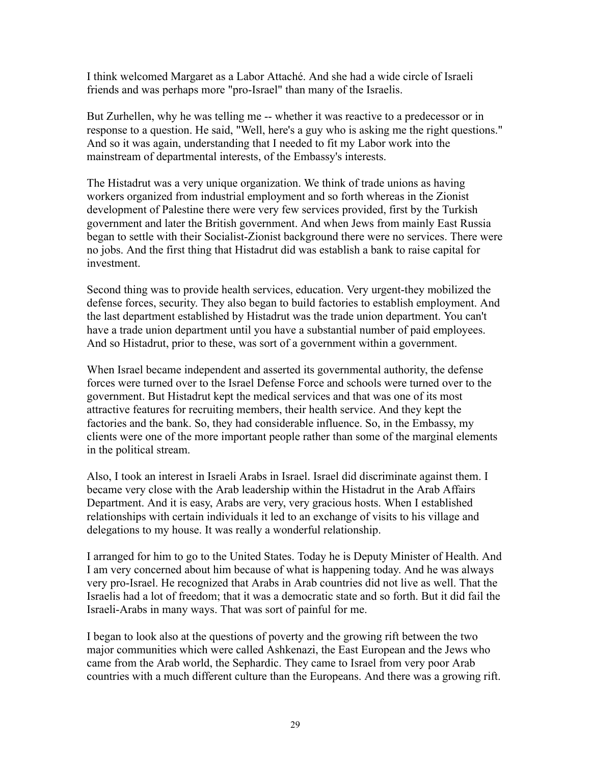I think welcomed Margaret as a Labor Attaché. And she had a wide circle of Israeli friends and was perhaps more "pro-Israel" than many of the Israelis.

But Zurhellen, why he was telling me -- whether it was reactive to a predecessor or in response to a question. He said, "Well, here's a guy who is asking me the right questions." And so it was again, understanding that I needed to fit my Labor work into the mainstream of departmental interests, of the Embassy's interests.

The Histadrut was a very unique organization. We think of trade unions as having workers organized from industrial employment and so forth whereas in the Zionist development of Palestine there were very few services provided, first by the Turkish government and later the British government. And when Jews from mainly East Russia began to settle with their Socialist-Zionist background there were no services. There were no jobs. And the first thing that Histadrut did was establish a bank to raise capital for investment.

Second thing was to provide health services, education. Very urgent-they mobilized the defense forces, security. They also began to build factories to establish employment. And the last department established by Histadrut was the trade union department. You can't have a trade union department until you have a substantial number of paid employees. And so Histadrut, prior to these, was sort of a government within a government.

When Israel became independent and asserted its governmental authority, the defense forces were turned over to the Israel Defense Force and schools were turned over to the government. But Histadrut kept the medical services and that was one of its most attractive features for recruiting members, their health service. And they kept the factories and the bank. So, they had considerable influence. So, in the Embassy, my clients were one of the more important people rather than some of the marginal elements in the political stream.

Also, I took an interest in Israeli Arabs in Israel. Israel did discriminate against them. I became very close with the Arab leadership within the Histadrut in the Arab Affairs Department. And it is easy, Arabs are very, very gracious hosts. When I established relationships with certain individuals it led to an exchange of visits to his village and delegations to my house. It was really a wonderful relationship.

I arranged for him to go to the United States. Today he is Deputy Minister of Health. And I am very concerned about him because of what is happening today. And he was always very pro-Israel. He recognized that Arabs in Arab countries did not live as well. That the Israelis had a lot of freedom; that it was a democratic state and so forth. But it did fail the Israeli-Arabs in many ways. That was sort of painful for me.

I began to look also at the questions of poverty and the growing rift between the two major communities which were called Ashkenazi, the East European and the Jews who came from the Arab world, the Sephardic. They came to Israel from very poor Arab countries with a much different culture than the Europeans. And there was a growing rift.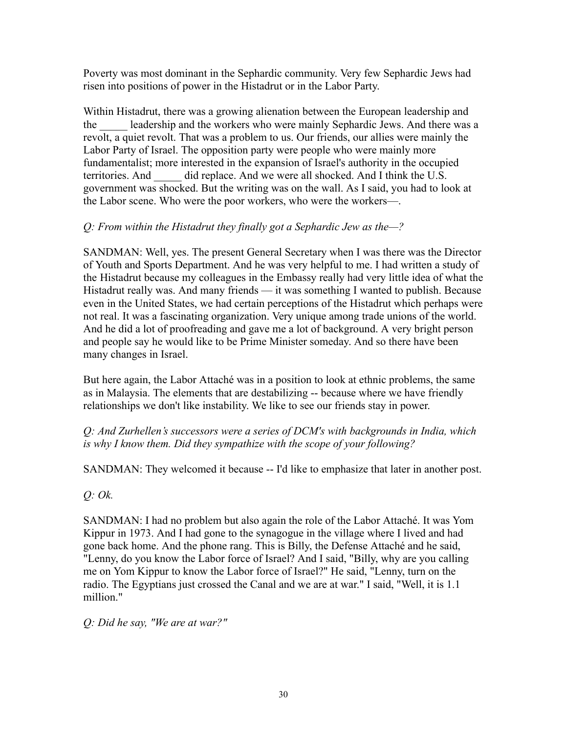Poverty was most dominant in the Sephardic community. Very few Sephardic Jews had risen into positions of power in the Histadrut or in the Labor Party.

Within Histadrut, there was a growing alienation between the European leadership and the _____ leadership and the workers who were mainly Sephardic Jews. And there was a revolt, a quiet revolt. That was a problem to us. Our friends, our allies were mainly the Labor Party of Israel. The opposition party were people who were mainly more fundamentalist; more interested in the expansion of Israel's authority in the occupied territories. And _____ did replace. And we were all shocked. And I think the U.S. government was shocked. But the writing was on the wall. As I said, you had to look at the Labor scene. Who were the poor workers, who were the workers—.

*Q: From within the Histadrut they finally got a Sephardic Jew as the—?*

SANDMAN: Well, yes. The present General Secretary when I was there was the Director of Youth and Sports Department. And he was very helpful to me. I had written a study of the Histadrut because my colleagues in the Embassy really had very little idea of what the Histadrut really was. And many friends — it was something I wanted to publish. Because even in the United States, we had certain perceptions of the Histadrut which perhaps were not real. It was a fascinating organization. Very unique among trade unions of the world. And he did a lot of proofreading and gave me a lot of background. A very bright person and people say he would like to be Prime Minister someday. And so there have been many changes in Israel.

But here again, the Labor Attaché was in a position to look at ethnic problems, the same as in Malaysia. The elements that are destabilizing -- because where we have friendly relationships we don't like instability. We like to see our friends stay in power.

*Q: And Zurhellen's successors were a series of DCM's with backgrounds in India, which is why I know them. Did they sympathize with the scope of your following?*

SANDMAN: They welcomed it because -- I'd like to emphasize that later in another post.

*Q: Ok.*

SANDMAN: I had no problem but also again the role of the Labor Attaché. It was Yom Kippur in 1973. And I had gone to the synagogue in the village where I lived and had gone back home. And the phone rang. This is Billy, the Defense Attaché and he said, "Lenny, do you know the Labor force of Israel? And I said, "Billy, why are you calling me on Yom Kippur to know the Labor force of Israel?" He said, "Lenny, turn on the radio. The Egyptians just crossed the Canal and we are at war." I said, "Well, it is 1.1 million."

*Q: Did he say, "We are at war?"*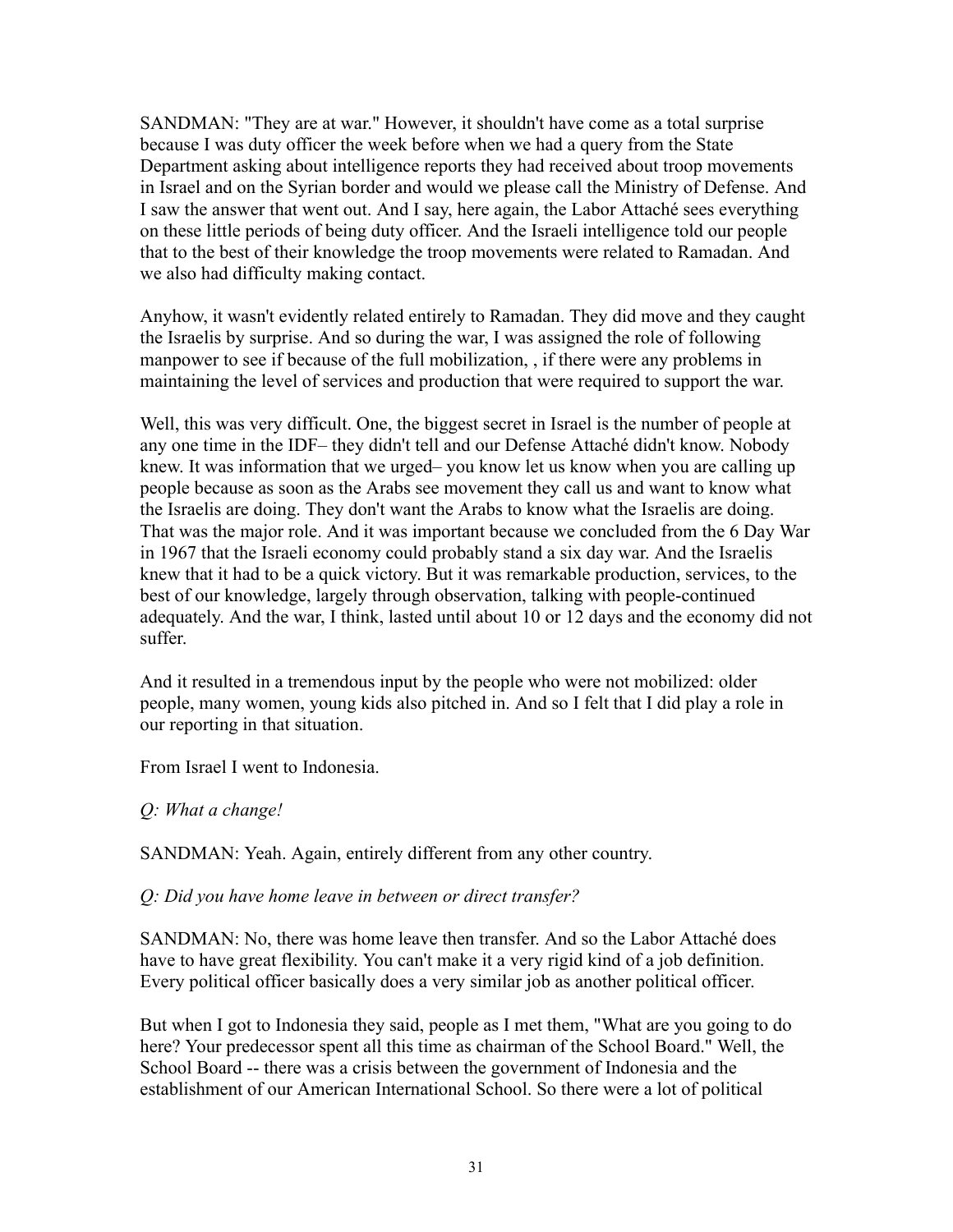SANDMAN: "They are at war." However, it shouldn't have come as a total surprise because I was duty officer the week before when we had a query from the State Department asking about intelligence reports they had received about troop movements in Israel and on the Syrian border and would we please call the Ministry of Defense. And I saw the answer that went out. And I say, here again, the Labor Attaché sees everything on these little periods of being duty officer. And the Israeli intelligence told our people that to the best of their knowledge the troop movements were related to Ramadan. And we also had difficulty making contact.

Anyhow, it wasn't evidently related entirely to Ramadan. They did move and they caught the Israelis by surprise. And so during the war, I was assigned the role of following manpower to see if because of the full mobilization, , if there were any problems in maintaining the level of services and production that were required to support the war.

Well, this was very difficult. One, the biggest secret in Israel is the number of people at any one time in the IDF– they didn't tell and our Defense Attaché didn't know. Nobody knew. It was information that we urged– you know let us know when you are calling up people because as soon as the Arabs see movement they call us and want to know what the Israelis are doing. They don't want the Arabs to know what the Israelis are doing. That was the major role. And it was important because we concluded from the 6 Day War in 1967 that the Israeli economy could probably stand a six day war. And the Israelis knew that it had to be a quick victory. But it was remarkable production, services, to the best of our knowledge, largely through observation, talking with people-continued adequately. And the war, I think, lasted until about 10 or 12 days and the economy did not suffer.

And it resulted in a tremendous input by the people who were not mobilized: older people, many women, young kids also pitched in. And so I felt that I did play a role in our reporting in that situation.

From Israel I went to Indonesia.

*Q: What a change!*

SANDMAN: Yeah. Again, entirely different from any other country.

*Q: Did you have home leave in between or direct transfer?*

SANDMAN: No, there was home leave then transfer. And so the Labor Attaché does have to have great flexibility. You can't make it a very rigid kind of a job definition. Every political officer basically does a very similar job as another political officer.

But when I got to Indonesia they said, people as I met them, "What are you going to do here? Your predecessor spent all this time as chairman of the School Board." Well, the School Board -- there was a crisis between the government of Indonesia and the establishment of our American International School. So there were a lot of political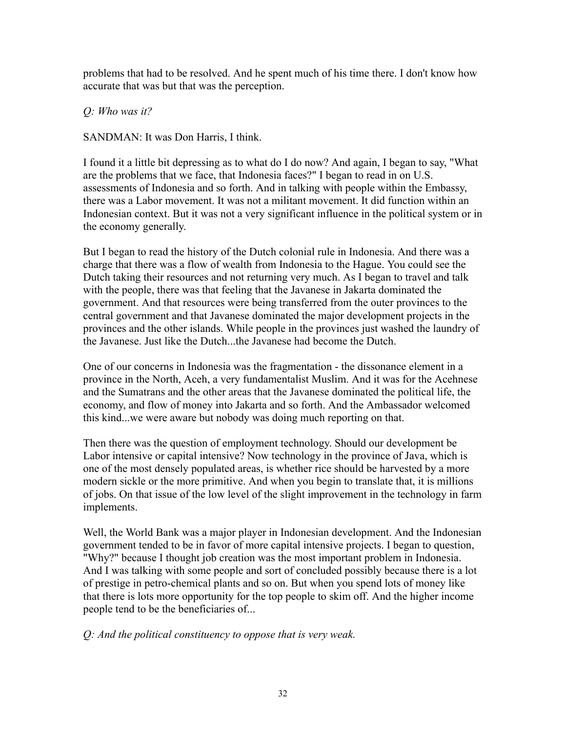problems that had to be resolved. And he spent much of his time there. I don't know how accurate that was but that was the perception.

*Q: Who was it?*

SANDMAN: It was Don Harris, I think.

I found it a little bit depressing as to what do I do now? And again, I began to say, "What are the problems that we face, that Indonesia faces?" I began to read in on U.S. assessments of Indonesia and so forth. And in talking with people within the Embassy, there was a Labor movement. It was not a militant movement. It did function within an Indonesian context. But it was not a very significant influence in the political system or in the economy generally.

But I began to read the history of the Dutch colonial rule in Indonesia. And there was a charge that there was a flow of wealth from Indonesia to the Hague. You could see the Dutch taking their resources and not returning very much. As I began to travel and talk with the people, there was that feeling that the Javanese in Jakarta dominated the government. And that resources were being transferred from the outer provinces to the central government and that Javanese dominated the major development projects in the provinces and the other islands. While people in the provinces just washed the laundry of the Javanese. Just like the Dutch...the Javanese had become the Dutch.

One of our concerns in Indonesia was the fragmentation - the dissonance element in a province in the North, Aceh, a very fundamentalist Muslim. And it was for the Acehnese and the Sumatrans and the other areas that the Javanese dominated the political life, the economy, and flow of money into Jakarta and so forth. And the Ambassador welcomed this kind...we were aware but nobody was doing much reporting on that.

Then there was the question of employment technology. Should our development be Labor intensive or capital intensive? Now technology in the province of Java, which is one of the most densely populated areas, is whether rice should be harvested by a more modern sickle or the more primitive. And when you begin to translate that, it is millions of jobs. On that issue of the low level of the slight improvement in the technology in farm implements.

Well, the World Bank was a major player in Indonesian development. And the Indonesian government tended to be in favor of more capital intensive projects. I began to question, "Why?" because I thought job creation was the most important problem in Indonesia. And I was talking with some people and sort of concluded possibly because there is a lot of prestige in petro-chemical plants and so on. But when you spend lots of money like that there is lots more opportunity for the top people to skim off. And the higher income people tend to be the beneficiaries of...

*Q: And the political constituency to oppose that is very weak.*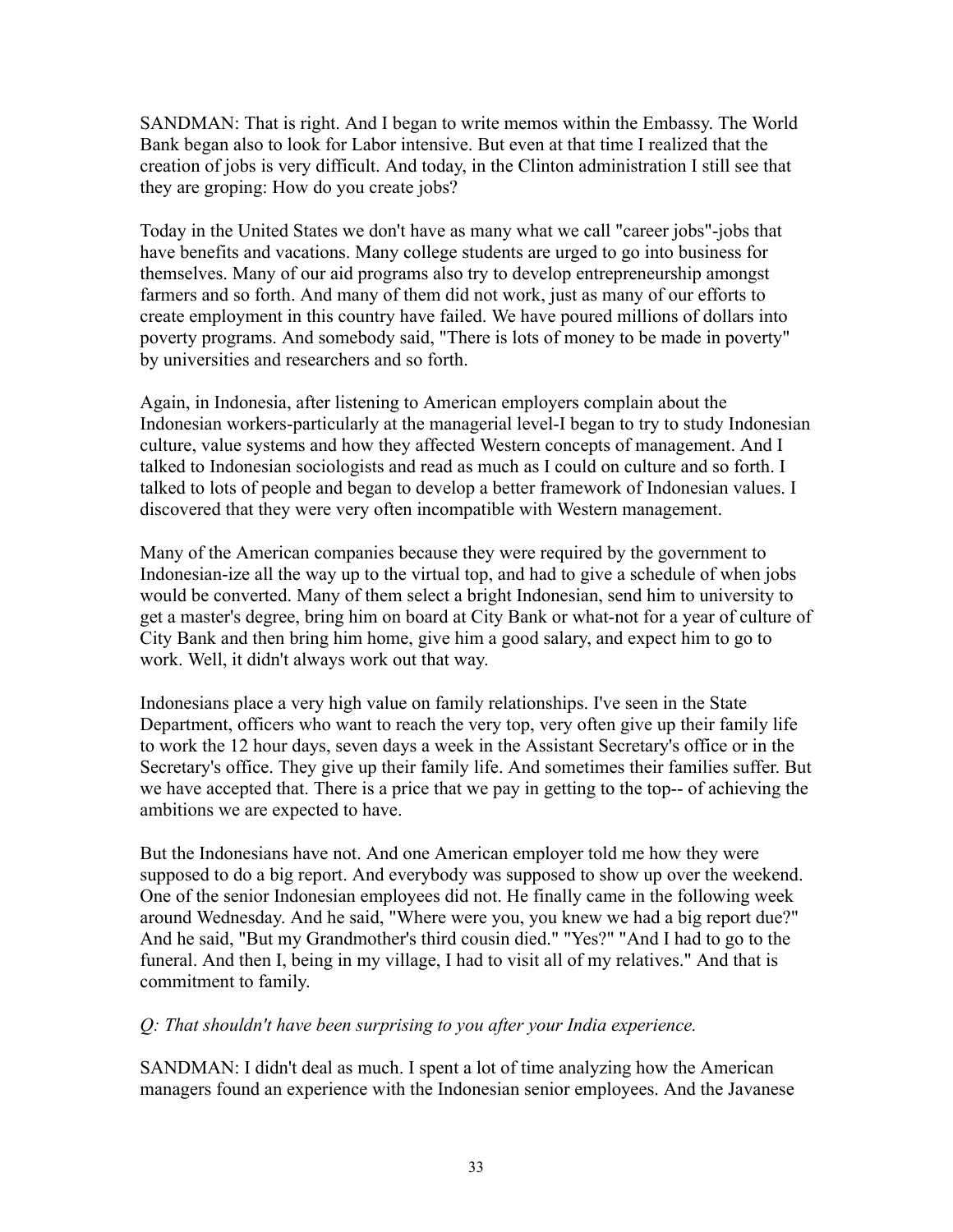SANDMAN: That is right. And I began to write memos within the Embassy. The World Bank began also to look for Labor intensive. But even at that time I realized that the creation of jobs is very difficult. And today, in the Clinton administration I still see that they are groping: How do you create jobs?

Today in the United States we don't have as many what we call "career jobs"-jobs that have benefits and vacations. Many college students are urged to go into business for themselves. Many of our aid programs also try to develop entrepreneurship amongst farmers and so forth. And many of them did not work, just as many of our efforts to create employment in this country have failed. We have poured millions of dollars into poverty programs. And somebody said, "There is lots of money to be made in poverty" by universities and researchers and so forth.

Again, in Indonesia, after listening to American employers complain about the Indonesian workers-particularly at the managerial level-I began to try to study Indonesian culture, value systems and how they affected Western concepts of management. And I talked to Indonesian sociologists and read as much as I could on culture and so forth. I talked to lots of people and began to develop a better framework of Indonesian values. I discovered that they were very often incompatible with Western management.

Many of the American companies because they were required by the government to Indonesian-ize all the way up to the virtual top, and had to give a schedule of when jobs would be converted. Many of them select a bright Indonesian, send him to university to get a master's degree, bring him on board at City Bank or what-not for a year of culture of City Bank and then bring him home, give him a good salary, and expect him to go to work. Well, it didn't always work out that way.

Indonesians place a very high value on family relationships. I've seen in the State Department, officers who want to reach the very top, very often give up their family life to work the 12 hour days, seven days a week in the Assistant Secretary's office or in the Secretary's office. They give up their family life. And sometimes their families suffer. But we have accepted that. There is a price that we pay in getting to the top-- of achieving the ambitions we are expected to have.

But the Indonesians have not. And one American employer told me how they were supposed to do a big report. And everybody was supposed to show up over the weekend. One of the senior Indonesian employees did not. He finally came in the following week around Wednesday. And he said, "Where were you, you knew we had a big report due?" And he said, "But my Grandmother's third cousin died." "Yes?" "And I had to go to the funeral. And then I, being in my village, I had to visit all of my relatives." And that is commitment to family.

*Q: That shouldn't have been surprising to you after your India experience.*

SANDMAN: I didn't deal as much. I spent a lot of time analyzing how the American managers found an experience with the Indonesian senior employees. And the Javanese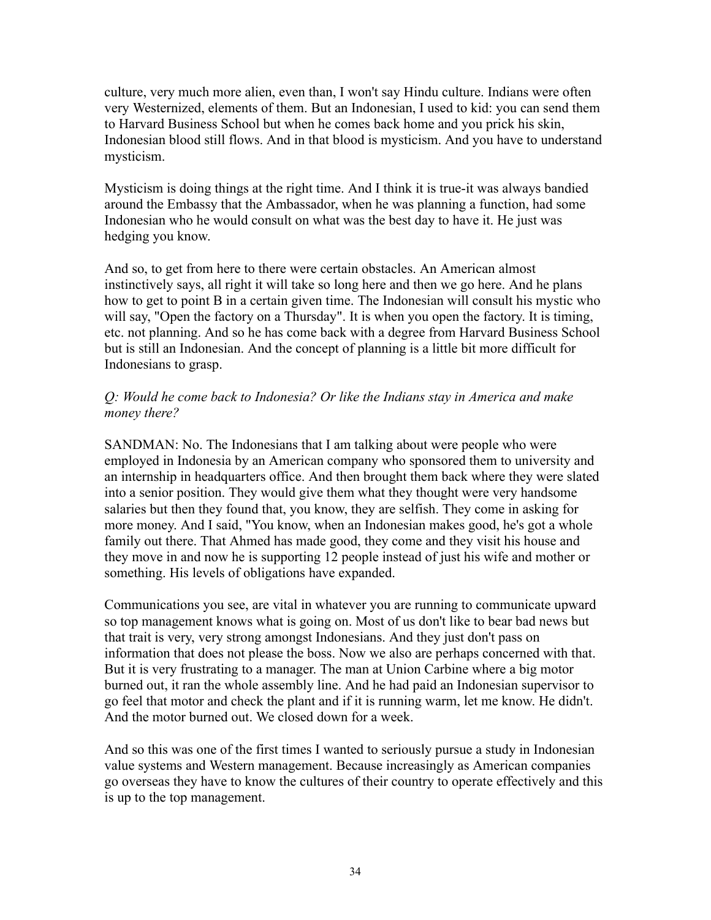culture, very much more alien, even than, I won't say Hindu culture. Indians were often very Westernized, elements of them. But an Indonesian, I used to kid: you can send them to Harvard Business School but when he comes back home and you prick his skin, Indonesian blood still flows. And in that blood is mysticism. And you have to understand mysticism.

Mysticism is doing things at the right time. And I think it is true-it was always bandied around the Embassy that the Ambassador, when he was planning a function, had some Indonesian who he would consult on what was the best day to have it. He just was hedging you know.

And so, to get from here to there were certain obstacles. An American almost instinctively says, all right it will take so long here and then we go here. And he plans how to get to point B in a certain given time. The Indonesian will consult his mystic who will say, "Open the factory on a Thursday". It is when you open the factory. It is timing, etc. not planning. And so he has come back with a degree from Harvard Business School but is still an Indonesian. And the concept of planning is a little bit more difficult for Indonesians to grasp.

*Q: Would he come back to Indonesia? Or like the Indians stay in America and make money there?*

SANDMAN: No. The Indonesians that I am talking about were people who were employed in Indonesia by an American company who sponsored them to university and an internship in headquarters office. And then brought them back where they were slated into a senior position. They would give them what they thought were very handsome salaries but then they found that, you know, they are selfish. They come in asking for more money. And I said, "You know, when an Indonesian makes good, he's got a whole family out there. That Ahmed has made good, they come and they visit his house and they move in and now he is supporting 12 people instead of just his wife and mother or something. His levels of obligations have expanded.

Communications you see, are vital in whatever you are running to communicate upward so top management knows what is going on. Most of us don't like to bear bad news but that trait is very, very strong amongst Indonesians. And they just don't pass on information that does not please the boss. Now we also are perhaps concerned with that. But it is very frustrating to a manager. The man at Union Carbine where a big motor burned out, it ran the whole assembly line. And he had paid an Indonesian supervisor to go feel that motor and check the plant and if it is running warm, let me know. He didn't. And the motor burned out. We closed down for a week.

And so this was one of the first times I wanted to seriously pursue a study in Indonesian value systems and Western management. Because increasingly as American companies go overseas they have to know the cultures of their country to operate effectively and this is up to the top management.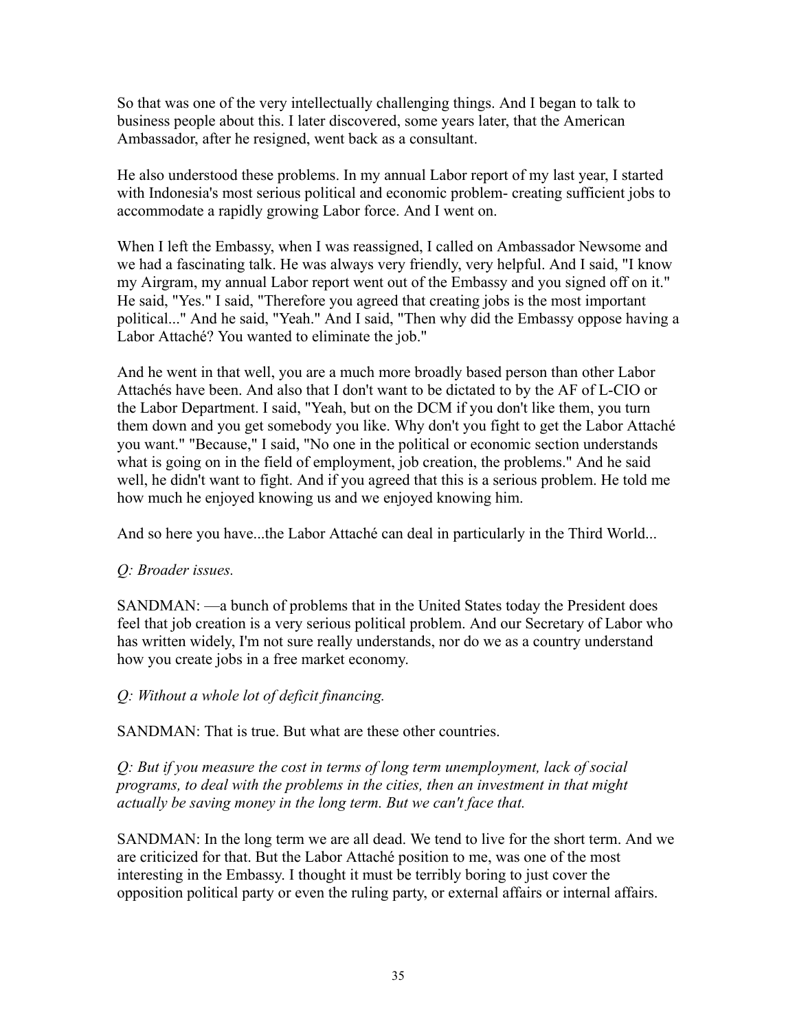So that was one of the very intellectually challenging things. And I began to talk to business people about this. I later discovered, some years later, that the American Ambassador, after he resigned, went back as a consultant.

He also understood these problems. In my annual Labor report of my last year, I started with Indonesia's most serious political and economic problem- creating sufficient jobs to accommodate a rapidly growing Labor force. And I went on.

When I left the Embassy, when I was reassigned, I called on Ambassador Newsome and we had a fascinating talk. He was always very friendly, very helpful. And I said, "I know my Airgram, my annual Labor report went out of the Embassy and you signed off on it." He said, "Yes." I said, "Therefore you agreed that creating jobs is the most important political..." And he said, "Yeah." And I said, "Then why did the Embassy oppose having a Labor Attaché? You wanted to eliminate the job."

And he went in that well, you are a much more broadly based person than other Labor Attachés have been. And also that I don't want to be dictated to by the AF of L-CIO or the Labor Department. I said, "Yeah, but on the DCM if you don't like them, you turn them down and you get somebody you like. Why don't you fight to get the Labor Attaché you want." "Because," I said, "No one in the political or economic section understands what is going on in the field of employment, job creation, the problems." And he said well, he didn't want to fight. And if you agreed that this is a serious problem. He told me how much he enjoyed knowing us and we enjoyed knowing him.

And so here you have...the Labor Attaché can deal in particularly in the Third World...

*Q: Broader issues.*

SANDMAN: —a bunch of problems that in the United States today the President does feel that job creation is a very serious political problem. And our Secretary of Labor who has written widely, I'm not sure really understands, nor do we as a country understand how you create jobs in a free market economy.

*Q: Without a whole lot of deficit financing.*

SANDMAN: That is true. But what are these other countries.

*Q: But if you measure the cost in terms of long term unemployment, lack of social programs, to deal with the problems in the cities, then an investment in that might actually be saving money in the long term. But we can't face that.*

SANDMAN: In the long term we are all dead. We tend to live for the short term. And we are criticized for that. But the Labor Attaché position to me, was one of the most interesting in the Embassy. I thought it must be terribly boring to just cover the opposition political party or even the ruling party, or external affairs or internal affairs.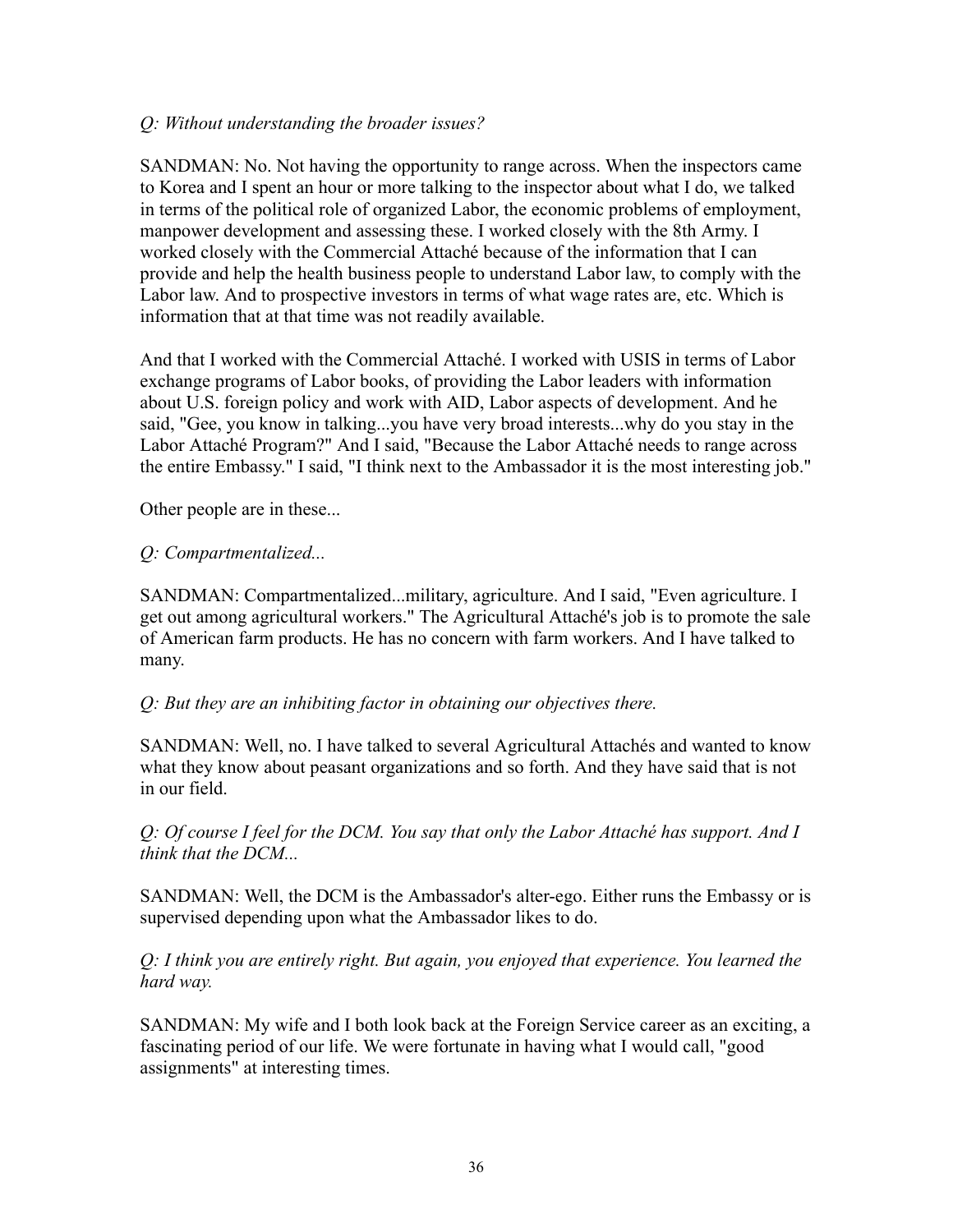*Q: Without understanding the broader issues?*

SANDMAN: No. Not having the opportunity to range across. When the inspectors came to Korea and I spent an hour or more talking to the inspector about what I do, we talked in terms of the political role of organized Labor, the economic problems of employment, manpower development and assessing these. I worked closely with the 8th Army. I worked closely with the Commercial Attaché because of the information that I can provide and help the health business people to understand Labor law, to comply with the Labor law. And to prospective investors in terms of what wage rates are, etc. Which is information that at that time was not readily available.

And that I worked with the Commercial Attaché. I worked with USIS in terms of Labor exchange programs of Labor books, of providing the Labor leaders with information about U.S. foreign policy and work with AID, Labor aspects of development. And he said, "Gee, you know in talking...you have very broad interests...why do you stay in the Labor Attaché Program?" And I said, "Because the Labor Attaché needs to range across the entire Embassy." I said, "I think next to the Ambassador it is the most interesting job."

Other people are in these...

*Q: Compartmentalized...*

SANDMAN: Compartmentalized...military, agriculture. And I said, "Even agriculture. I get out among agricultural workers." The Agricultural Attaché's job is to promote the sale of American farm products. He has no concern with farm workers. And I have talked to many.

*Q: But they are an inhibiting factor in obtaining our objectives there.*

SANDMAN: Well, no. I have talked to several Agricultural Attachés and wanted to know what they know about peasant organizations and so forth. And they have said that is not in our field.

*Q: Of course I feel for the DCM. You say that only the Labor Attaché has support. And I think that the DCM...*

SANDMAN: Well, the DCM is the Ambassador's alter-ego. Either runs the Embassy or is supervised depending upon what the Ambassador likes to do.

*Q: I think you are entirely right. But again, you enjoyed that experience. You learned the hard way.*

SANDMAN: My wife and I both look back at the Foreign Service career as an exciting, a fascinating period of our life. We were fortunate in having what I would call, "good assignments" at interesting times.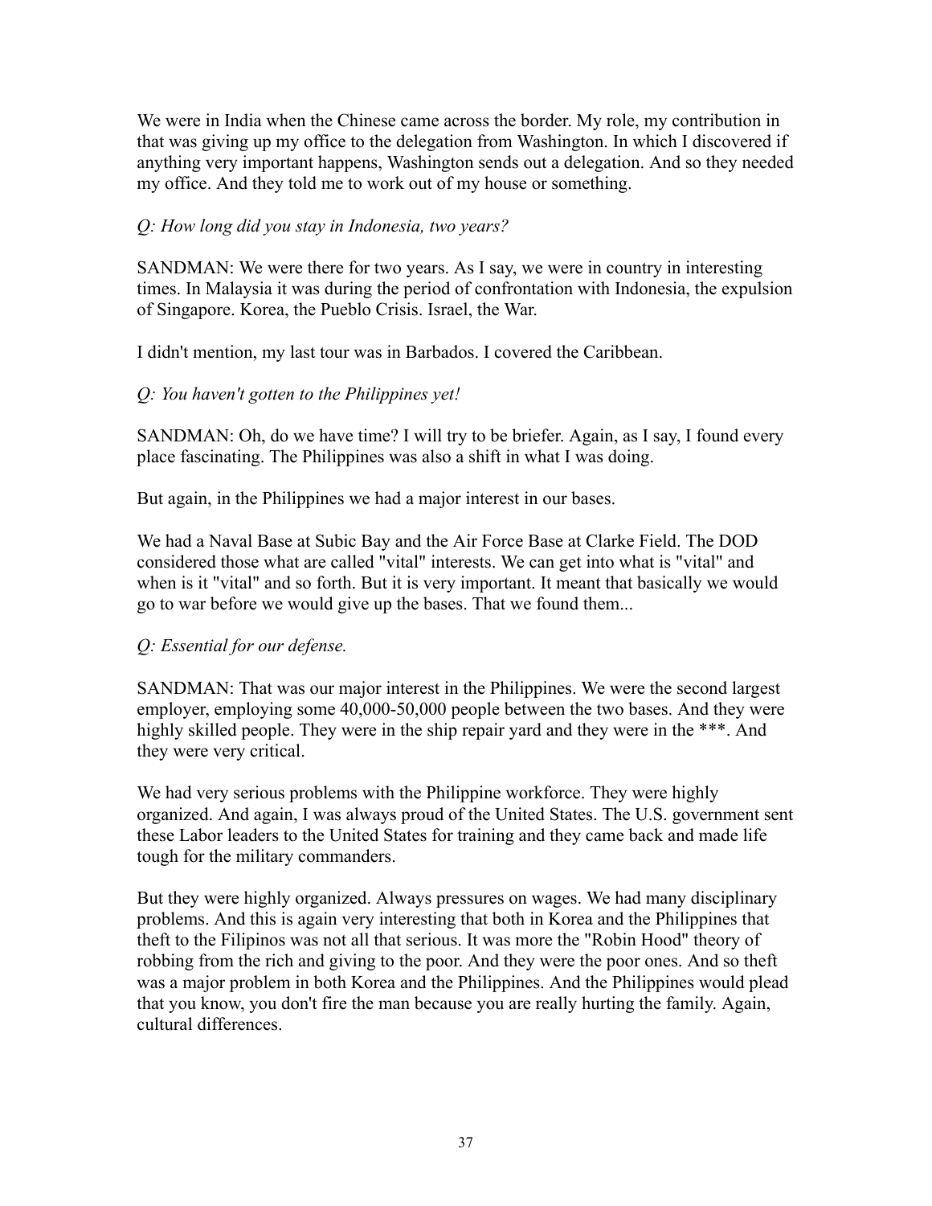We were in India when the Chinese came across the border. My role, my contribution in that was giving up my office to the delegation from Washington. In which I discovered if anything very important happens, Washington sends out a delegation. And so they needed my office. And they told me to work out of my house or something.

*Q: How long did you stay in Indonesia, two years?*

SANDMAN: We were there for two years. As I say, we were in country in interesting times. In Malaysia it was during the period of confrontation with Indonesia, the expulsion of Singapore. Korea, the Pueblo Crisis. Israel, the War.

I didn't mention, my last tour was in Barbados. I covered the Caribbean.

*Q: You haven't gotten to the Philippines yet!*

SANDMAN: Oh, do we have time? I will try to be briefer. Again, as I say, I found every place fascinating. The Philippines was also a shift in what I was doing.

But again, in the Philippines we had a major interest in our bases.

We had a Naval Base at Subic Bay and the Air Force Base at Clarke Field. The DOD considered those what are called "vital" interests. We can get into what is "vital" and when is it "vital" and so forth. But it is very important. It meant that basically we would go to war before we would give up the bases. That we found them...

*Q: Essential for our defense.*

SANDMAN: That was our major interest in the Philippines. We were the second largest employer, employing some 40,000-50,000 people between the two bases. And they were highly skilled people. They were in the ship repair yard and they were in the ***. And they were very critical.

We had very serious problems with the Philippine workforce. They were highly organized. And again, I was always proud of the United States. The U.S. government sent these Labor leaders to the United States for training and they came back and made life tough for the military commanders.

But they were highly organized. Always pressures on wages. We had many disciplinary problems. And this is again very interesting that both in Korea and the Philippines that theft to the Filipinos was not all that serious. It was more the "Robin Hood" theory of robbing from the rich and giving to the poor. And they were the poor ones. And so theft was a major problem in both Korea and the Philippines. And the Philippines would plead that you know, you don't fire the man because you are really hurting the family. Again, cultural differences.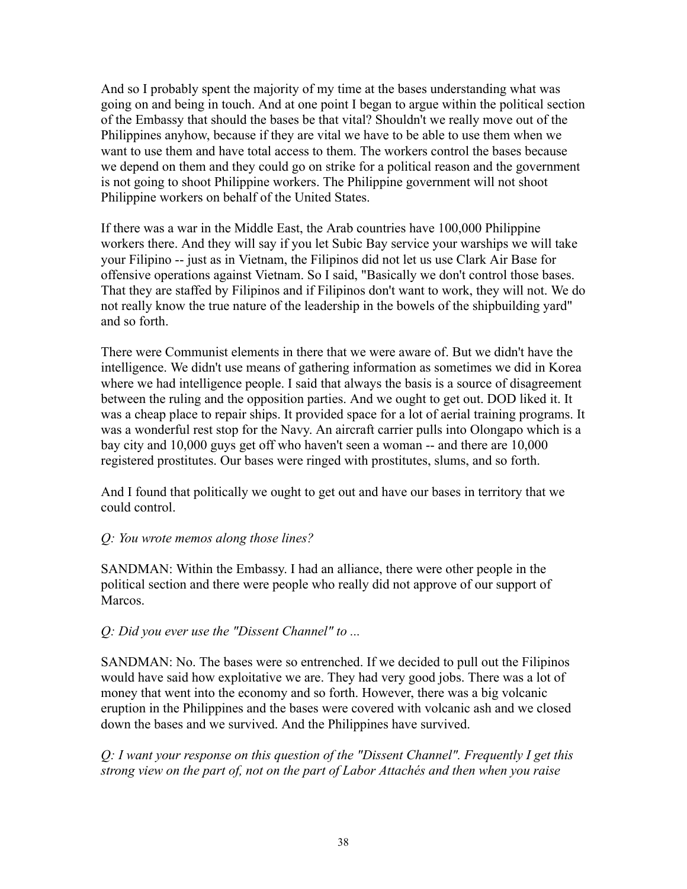And so I probably spent the majority of my time at the bases understanding what was going on and being in touch. And at one point I began to argue within the political section of the Embassy that should the bases be that vital? Shouldn't we really move out of the Philippines anyhow, because if they are vital we have to be able to use them when we want to use them and have total access to them. The workers control the bases because we depend on them and they could go on strike for a political reason and the government is not going to shoot Philippine workers. The Philippine government will not shoot Philippine workers on behalf of the United States.

If there was a war in the Middle East, the Arab countries have 100,000 Philippine workers there. And they will say if you let Subic Bay service your warships we will take your Filipino -- just as in Vietnam, the Filipinos did not let us use Clark Air Base for offensive operations against Vietnam. So I said, "Basically we don't control those bases. That they are staffed by Filipinos and if Filipinos don't want to work, they will not. We do not really know the true nature of the leadership in the bowels of the shipbuilding yard" and so forth.

There were Communist elements in there that we were aware of. But we didn't have the intelligence. We didn't use means of gathering information as sometimes we did in Korea where we had intelligence people. I said that always the basis is a source of disagreement between the ruling and the opposition parties. And we ought to get out. DOD liked it. It was a cheap place to repair ships. It provided space for a lot of aerial training programs. It was a wonderful rest stop for the Navy. An aircraft carrier pulls into Olongapo which is a bay city and 10,000 guys get off who haven't seen a woman -- and there are 10,000 registered prostitutes. Our bases were ringed with prostitutes, slums, and so forth.

And I found that politically we ought to get out and have our bases in territory that we could control.

*Q: You wrote memos along those lines?*

SANDMAN: Within the Embassy. I had an alliance, there were other people in the political section and there were people who really did not approve of our support of Marcos.

*Q: Did you ever use the "Dissent Channel" to ...*

SANDMAN: No. The bases were so entrenched. If we decided to pull out the Filipinos would have said how exploitative we are. They had very good jobs. There was a lot of money that went into the economy and so forth. However, there was a big volcanic eruption in the Philippines and the bases were covered with volcanic ash and we closed down the bases and we survived. And the Philippines have survived.

*Q: I want your response on this question of the "Dissent Channel". Frequently I get this strong view on the part of, not on the part of Labor Attachés and then when you raise*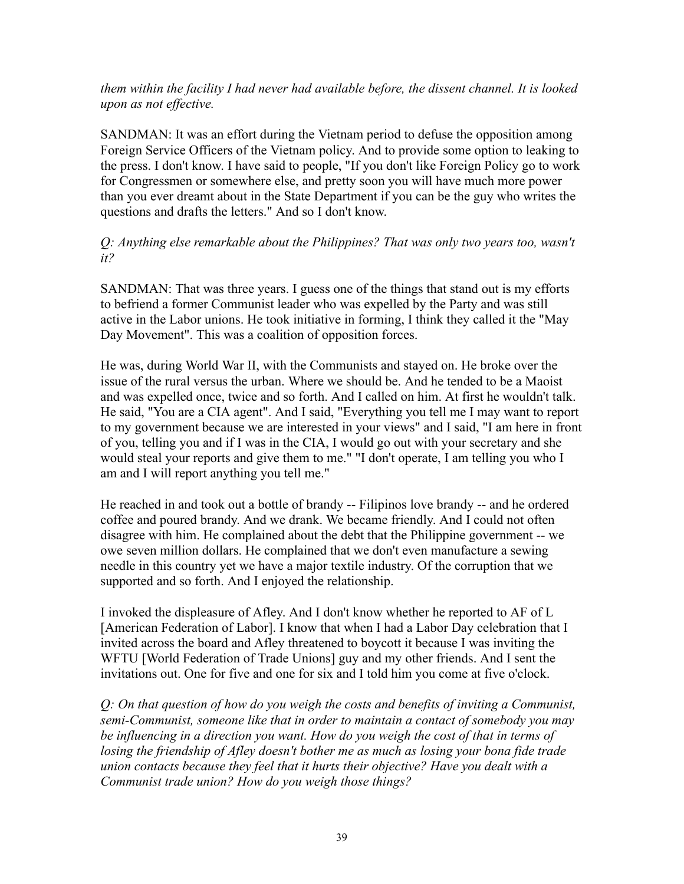*them within the facility I had never had available before, the dissent channel. It is looked upon as not effective.*

SANDMAN: It was an effort during the Vietnam period to defuse the opposition among Foreign Service Officers of the Vietnam policy. And to provide some option to leaking to the press. I don't know. I have said to people, "If you don't like Foreign Policy go to work for Congressmen or somewhere else, and pretty soon you will have much more power than you ever dreamt about in the State Department if you can be the guy who writes the questions and drafts the letters." And so I don't know.

*Q: Anything else remarkable about the Philippines? That was only two years too, wasn't it?*

SANDMAN: That was three years. I guess one of the things that stand out is my efforts to befriend a former Communist leader who was expelled by the Party and was still active in the Labor unions. He took initiative in forming, I think they called it the "May Day Movement". This was a coalition of opposition forces.

He was, during World War II, with the Communists and stayed on. He broke over the issue of the rural versus the urban. Where we should be. And he tended to be a Maoist and was expelled once, twice and so forth. And I called on him. At first he wouldn't talk. He said, "You are a CIA agent". And I said, "Everything you tell me I may want to report to my government because we are interested in your views" and I said, "I am here in front of you, telling you and if I was in the CIA, I would go out with your secretary and she would steal your reports and give them to me." "I don't operate, I am telling you who I am and I will report anything you tell me."

He reached in and took out a bottle of brandy -- Filipinos love brandy -- and he ordered coffee and poured brandy. And we drank. We became friendly. And I could not often disagree with him. He complained about the debt that the Philippine government -- we owe seven million dollars. He complained that we don't even manufacture a sewing needle in this country yet we have a major textile industry. Of the corruption that we supported and so forth. And I enjoyed the relationship.

I invoked the displeasure of Afley. And I don't know whether he reported to AF of L [American Federation of Labor]. I know that when I had a Labor Day celebration that I invited across the board and Afley threatened to boycott it because I was inviting the WFTU [World Federation of Trade Unions] guy and my other friends. And I sent the invitations out. One for five and one for six and I told him you come at five o'clock.

*Q: On that question of how do you weigh the costs and benefits of inviting a Communist, semi-Communist, someone like that in order to maintain a contact of somebody you may be influencing in a direction you want. How do you weigh the cost of that in terms of losing the friendship of Afley doesn't bother me as much as losing your bona fide trade union contacts because they feel that it hurts their objective? Have you dealt with a Communist trade union? How do you weigh those things?*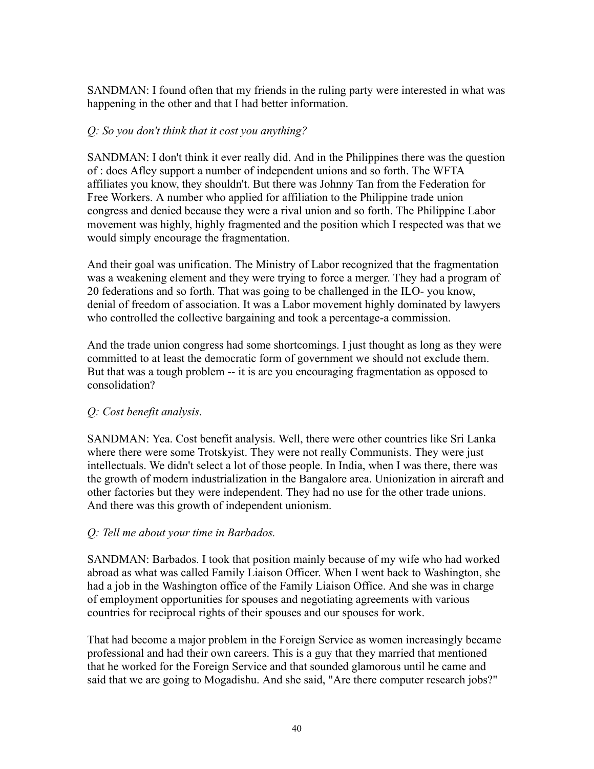SANDMAN: I found often that my friends in the ruling party were interested in what was happening in the other and that I had better information.

*Q: So you don't think that it cost you anything?*

SANDMAN: I don't think it ever really did. And in the Philippines there was the question of : does Afley support a number of independent unions and so forth. The WFTA affiliates you know, they shouldn't. But there was Johnny Tan from the Federation for Free Workers. A number who applied for affiliation to the Philippine trade union congress and denied because they were a rival union and so forth. The Philippine Labor movement was highly, highly fragmented and the position which I respected was that we would simply encourage the fragmentation.

And their goal was unification. The Ministry of Labor recognized that the fragmentation was a weakening element and they were trying to force a merger. They had a program of 20 federations and so forth. That was going to be challenged in the ILO- you know, denial of freedom of association. It was a Labor movement highly dominated by lawyers who controlled the collective bargaining and took a percentage-a commission.

And the trade union congress had some shortcomings. I just thought as long as they were committed to at least the democratic form of government we should not exclude them. But that was a tough problem -- it is are you encouraging fragmentation as opposed to consolidation?

*Q: Cost benefit analysis.*

SANDMAN: Yea. Cost benefit analysis. Well, there were other countries like Sri Lanka where there were some Trotskyist. They were not really Communists. They were just intellectuals. We didn't select a lot of those people. In India, when I was there, there was the growth of modern industrialization in the Bangalore area. Unionization in aircraft and other factories but they were independent. They had no use for the other trade unions. And there was this growth of independent unionism.

*Q: Tell me about your time in Barbados.*

SANDMAN: Barbados. I took that position mainly because of my wife who had worked abroad as what was called Family Liaison Officer. When I went back to Washington, she had a job in the Washington office of the Family Liaison Office. And she was in charge of employment opportunities for spouses and negotiating agreements with various countries for reciprocal rights of their spouses and our spouses for work.

That had become a major problem in the Foreign Service as women increasingly became professional and had their own careers. This is a guy that they married that mentioned that he worked for the Foreign Service and that sounded glamorous until he came and said that we are going to Mogadishu. And she said, "Are there computer research jobs?"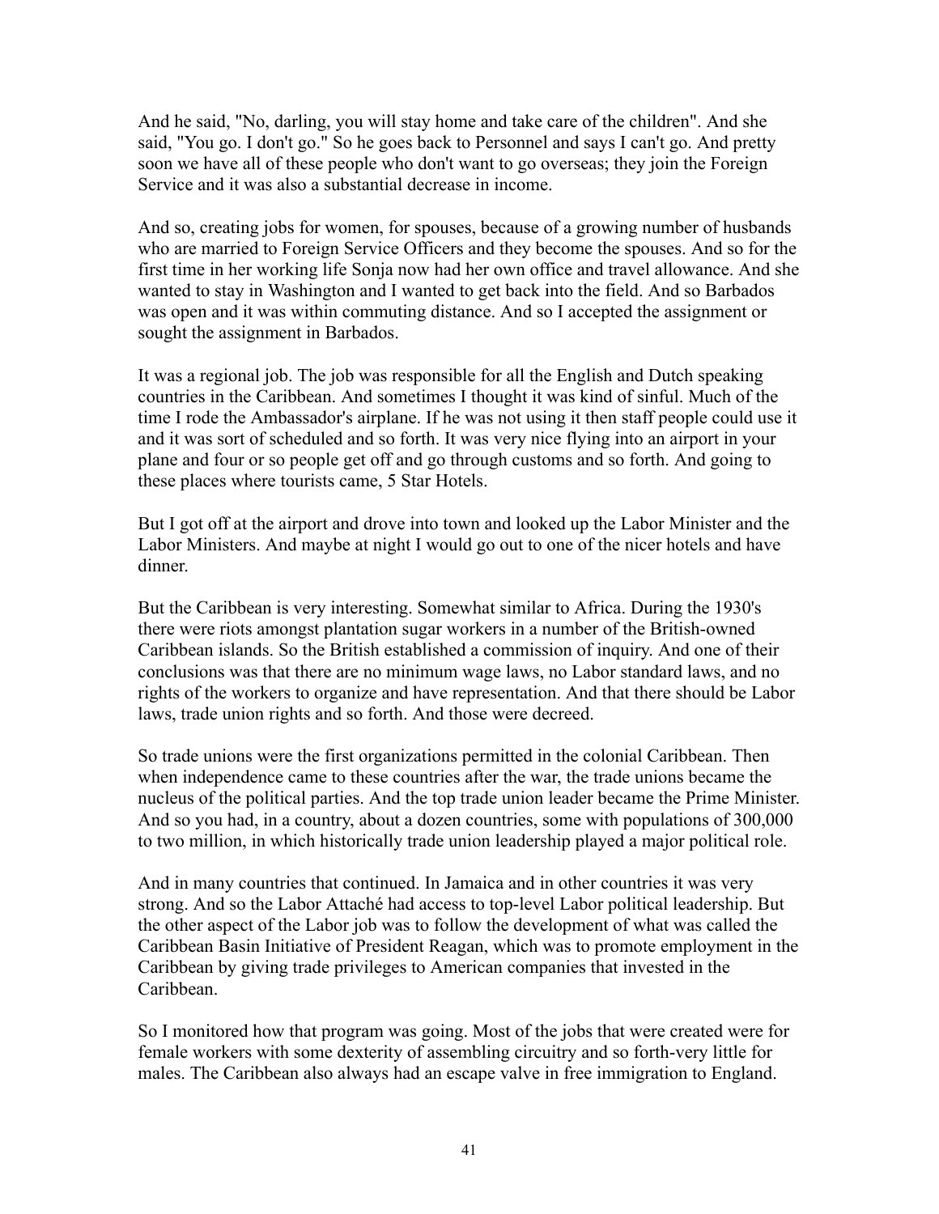And he said, "No, darling, you will stay home and take care of the children". And she said, "You go. I don't go." So he goes back to Personnel and says I can't go. And pretty soon we have all of these people who don't want to go overseas; they join the Foreign Service and it was also a substantial decrease in income.

And so, creating jobs for women, for spouses, because of a growing number of husbands who are married to Foreign Service Officers and they become the spouses. And so for the first time in her working life Sonja now had her own office and travel allowance. And she wanted to stay in Washington and I wanted to get back into the field. And so Barbados was open and it was within commuting distance. And so I accepted the assignment or sought the assignment in Barbados.

It was a regional job. The job was responsible for all the English and Dutch speaking countries in the Caribbean. And sometimes I thought it was kind of sinful. Much of the time I rode the Ambassador's airplane. If he was not using it then staff people could use it and it was sort of scheduled and so forth. It was very nice flying into an airport in your plane and four or so people get off and go through customs and so forth. And going to these places where tourists came, 5 Star Hotels.

But I got off at the airport and drove into town and looked up the Labor Minister and the Labor Ministers. And maybe at night I would go out to one of the nicer hotels and have dinner.

But the Caribbean is very interesting. Somewhat similar to Africa. During the 1930's there were riots amongst plantation sugar workers in a number of the British-owned Caribbean islands. So the British established a commission of inquiry. And one of their conclusions was that there are no minimum wage laws, no Labor standard laws, and no rights of the workers to organize and have representation. And that there should be Labor laws, trade union rights and so forth. And those were decreed.

So trade unions were the first organizations permitted in the colonial Caribbean. Then when independence came to these countries after the war, the trade unions became the nucleus of the political parties. And the top trade union leader became the Prime Minister. And so you had, in a country, about a dozen countries, some with populations of 300,000 to two million, in which historically trade union leadership played a major political role.

And in many countries that continued. In Jamaica and in other countries it was very strong. And so the Labor Attaché had access to top-level Labor political leadership. But the other aspect of the Labor job was to follow the development of what was called the Caribbean Basin Initiative of President Reagan, which was to promote employment in the Caribbean by giving trade privileges to American companies that invested in the Caribbean.

So I monitored how that program was going. Most of the jobs that were created were for female workers with some dexterity of assembling circuitry and so forth-very little for males. The Caribbean also always had an escape valve in free immigration to England.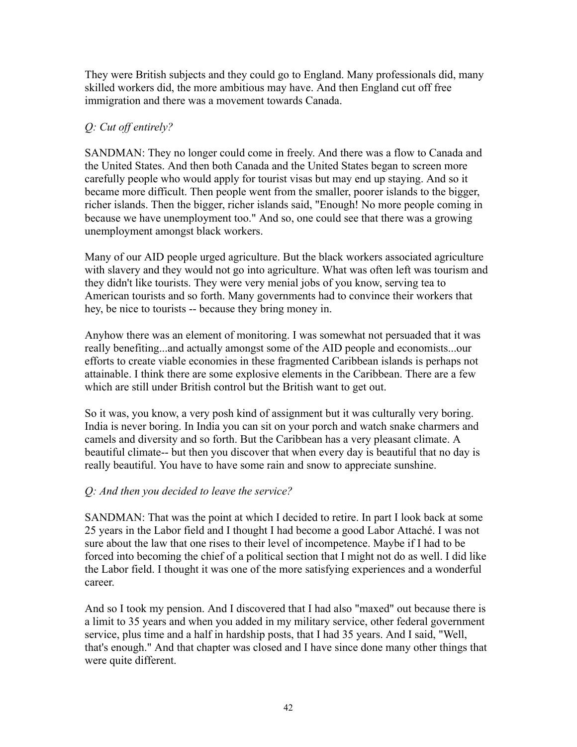They were British subjects and they could go to England. Many professionals did, many skilled workers did, the more ambitious may have. And then England cut off free immigration and there was a movement towards Canada.

*Q: Cut off entirely?*

SANDMAN: They no longer could come in freely. And there was a flow to Canada and the United States. And then both Canada and the United States began to screen more carefully people who would apply for tourist visas but may end up staying. And so it became more difficult. Then people went from the smaller, poorer islands to the bigger, richer islands. Then the bigger, richer islands said, "Enough! No more people coming in because we have unemployment too." And so, one could see that there was a growing unemployment amongst black workers.

Many of our AID people urged agriculture. But the black workers associated agriculture with slavery and they would not go into agriculture. What was often left was tourism and they didn't like tourists. They were very menial jobs of you know, serving tea to American tourists and so forth. Many governments had to convince their workers that hey, be nice to tourists -- because they bring money in.

Anyhow there was an element of monitoring. I was somewhat not persuaded that it was really benefiting...and actually amongst some of the AID people and economists...our efforts to create viable economies in these fragmented Caribbean islands is perhaps not attainable. I think there are some explosive elements in the Caribbean. There are a few which are still under British control but the British want to get out.

So it was, you know, a very posh kind of assignment but it was culturally very boring. India is never boring. In India you can sit on your porch and watch snake charmers and camels and diversity and so forth. But the Caribbean has a very pleasant climate. A beautiful climate-- but then you discover that when every day is beautiful that no day is really beautiful. You have to have some rain and snow to appreciate sunshine.

*Q: And then you decided to leave the service?*

SANDMAN: That was the point at which I decided to retire. In part I look back at some 25 years in the Labor field and I thought I had become a good Labor Attaché. I was not sure about the law that one rises to their level of incompetence. Maybe if I had to be forced into becoming the chief of a political section that I might not do as well. I did like the Labor field. I thought it was one of the more satisfying experiences and a wonderful career.

And so I took my pension. And I discovered that I had also "maxed" out because there is a limit to 35 years and when you added in my military service, other federal government service, plus time and a half in hardship posts, that I had 35 years. And I said, "Well, that's enough." And that chapter was closed and I have since done many other things that were quite different.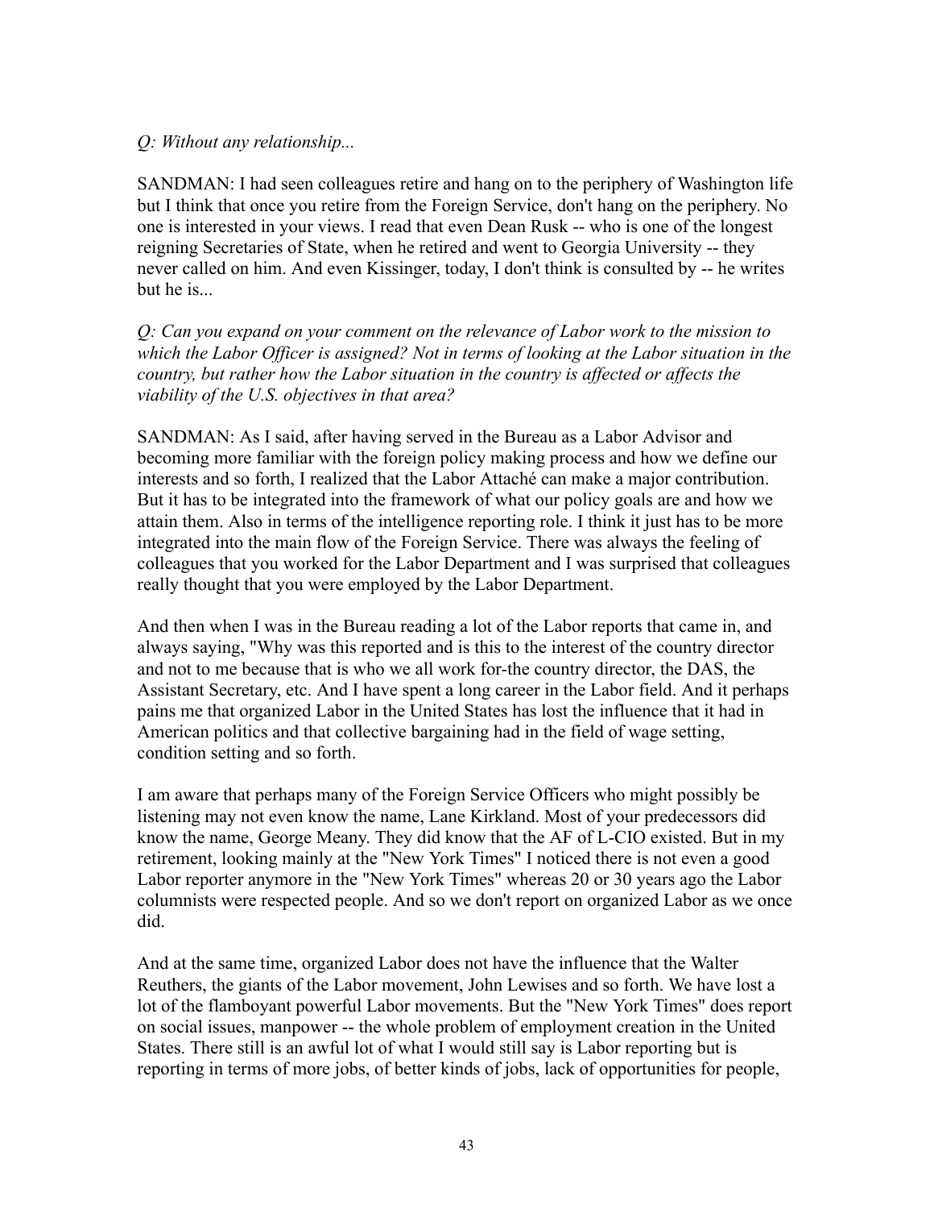*Q: Without any relationship...*

SANDMAN: I had seen colleagues retire and hang on to the periphery of Washington life but I think that once you retire from the Foreign Service, don't hang on the periphery. No one is interested in your views. I read that even Dean Rusk -- who is one of the longest reigning Secretaries of State, when he retired and went to Georgia University -- they never called on him. And even Kissinger, today, I don't think is consulted by -- he writes but he is...

*Q: Can you expand on your comment on the relevance of Labor work to the mission to which the Labor Officer is assigned? Not in terms of looking at the Labor situation in the country, but rather how the Labor situation in the country is affected or affects the viability of the U.S. objectives in that area?*

SANDMAN: As I said, after having served in the Bureau as a Labor Advisor and becoming more familiar with the foreign policy making process and how we define our interests and so forth, I realized that the Labor Attaché can make a major contribution. But it has to be integrated into the framework of what our policy goals are and how we attain them. Also in terms of the intelligence reporting role. I think it just has to be more integrated into the main flow of the Foreign Service. There was always the feeling of colleagues that you worked for the Labor Department and I was surprised that colleagues really thought that you were employed by the Labor Department.

And then when I was in the Bureau reading a lot of the Labor reports that came in, and always saying, "Why was this reported and is this to the interest of the country director and not to me because that is who we all work for-the country director, the DAS, the Assistant Secretary, etc. And I have spent a long career in the Labor field. And it perhaps pains me that organized Labor in the United States has lost the influence that it had in American politics and that collective bargaining had in the field of wage setting, condition setting and so forth.

I am aware that perhaps many of the Foreign Service Officers who might possibly be listening may not even know the name, Lane Kirkland. Most of your predecessors did know the name, George Meany. They did know that the AF of L-CIO existed. But in my retirement, looking mainly at the "New York Times" I noticed there is not even a good Labor reporter anymore in the "New York Times" whereas 20 or 30 years ago the Labor columnists were respected people. And so we don't report on organized Labor as we once did.

And at the same time, organized Labor does not have the influence that the Walter Reuthers, the giants of the Labor movement, John Lewises and so forth. We have lost a lot of the flamboyant powerful Labor movements. But the "New York Times" does report on social issues, manpower -- the whole problem of employment creation in the United States. There still is an awful lot of what I would still say is Labor reporting but is reporting in terms of more jobs, of better kinds of jobs, lack of opportunities for people,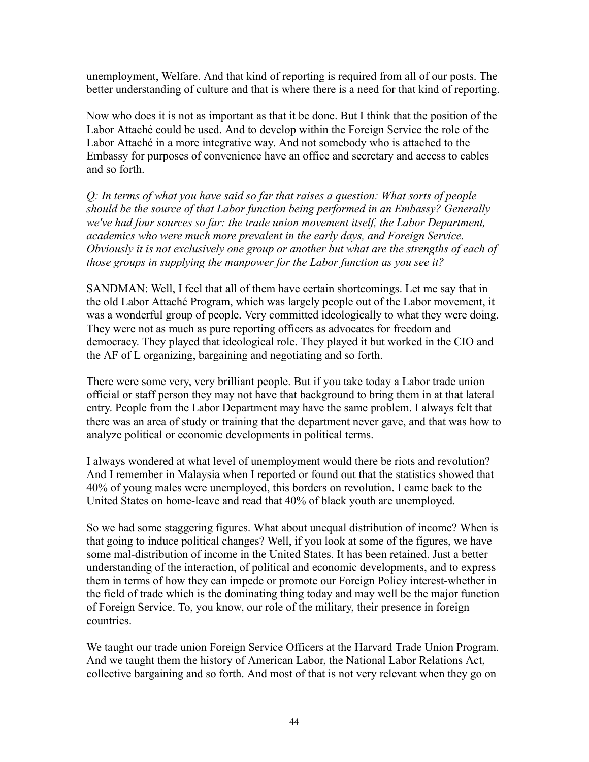unemployment, Welfare. And that kind of reporting is required from all of our posts. The better understanding of culture and that is where there is a need for that kind of reporting.

Now who does it is not as important as that it be done. But I think that the position of the Labor Attaché could be used. And to develop within the Foreign Service the role of the Labor Attaché in a more integrative way. And not somebody who is attached to the Embassy for purposes of convenience have an office and secretary and access to cables and so forth.

*Q: In terms of what you have said so far that raises a question: What sorts of people should be the source of that Labor function being performed in an Embassy? Generally we've had four sources so far: the trade union movement itself, the Labor Department, academics who were much more prevalent in the early days, and Foreign Service. Obviously it is not exclusively one group or another but what are the strengths of each of those groups in supplying the manpower for the Labor function as you see it?*

SANDMAN: Well, I feel that all of them have certain shortcomings. Let me say that in the old Labor Attaché Program, which was largely people out of the Labor movement, it was a wonderful group of people. Very committed ideologically to what they were doing. They were not as much as pure reporting officers as advocates for freedom and democracy. They played that ideological role. They played it but worked in the CIO and the AF of L organizing, bargaining and negotiating and so forth.

There were some very, very brilliant people. But if you take today a Labor trade union official or staff person they may not have that background to bring them in at that lateral entry. People from the Labor Department may have the same problem. I always felt that there was an area of study or training that the department never gave, and that was how to analyze political or economic developments in political terms.

I always wondered at what level of unemployment would there be riots and revolution? And I remember in Malaysia when I reported or found out that the statistics showed that 40% of young males were unemployed, this borders on revolution. I came back to the United States on home-leave and read that 40% of black youth are unemployed.

So we had some staggering figures. What about unequal distribution of income? When is that going to induce political changes? Well, if you look at some of the figures, we have some mal-distribution of income in the United States. It has been retained. Just a better understanding of the interaction, of political and economic developments, and to express them in terms of how they can impede or promote our Foreign Policy interest-whether in the field of trade which is the dominating thing today and may well be the major function of Foreign Service. To, you know, our role of the military, their presence in foreign countries.

We taught our trade union Foreign Service Officers at the Harvard Trade Union Program. And we taught them the history of American Labor, the National Labor Relations Act, collective bargaining and so forth. And most of that is not very relevant when they go on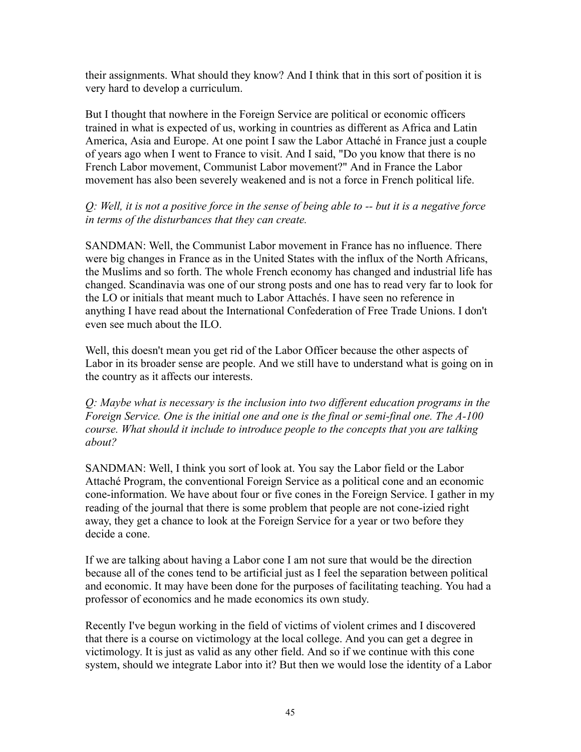their assignments. What should they know? And I think that in this sort of position it is very hard to develop a curriculum.

But I thought that nowhere in the Foreign Service are political or economic officers trained in what is expected of us, working in countries as different as Africa and Latin America, Asia and Europe. At one point I saw the Labor Attaché in France just a couple of years ago when I went to France to visit. And I said, "Do you know that there is no French Labor movement, Communist Labor movement?" And in France the Labor movement has also been severely weakened and is not a force in French political life.

*Q: Well, it is not a positive force in the sense of being able to -- but it is a negative force in terms of the disturbances that they can create.*

SANDMAN: Well, the Communist Labor movement in France has no influence. There were big changes in France as in the United States with the influx of the North Africans, the Muslims and so forth. The whole French economy has changed and industrial life has changed. Scandinavia was one of our strong posts and one has to read very far to look for the LO or initials that meant much to Labor Attachés. I have seen no reference in anything I have read about the International Confederation of Free Trade Unions. I don't even see much about the ILO.

Well, this doesn't mean you get rid of the Labor Officer because the other aspects of Labor in its broader sense are people. And we still have to understand what is going on in the country as it affects our interests.

*Q: Maybe what is necessary is the inclusion into two different education programs in the Foreign Service. One is the initial one and one is the final or semi-final one. The A-100 course. What should it include to introduce people to the concepts that you are talking about?*

SANDMAN: Well, I think you sort of look at. You say the Labor field or the Labor Attaché Program, the conventional Foreign Service as a political cone and an economic cone-information. We have about four or five cones in the Foreign Service. I gather in my reading of the journal that there is some problem that people are not cone-izied right away, they get a chance to look at the Foreign Service for a year or two before they decide a cone.

If we are talking about having a Labor cone I am not sure that would be the direction because all of the cones tend to be artificial just as I feel the separation between political and economic. It may have been done for the purposes of facilitating teaching. You had a professor of economics and he made economics its own study.

Recently I've begun working in the field of victims of violent crimes and I discovered that there is a course on victimology at the local college. And you can get a degree in victimology. It is just as valid as any other field. And so if we continue with this cone system, should we integrate Labor into it? But then we would lose the identity of a Labor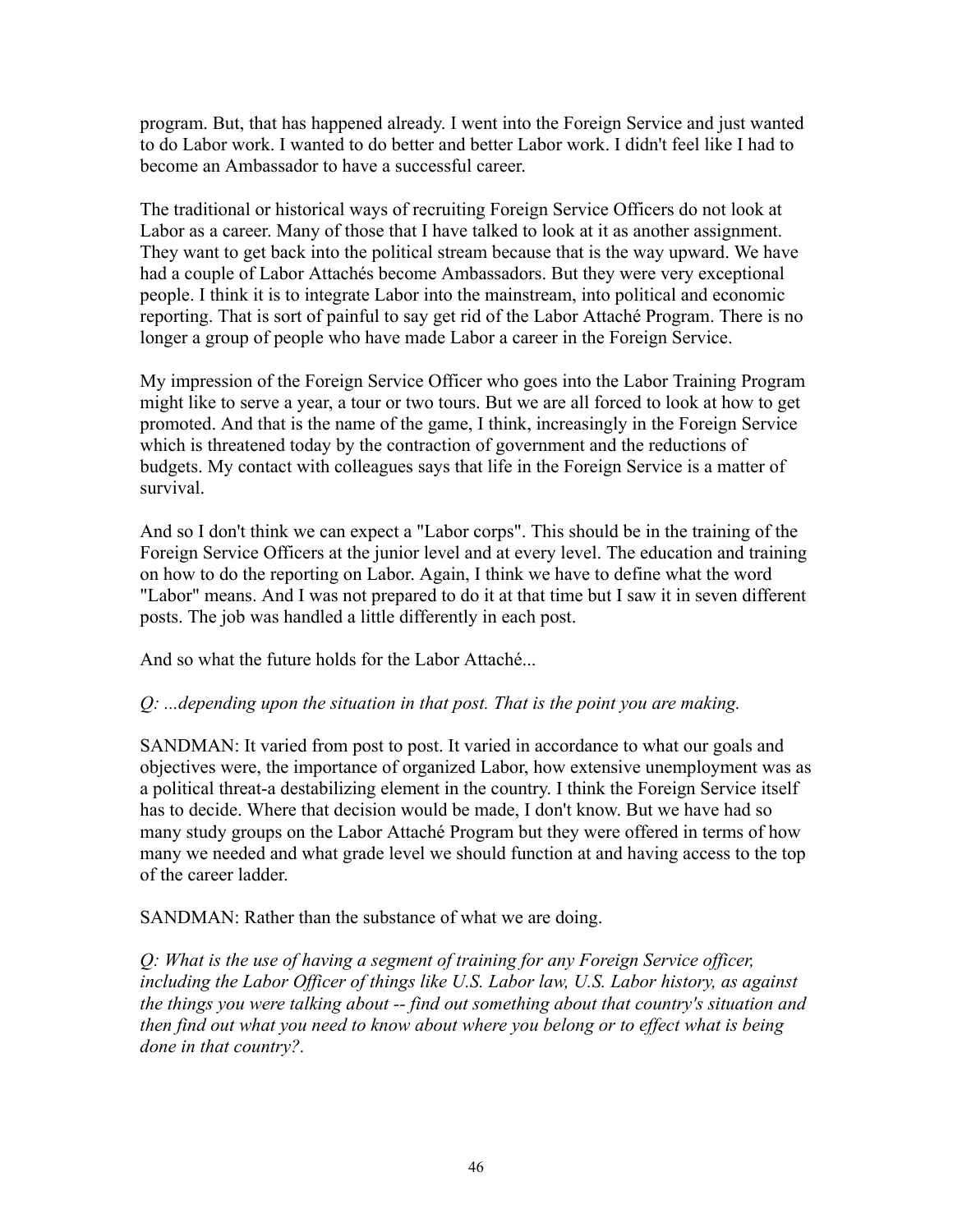program. But, that has happened already. I went into the Foreign Service and just wanted to do Labor work. I wanted to do better and better Labor work. I didn't feel like I had to become an Ambassador to have a successful career.

The traditional or historical ways of recruiting Foreign Service Officers do not look at Labor as a career. Many of those that I have talked to look at it as another assignment. They want to get back into the political stream because that is the way upward. We have had a couple of Labor Attachés become Ambassadors. But they were very exceptional people. I think it is to integrate Labor into the mainstream, into political and economic reporting. That is sort of painful to say get rid of the Labor Attaché Program. There is no longer a group of people who have made Labor a career in the Foreign Service.

My impression of the Foreign Service Officer who goes into the Labor Training Program might like to serve a year, a tour or two tours. But we are all forced to look at how to get promoted. And that is the name of the game, I think, increasingly in the Foreign Service which is threatened today by the contraction of government and the reductions of budgets. My contact with colleagues says that life in the Foreign Service is a matter of survival.

And so I don't think we can expect a "Labor corps". This should be in the training of the Foreign Service Officers at the junior level and at every level. The education and training on how to do the reporting on Labor. Again, I think we have to define what the word "Labor" means. And I was not prepared to do it at that time but I saw it in seven different posts. The job was handled a little differently in each post.

And so what the future holds for the Labor Attaché...

*Q: ...depending upon the situation in that post. That is the point you are making.*

SANDMAN: It varied from post to post. It varied in accordance to what our goals and objectives were, the importance of organized Labor, how extensive unemployment was as a political threat-a destabilizing element in the country. I think the Foreign Service itself has to decide. Where that decision would be made, I don't know. But we have had so many study groups on the Labor Attaché Program but they were offered in terms of how many we needed and what grade level we should function at and having access to the top of the career ladder.

SANDMAN: Rather than the substance of what we are doing.

*Q: What is the use of having a segment of training for any Foreign Service officer, including the Labor Officer of things like U.S. Labor law, U.S. Labor history, as against the things you were talking about -- find out something about that country's situation and then find out what you need to know about where you belong or to effect what is being done in that country?.*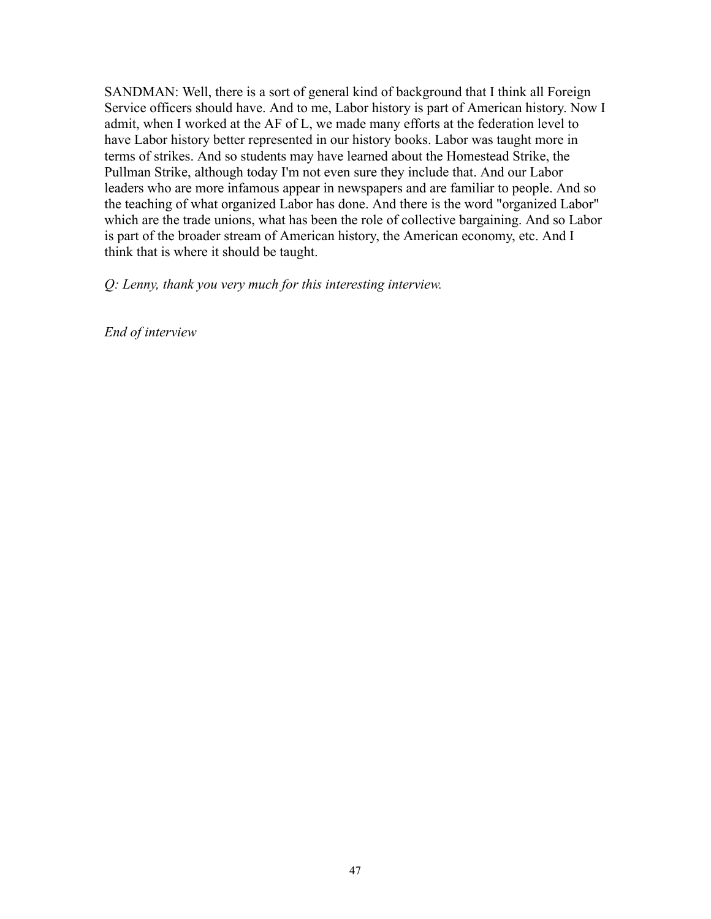SANDMAN: Well, there is a sort of general kind of background that I think all Foreign Service officers should have. And to me, Labor history is part of American history. Now I admit, when I worked at the AF of L, we made many efforts at the federation level to have Labor history better represented in our history books. Labor was taught more in terms of strikes. And so students may have learned about the Homestead Strike, the Pullman Strike, although today I'm not even sure they include that. And our Labor leaders who are more infamous appear in newspapers and are familiar to people. And so the teaching of what organized Labor has done. And there is the word "organized Labor" which are the trade unions, what has been the role of collective bargaining. And so Labor is part of the broader stream of American history, the American economy, etc. And I think that is where it should be taught.

*Q: Lenny, thank you very much for this interesting interview.*

*End of interview*